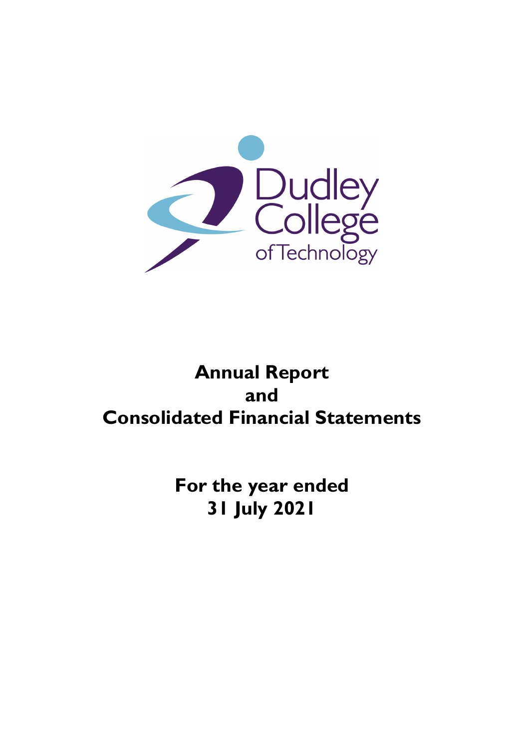Dudley College of Technology

# Annual Report and Consolidated Financial Statements

## For the year ended 31 July 2021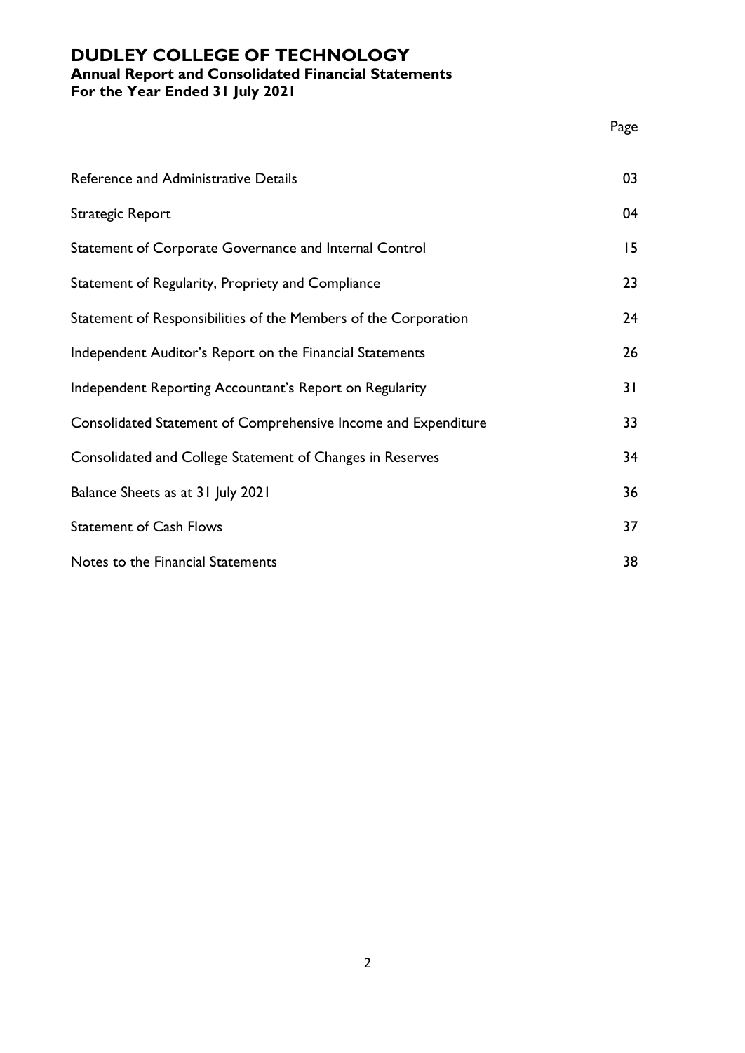# DUDLEY COLLEGE OF TECHNOLOGY

**Annual Report and Consolidated Financial Statements**
**For the Year Ended 31 July 2021**

| | Page |
|---|---|
| Reference and Administrative Details | 03 |
| Strategic Report | 04 |
| Statement of Corporate Governance and Internal Control | 15 |
| Statement of Regularity, Propriety and Compliance | 23 |
| Statement of Responsibilities of the Members of the Corporation | 24 |
| Independent Auditor's Report on the Financial Statements | 26 |
| Independent Reporting Accountant's Report on Regularity | 31 |
| Consolidated Statement of Comprehensive Income and Expenditure | 33 |
| Consolidated and College Statement of Changes in Reserves | 34 |
| Balance Sheets as at 31 July 2021 | 36 |
| Statement of Cash Flows | 37 |
| Notes to the Financial Statements | 38 |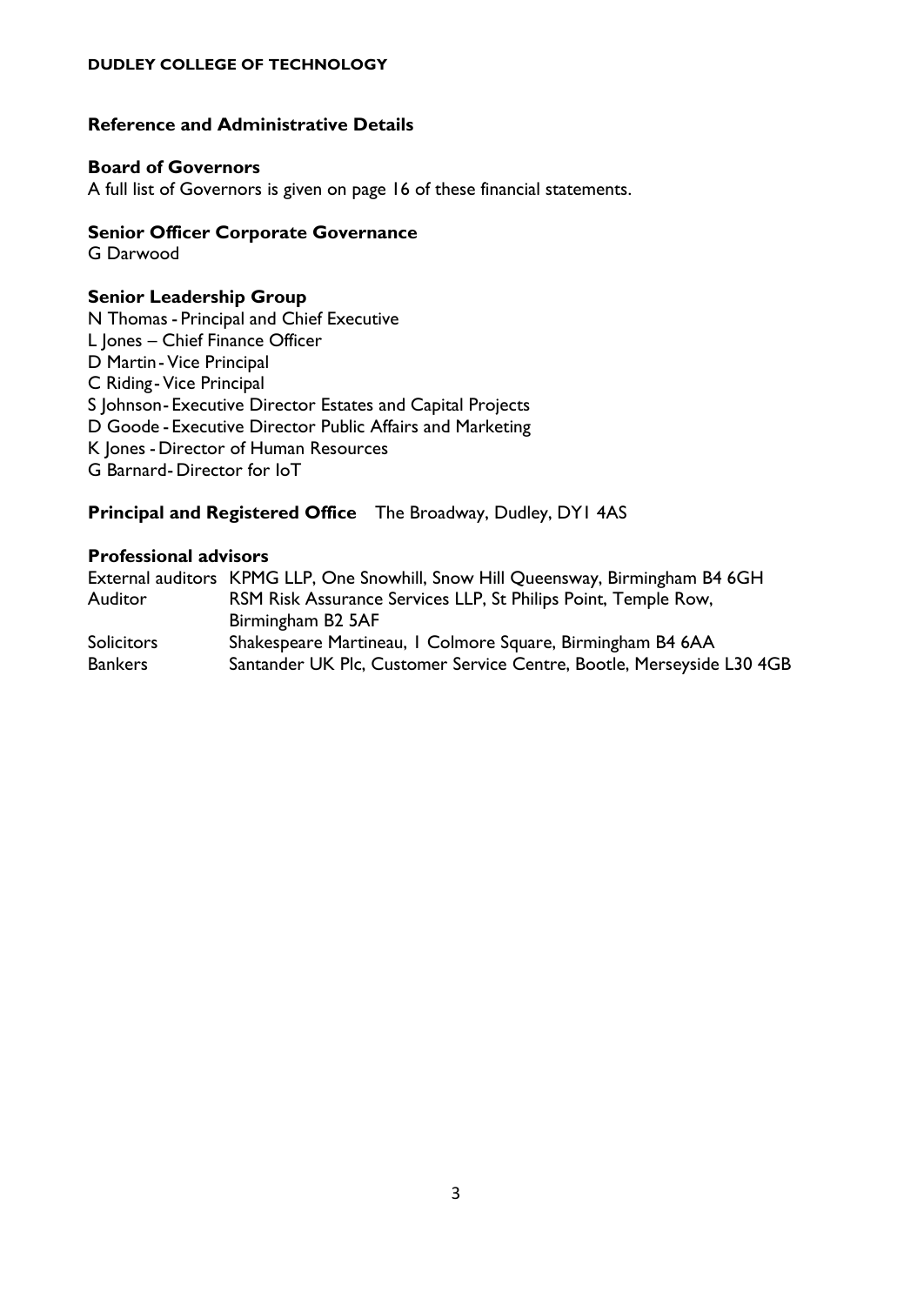**DUDLEY COLLEGE OF TECHNOLOGY**

## Reference and Administrative Details

### Board of Governors

A full list of Governors is given on page 16 of these financial statements.

### Senior Officer Corporate Governance

G Darwood

### Senior Leadership Group

N Thomas - Principal and Chief Executive
L Jones – Chief Finance Officer
D Martin - Vice Principal
C Riding - Vice Principal
S Johnson - Executive Director Estates and Capital Projects
D Goode - Executive Director Public Affairs and Marketing
K Jones - Director of Human Resources
G Barnard - Director for IoT

**Principal and Registered Office** The Broadway, Dudley, DY1 4AS

### Professional advisors

| | |
|---|---|
| External auditors | KPMG LLP, One Snowhill, Snow Hill Queensway, Birmingham B4 6GH |
| Auditor | RSM Risk Assurance Services LLP, St Philips Point, Temple Row, Birmingham B2 5AF |
| Solicitors | Shakespeare Martineau, 1 Colmore Square, Birmingham B4 6AA |
| Bankers | Santander UK Plc, Customer Service Centre, Bootle, Merseyside L30 4GB |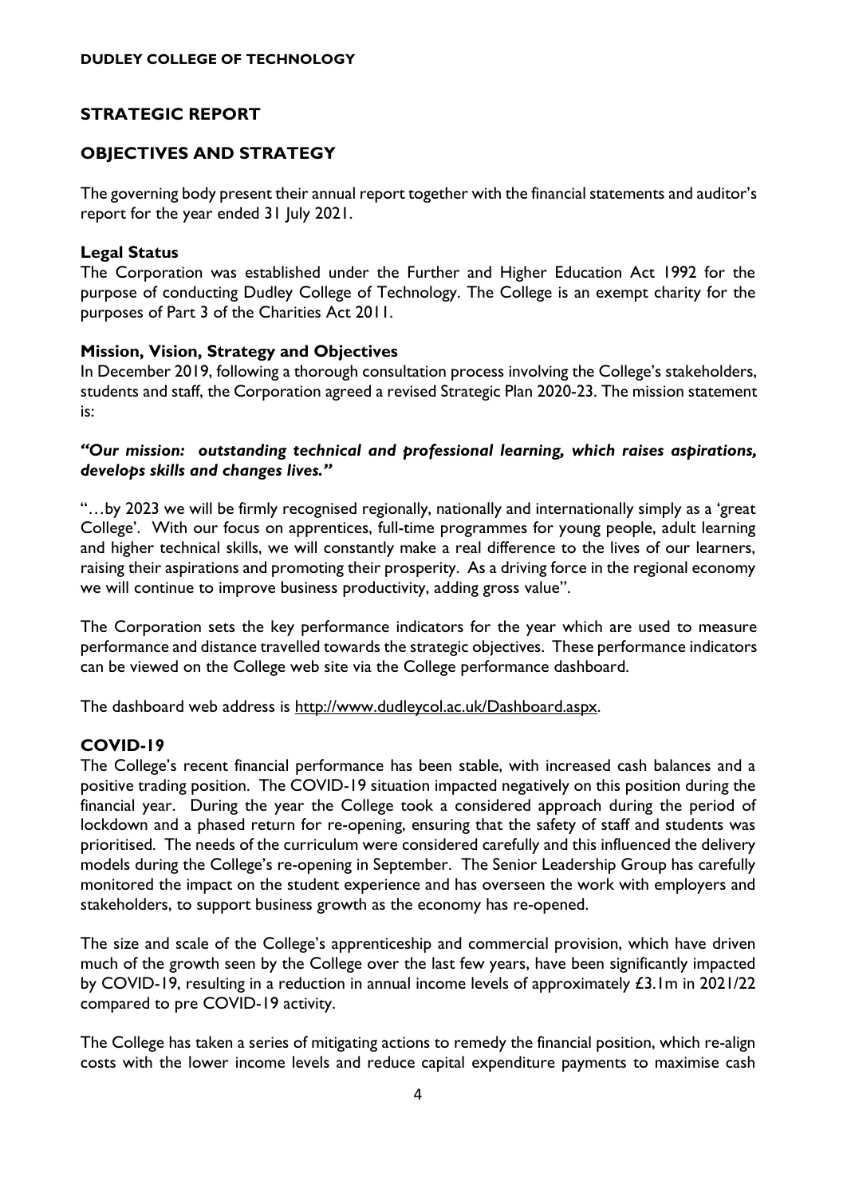## STRATEGIC REPORT

## OBJECTIVES AND STRATEGY

The governing body present their annual report together with the financial statements and auditor's report for the year ended 31 July 2021.

### Legal Status

The Corporation was established under the Further and Higher Education Act 1992 for the purpose of conducting Dudley College of Technology. The College is an exempt charity for the purposes of Part 3 of the Charities Act 2011.

### Mission, Vision, Strategy and Objectives

In December 2019, following a thorough consultation process involving the College's stakeholders, students and staff, the Corporation agreed a revised Strategic Plan 2020-23. The mission statement is:

***"Our mission: outstanding technical and professional learning, which raises aspirations, develops skills and changes lives."***

"…by 2023 we will be firmly recognised regionally, nationally and internationally simply as a 'great College'. With our focus on apprentices, full-time programmes for young people, adult learning and higher technical skills, we will constantly make a real difference to the lives of our learners, raising their aspirations and promoting their prosperity. As a driving force in the regional economy we will continue to improve business productivity, adding gross value".

The Corporation sets the key performance indicators for the year which are used to measure performance and distance travelled towards the strategic objectives. These performance indicators can be viewed on the College web site via the College performance dashboard.

The dashboard web address is http://www.dudleycol.ac.uk/Dashboard.aspx.

## COVID-19

The College's recent financial performance has been stable, with increased cash balances and a positive trading position. The COVID-19 situation impacted negatively on this position during the financial year. During the year the College took a considered approach during the period of lockdown and a phased return for re-opening, ensuring that the safety of staff and students was prioritised. The needs of the curriculum were considered carefully and this influenced the delivery models during the College's re-opening in September. The Senior Leadership Group has carefully monitored the impact on the student experience and has overseen the work with employers and stakeholders, to support business growth as the economy has re-opened.

The size and scale of the College's apprenticeship and commercial provision, which have driven much of the growth seen by the College over the last few years, have been significantly impacted by COVID-19, resulting in a reduction in annual income levels of approximately £3.1m in 2021/22 compared to pre COVID-19 activity.

The College has taken a series of mitigating actions to remedy the financial position, which re-align costs with the lower income levels and reduce capital expenditure payments to maximise cash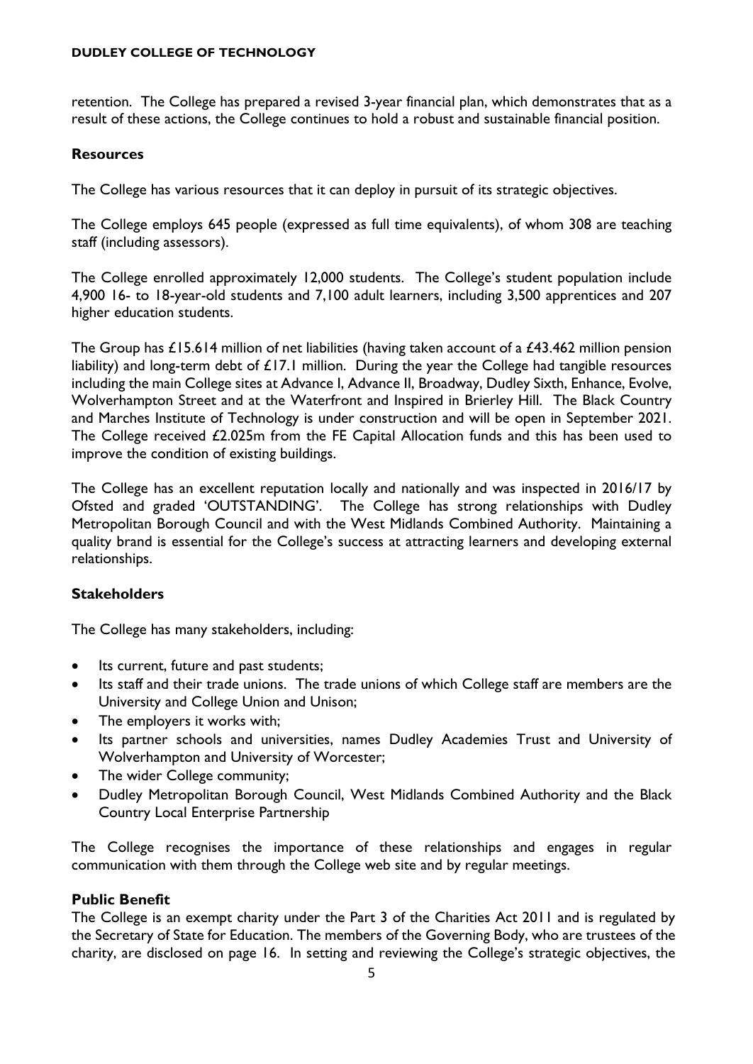retention. The College has prepared a revised 3-year financial plan, which demonstrates that as a result of these actions, the College continues to hold a robust and sustainable financial position.

**Resources**

The College has various resources that it can deploy in pursuit of its strategic objectives.

The College employs 645 people (expressed as full time equivalents), of whom 308 are teaching staff (including assessors).

The College enrolled approximately 12,000 students. The College's student population include 4,900 16- to 18-year-old students and 7,100 adult learners, including 3,500 apprentices and 207 higher education students.

The Group has £15.614 million of net liabilities (having taken account of a £43.462 million pension liability) and long-term debt of £17.1 million. During the year the College had tangible resources including the main College sites at Advance I, Advance II, Broadway, Dudley Sixth, Enhance, Evolve, Wolverhampton Street and at the Waterfront and Inspired in Brierley Hill. The Black Country and Marches Institute of Technology is under construction and will be open in September 2021. The College received £2.025m from the FE Capital Allocation funds and this has been used to improve the condition of existing buildings.

The College has an excellent reputation locally and nationally and was inspected in 2016/17 by Ofsted and graded 'OUTSTANDING'. The College has strong relationships with Dudley Metropolitan Borough Council and with the West Midlands Combined Authority. Maintaining a quality brand is essential for the College's success at attracting learners and developing external relationships.

**Stakeholders**

The College has many stakeholders, including:

- Its current, future and past students;
- Its staff and their trade unions. The trade unions of which College staff are members are the University and College Union and Unison;
- The employers it works with;
- Its partner schools and universities, names Dudley Academies Trust and University of Wolverhampton and University of Worcester;
- The wider College community;
- Dudley Metropolitan Borough Council, West Midlands Combined Authority and the Black Country Local Enterprise Partnership

The College recognises the importance of these relationships and engages in regular communication with them through the College web site and by regular meetings.

**Public Benefit**

The College is an exempt charity under the Part 3 of the Charities Act 2011 and is regulated by the Secretary of State for Education. The members of the Governing Body, who are trustees of the charity, are disclosed on page 16. In setting and reviewing the College's strategic objectives, the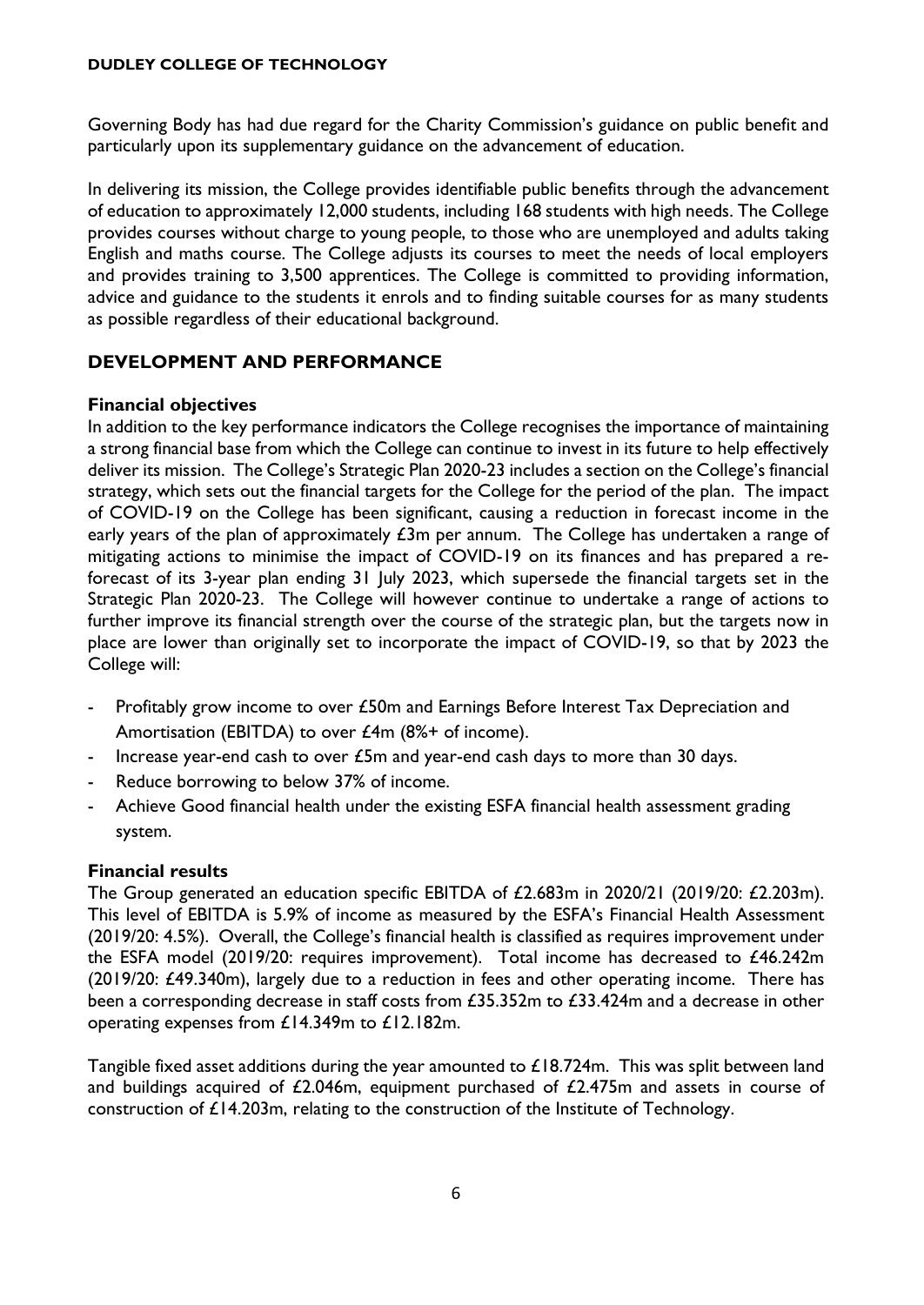Governing Body has had due regard for the Charity Commission's guidance on public benefit and particularly upon its supplementary guidance on the advancement of education.

In delivering its mission, the College provides identifiable public benefits through the advancement of education to approximately 12,000 students, including 168 students with high needs. The College provides courses without charge to young people, to those who are unemployed and adults taking English and maths course. The College adjusts its courses to meet the needs of local employers and provides training to 3,500 apprentices. The College is committed to providing information, advice and guidance to the students it enrols and to finding suitable courses for as many students as possible regardless of their educational background.

## DEVELOPMENT AND PERFORMANCE

### Financial objectives

In addition to the key performance indicators the College recognises the importance of maintaining a strong financial base from which the College can continue to invest in its future to help effectively deliver its mission. The College's Strategic Plan 2020-23 includes a section on the College's financial strategy, which sets out the financial targets for the College for the period of the plan. The impact of COVID-19 on the College has been significant, causing a reduction in forecast income in the early years of the plan of approximately £3m per annum. The College has undertaken a range of mitigating actions to minimise the impact of COVID-19 on its finances and has prepared a re-forecast of its 3-year plan ending 31 July 2023, which supersede the financial targets set in the Strategic Plan 2020-23. The College will however continue to undertake a range of actions to further improve its financial strength over the course of the strategic plan, but the targets now in place are lower than originally set to incorporate the impact of COVID-19, so that by 2023 the College will:

- Profitably grow income to over £50m and Earnings Before Interest Tax Depreciation and Amortisation (EBITDA) to over £4m (8%+ of income).
- Increase year-end cash to over £5m and year-end cash days to more than 30 days.
- Reduce borrowing to below 37% of income.
- Achieve Good financial health under the existing ESFA financial health assessment grading system.

### Financial results

The Group generated an education specific EBITDA of £2.683m in 2020/21 (2019/20: £2.203m). This level of EBITDA is 5.9% of income as measured by the ESFA's Financial Health Assessment (2019/20: 4.5%). Overall, the College's financial health is classified as requires improvement under the ESFA model (2019/20: requires improvement). Total income has decreased to £46.242m (2019/20: £49.340m), largely due to a reduction in fees and other operating income. There has been a corresponding decrease in staff costs from £35.352m to £33.424m and a decrease in other operating expenses from £14.349m to £12.182m.

Tangible fixed asset additions during the year amounted to £18.724m. This was split between land and buildings acquired of £2.046m, equipment purchased of £2.475m and assets in course of construction of £14.203m, relating to the construction of the Institute of Technology.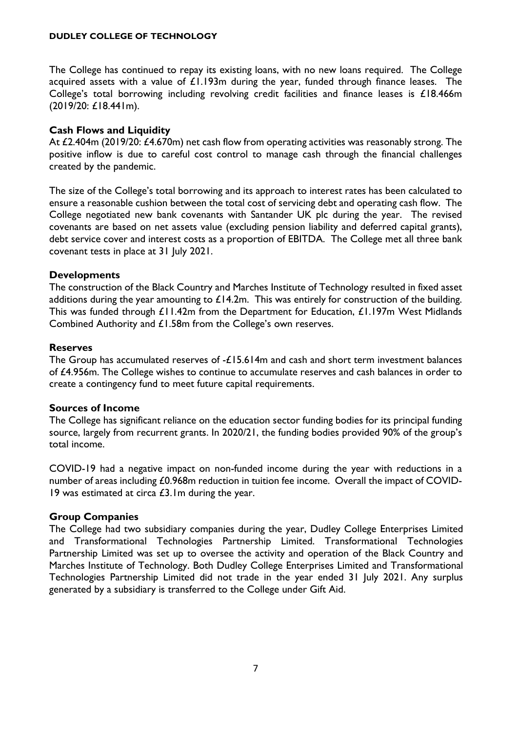The College has continued to repay its existing loans, with no new loans required. The College acquired assets with a value of £1.193m during the year, funded through finance leases. The College's total borrowing including revolving credit facilities and finance leases is £18.466m (2019/20: £18.441m).

### Cash Flows and Liquidity

At £2.404m (2019/20: £4.670m) net cash flow from operating activities was reasonably strong. The positive inflow is due to careful cost control to manage cash through the financial challenges created by the pandemic.

The size of the College's total borrowing and its approach to interest rates has been calculated to ensure a reasonable cushion between the total cost of servicing debt and operating cash flow. The College negotiated new bank covenants with Santander UK plc during the year. The revised covenants are based on net assets value (excluding pension liability and deferred capital grants), debt service cover and interest costs as a proportion of EBITDA. The College met all three bank covenant tests in place at 31 July 2021.

### Developments

The construction of the Black Country and Marches Institute of Technology resulted in fixed asset additions during the year amounting to £14.2m. This was entirely for construction of the building. This was funded through £11.42m from the Department for Education, £1.197m West Midlands Combined Authority and £1.58m from the College's own reserves.

### Reserves

The Group has accumulated reserves of -£15.614m and cash and short term investment balances of £4.956m. The College wishes to continue to accumulate reserves and cash balances in order to create a contingency fund to meet future capital requirements.

### Sources of Income

The College has significant reliance on the education sector funding bodies for its principal funding source, largely from recurrent grants. In 2020/21, the funding bodies provided 90% of the group's total income.

COVID-19 had a negative impact on non-funded income during the year with reductions in a number of areas including £0.968m reduction in tuition fee income. Overall the impact of COVID-19 was estimated at circa £3.1m during the year.

### Group Companies

The College had two subsidiary companies during the year, Dudley College Enterprises Limited and Transformational Technologies Partnership Limited. Transformational Technologies Partnership Limited was set up to oversee the activity and operation of the Black Country and Marches Institute of Technology. Both Dudley College Enterprises Limited and Transformational Technologies Partnership Limited did not trade in the year ended 31 July 2021. Any surplus generated by a subsidiary is transferred to the College under Gift Aid.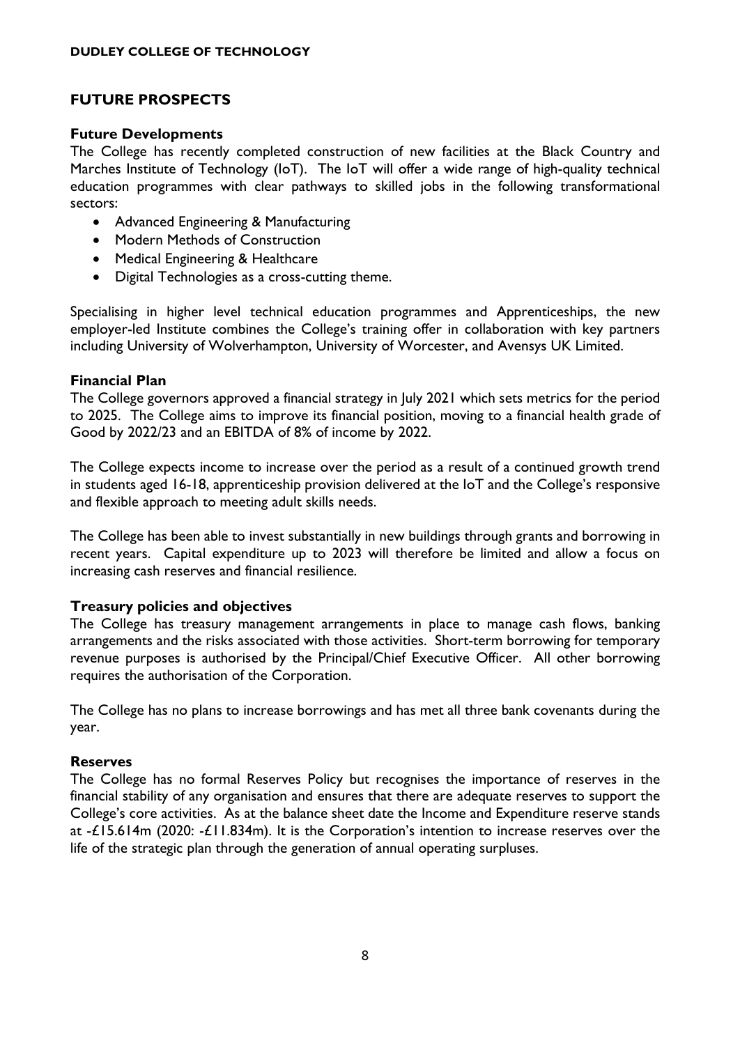## FUTURE PROSPECTS

### Future Developments

The College has recently completed construction of new facilities at the Black Country and Marches Institute of Technology (IoT). The IoT will offer a wide range of high-quality technical education programmes with clear pathways to skilled jobs in the following transformational sectors:

- Advanced Engineering & Manufacturing
- Modern Methods of Construction
- Medical Engineering & Healthcare
- Digital Technologies as a cross-cutting theme.

Specialising in higher level technical education programmes and Apprenticeships, the new employer-led Institute combines the College's training offer in collaboration with key partners including University of Wolverhampton, University of Worcester, and Avensys UK Limited.

### Financial Plan

The College governors approved a financial strategy in July 2021 which sets metrics for the period to 2025. The College aims to improve its financial position, moving to a financial health grade of Good by 2022/23 and an EBITDA of 8% of income by 2022.

The College expects income to increase over the period as a result of a continued growth trend in students aged 16-18, apprenticeship provision delivered at the IoT and the College's responsive and flexible approach to meeting adult skills needs.

The College has been able to invest substantially in new buildings through grants and borrowing in recent years. Capital expenditure up to 2023 will therefore be limited and allow a focus on increasing cash reserves and financial resilience.

### Treasury policies and objectives

The College has treasury management arrangements in place to manage cash flows, banking arrangements and the risks associated with those activities. Short-term borrowing for temporary revenue purposes is authorised by the Principal/Chief Executive Officer. All other borrowing requires the authorisation of the Corporation.

The College has no plans to increase borrowings and has met all three bank covenants during the year.

### Reserves

The College has no formal Reserves Policy but recognises the importance of reserves in the financial stability of any organisation and ensures that there are adequate reserves to support the College's core activities. As at the balance sheet date the Income and Expenditure reserve stands at -£15.614m (2020: -£11.834m). It is the Corporation's intention to increase reserves over the life of the strategic plan through the generation of annual operating surpluses.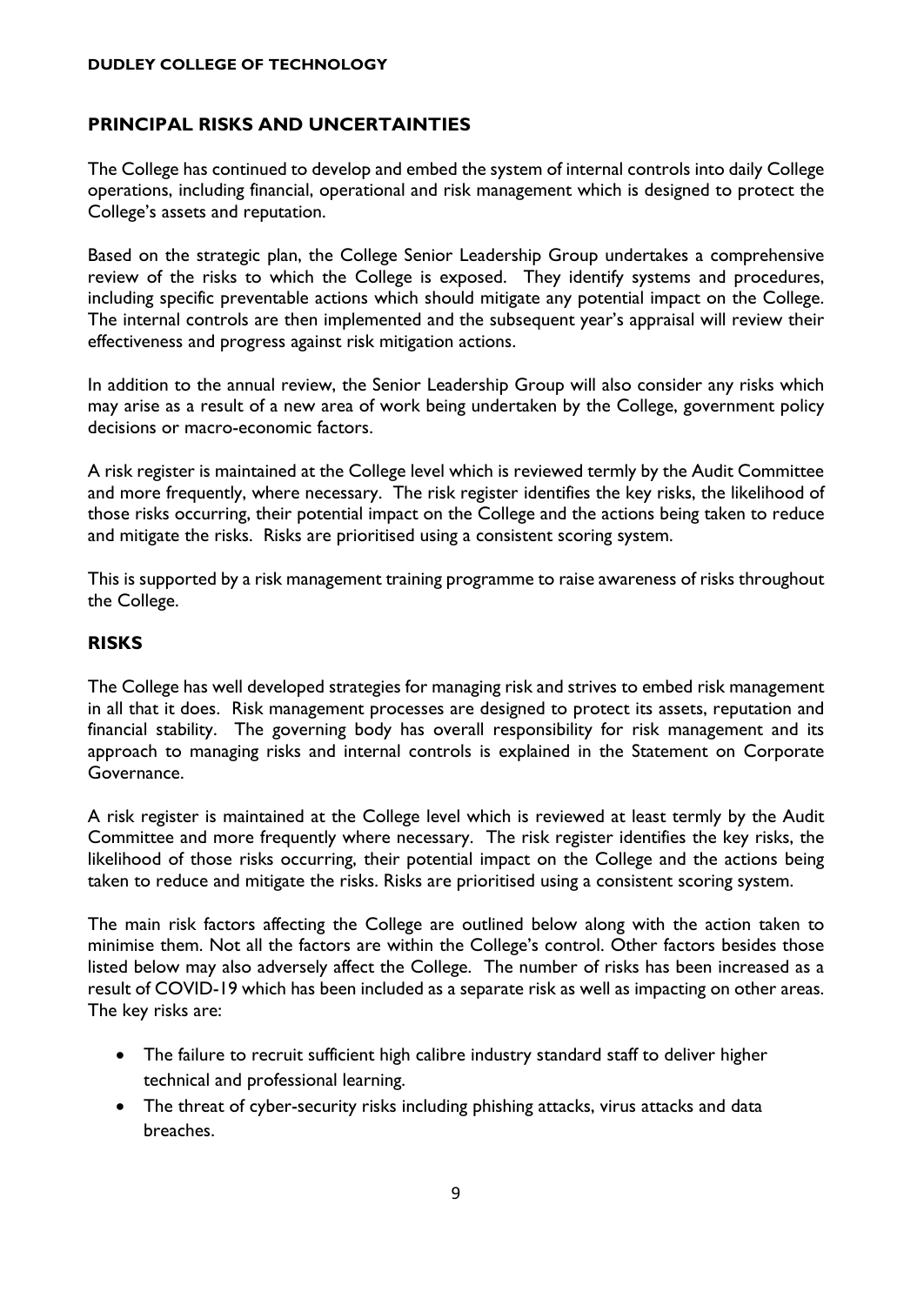## PRINCIPAL RISKS AND UNCERTAINTIES

The College has continued to develop and embed the system of internal controls into daily College operations, including financial, operational and risk management which is designed to protect the College's assets and reputation.

Based on the strategic plan, the College Senior Leadership Group undertakes a comprehensive review of the risks to which the College is exposed. They identify systems and procedures, including specific preventable actions which should mitigate any potential impact on the College. The internal controls are then implemented and the subsequent year's appraisal will review their effectiveness and progress against risk mitigation actions.

In addition to the annual review, the Senior Leadership Group will also consider any risks which may arise as a result of a new area of work being undertaken by the College, government policy decisions or macro-economic factors.

A risk register is maintained at the College level which is reviewed termly by the Audit Committee and more frequently, where necessary. The risk register identifies the key risks, the likelihood of those risks occurring, their potential impact on the College and the actions being taken to reduce and mitigate the risks. Risks are prioritised using a consistent scoring system.

This is supported by a risk management training programme to raise awareness of risks throughout the College.

## RISKS

The College has well developed strategies for managing risk and strives to embed risk management in all that it does. Risk management processes are designed to protect its assets, reputation and financial stability. The governing body has overall responsibility for risk management and its approach to managing risks and internal controls is explained in the Statement on Corporate Governance.

A risk register is maintained at the College level which is reviewed at least termly by the Audit Committee and more frequently where necessary. The risk register identifies the key risks, the likelihood of those risks occurring, their potential impact on the College and the actions being taken to reduce and mitigate the risks. Risks are prioritised using a consistent scoring system.

The main risk factors affecting the College are outlined below along with the action taken to minimise them. Not all the factors are within the College's control. Other factors besides those listed below may also adversely affect the College. The number of risks has been increased as a result of COVID-19 which has been included as a separate risk as well as impacting on other areas. The key risks are:

- The failure to recruit sufficient high calibre industry standard staff to deliver higher technical and professional learning.
- The threat of cyber-security risks including phishing attacks, virus attacks and data breaches.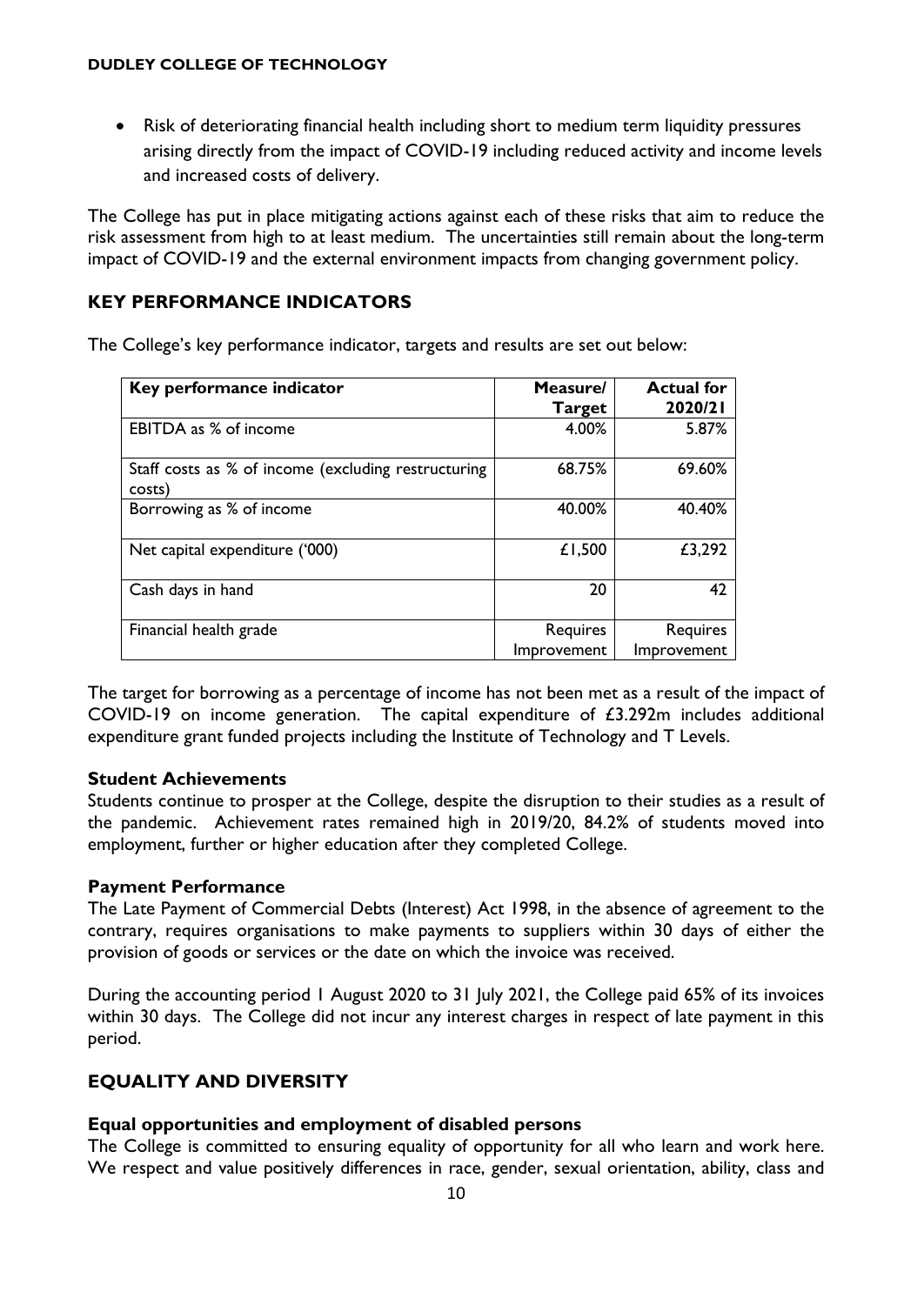- Risk of deteriorating financial health including short to medium term liquidity pressures arising directly from the impact of COVID-19 including reduced activity and income levels and increased costs of delivery.

The College has put in place mitigating actions against each of these risks that aim to reduce the risk assessment from high to at least medium. The uncertainties still remain about the long-term impact of COVID-19 and the external environment impacts from changing government policy.

## KEY PERFORMANCE INDICATORS

The College's key performance indicator, targets and results are set out below:

| Key performance indicator | Measure/ Target | Actual for 2020/21 |
|---|---|---|
| EBITDA as % of income | 4.00% | 5.87% |
| Staff costs as % of income (excluding restructuring costs) | 68.75% | 69.60% |
| Borrowing as % of income | 40.00% | 40.40% |
| Net capital expenditure ('000) | £1,500 | £3,292 |
| Cash days in hand | 20 | 42 |
| Financial health grade | Requires Improvement | Requires Improvement |

The target for borrowing as a percentage of income has not been met as a result of the impact of COVID-19 on income generation. The capital expenditure of £3.292m includes additional expenditure grant funded projects including the Institute of Technology and T Levels.

### Student Achievements

Students continue to prosper at the College, despite the disruption to their studies as a result of the pandemic. Achievement rates remained high in 2019/20, 84.2% of students moved into employment, further or higher education after they completed College.

### Payment Performance

The Late Payment of Commercial Debts (Interest) Act 1998, in the absence of agreement to the contrary, requires organisations to make payments to suppliers within 30 days of either the provision of goods or services or the date on which the invoice was received.

During the accounting period 1 August 2020 to 31 July 2021, the College paid 65% of its invoices within 30 days. The College did not incur any interest charges in respect of late payment in this period.

## EQUALITY AND DIVERSITY

### Equal opportunities and employment of disabled persons

The College is committed to ensuring equality of opportunity for all who learn and work here. We respect and value positively differences in race, gender, sexual orientation, ability, class and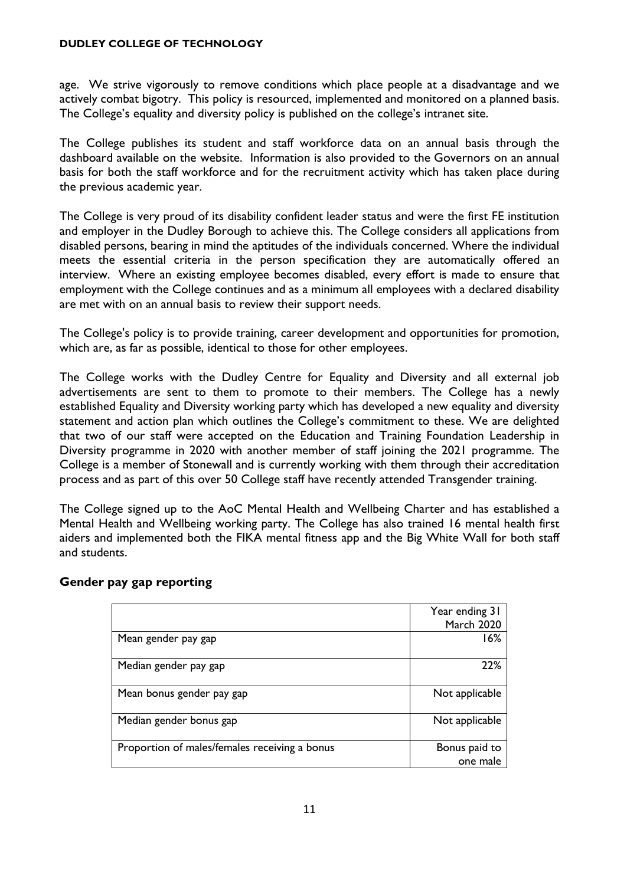age. We strive vigorously to remove conditions which place people at a disadvantage and we actively combat bigotry. This policy is resourced, implemented and monitored on a planned basis. The College's equality and diversity policy is published on the college's intranet site.

The College publishes its student and staff workforce data on an annual basis through the dashboard available on the website. Information is also provided to the Governors on an annual basis for both the staff workforce and for the recruitment activity which has taken place during the previous academic year.

The College is very proud of its disability confident leader status and were the first FE institution and employer in the Dudley Borough to achieve this. The College considers all applications from disabled persons, bearing in mind the aptitudes of the individuals concerned. Where the individual meets the essential criteria in the person specification they are automatically offered an interview. Where an existing employee becomes disabled, every effort is made to ensure that employment with the College continues and as a minimum all employees with a declared disability are met with on an annual basis to review their support needs.

The College's policy is to provide training, career development and opportunities for promotion, which are, as far as possible, identical to those for other employees.

The College works with the Dudley Centre for Equality and Diversity and all external job advertisements are sent to them to promote to their members. The College has a newly established Equality and Diversity working party which has developed a new equality and diversity statement and action plan which outlines the College's commitment to these. We are delighted that two of our staff were accepted on the Education and Training Foundation Leadership in Diversity programme in 2020 with another member of staff joining the 2021 programme. The College is a member of Stonewall and is currently working with them through their accreditation process and as part of this over 50 College staff have recently attended Transgender training.

The College signed up to the AoC Mental Health and Wellbeing Charter and has established a Mental Health and Wellbeing working party. The College has also trained 16 mental health first aiders and implemented both the FIKA mental fitness app and the Big White Wall for both staff and students.

## Gender pay gap reporting

| | Year ending 31 March 2020 |
|---|---|
| Mean gender pay gap | 16% |
| Median gender pay gap | 22% |
| Mean bonus gender pay gap | Not applicable |
| Median gender bonus gap | Not applicable |
| Proportion of males/females receiving a bonus | Bonus paid to one male |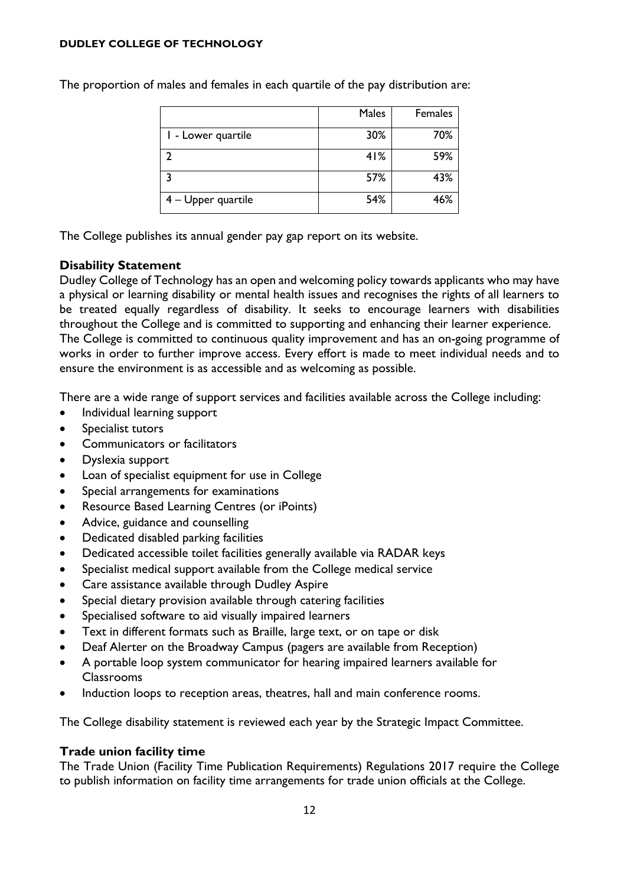The proportion of males and females in each quartile of the pay distribution are:

| | Males | Females |
|---|---|---|
| 1 - Lower quartile | 30% | 70% |
| 2 | 41% | 59% |
| 3 | 57% | 43% |
| 4 – Upper quartile | 54% | 46% |

The College publishes its annual gender pay gap report on its website.

### Disability Statement

Dudley College of Technology has an open and welcoming policy towards applicants who may have a physical or learning disability or mental health issues and recognises the rights of all learners to be treated equally regardless of disability. It seeks to encourage learners with disabilities throughout the College and is committed to supporting and enhancing their learner experience. The College is committed to continuous quality improvement and has an on-going programme of works in order to further improve access. Every effort is made to meet individual needs and to ensure the environment is as accessible and as welcoming as possible.

There are a wide range of support services and facilities available across the College including:

- Individual learning support
- Specialist tutors
- Communicators or facilitators
- Dyslexia support
- Loan of specialist equipment for use in College
- Special arrangements for examinations
- Resource Based Learning Centres (or iPoints)
- Advice, guidance and counselling
- Dedicated disabled parking facilities
- Dedicated accessible toilet facilities generally available via RADAR keys
- Specialist medical support available from the College medical service
- Care assistance available through Dudley Aspire
- Special dietary provision available through catering facilities
- Specialised software to aid visually impaired learners
- Text in different formats such as Braille, large text, or on tape or disk
- Deaf Alerter on the Broadway Campus (pagers are available from Reception)
- A portable loop system communicator for hearing impaired learners available for Classrooms
- Induction loops to reception areas, theatres, hall and main conference rooms.

The College disability statement is reviewed each year by the Strategic Impact Committee.

### Trade union facility time

The Trade Union (Facility Time Publication Requirements) Regulations 2017 require the College to publish information on facility time arrangements for trade union officials at the College.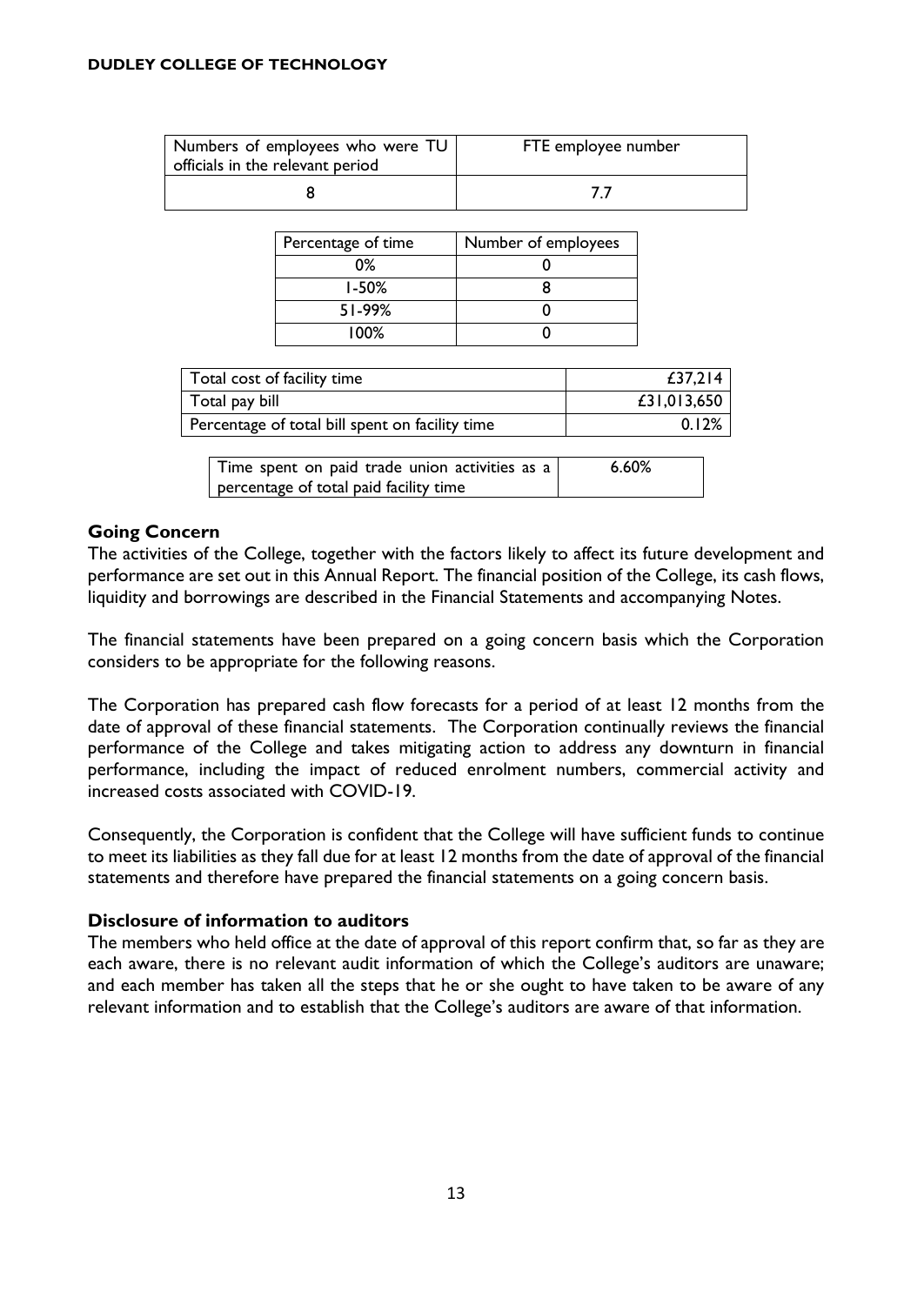| Numbers of employees who were TU officials in the relevant period | FTE employee number |
|---|---|
| 8 | 7.7 |

| Percentage of time | Number of employees |
|---|---|
| 0% | 0 |
| 1-50% | 8 |
| 51-99% | 0 |
| 100% | 0 |

| Total cost of facility time | £37,214 |
|---|---|
| Total pay bill | £31,013,650 |
| Percentage of total bill spent on facility time | 0.12% |

| Time spent on paid trade union activities as a percentage of total paid facility time | 6.60% |
|---|---|

### Going Concern

The activities of the College, together with the factors likely to affect its future development and performance are set out in this Annual Report. The financial position of the College, its cash flows, liquidity and borrowings are described in the Financial Statements and accompanying Notes.

The financial statements have been prepared on a going concern basis which the Corporation considers to be appropriate for the following reasons.

The Corporation has prepared cash flow forecasts for a period of at least 12 months from the date of approval of these financial statements. The Corporation continually reviews the financial performance of the College and takes mitigating action to address any downturn in financial performance, including the impact of reduced enrolment numbers, commercial activity and increased costs associated with COVID-19.

Consequently, the Corporation is confident that the College will have sufficient funds to continue to meet its liabilities as they fall due for at least 12 months from the date of approval of the financial statements and therefore have prepared the financial statements on a going concern basis.

### Disclosure of information to auditors

The members who held office at the date of approval of this report confirm that, so far as they are each aware, there is no relevant audit information of which the College's auditors are unaware; and each member has taken all the steps that he or she ought to have taken to be aware of any relevant information and to establish that the College's auditors are aware of that information.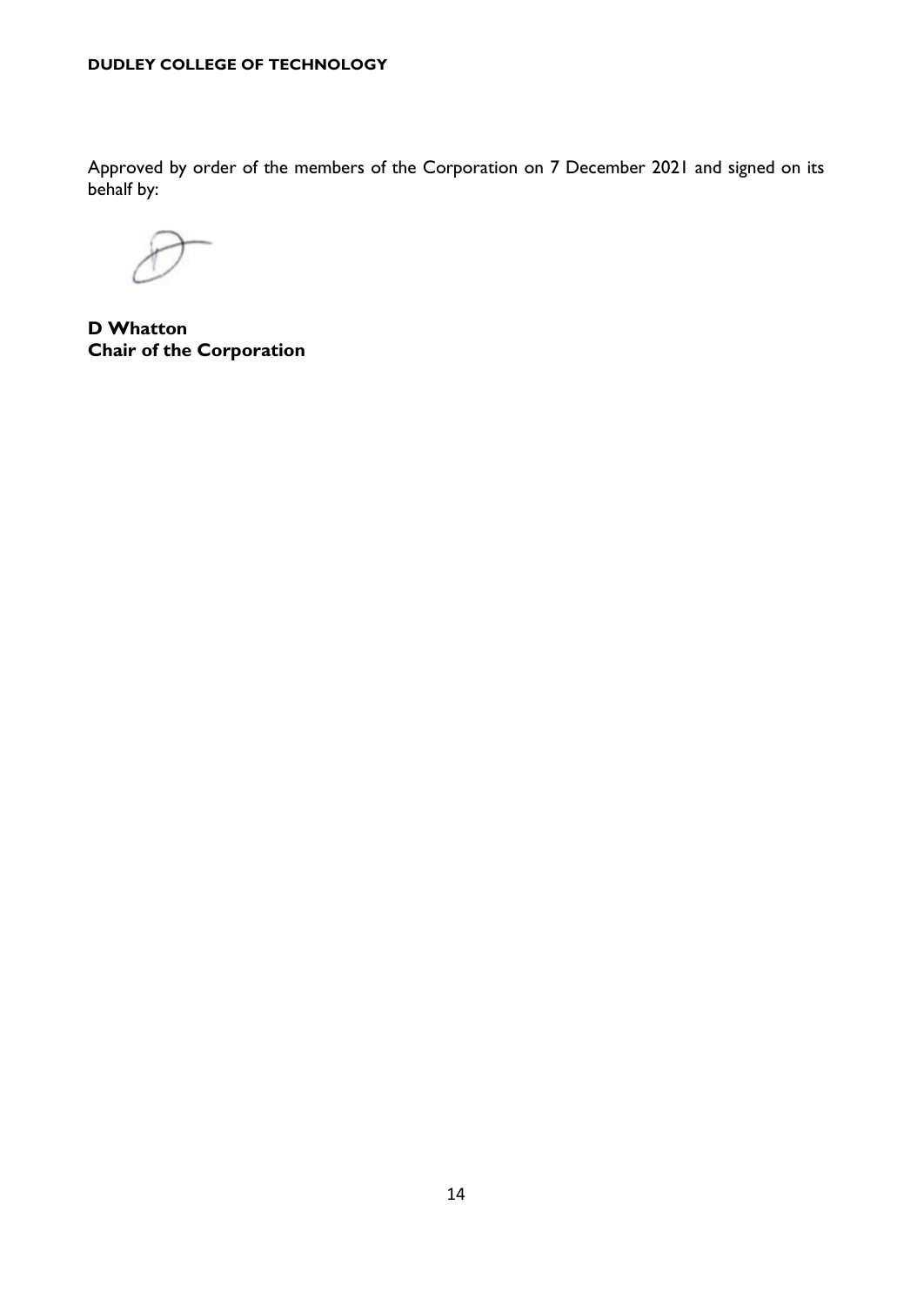Approved by order of the members of the Corporation on 7 December 2021 and signed on its behalf by:

**D Whatton**
**Chair of the Corporation**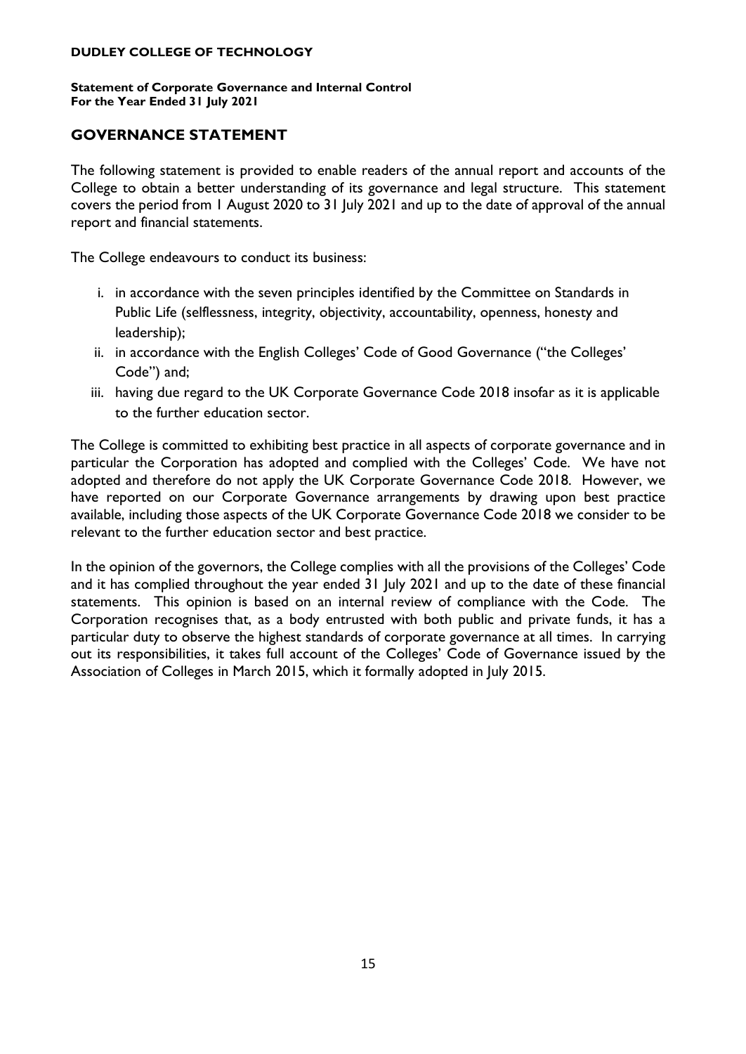**DUDLEY COLLEGE OF TECHNOLOGY**

**Statement of Corporate Governance and Internal Control**
**For the Year Ended 31 July 2021**

## GOVERNANCE STATEMENT

The following statement is provided to enable readers of the annual report and accounts of the College to obtain a better understanding of its governance and legal structure. This statement covers the period from 1 August 2020 to 31 July 2021 and up to the date of approval of the annual report and financial statements.

The College endeavours to conduct its business:

i. in accordance with the seven principles identified by the Committee on Standards in Public Life (selflessness, integrity, objectivity, accountability, openness, honesty and leadership);
ii. in accordance with the English Colleges' Code of Good Governance ("the Colleges' Code") and;
iii. having due regard to the UK Corporate Governance Code 2018 insofar as it is applicable to the further education sector.

The College is committed to exhibiting best practice in all aspects of corporate governance and in particular the Corporation has adopted and complied with the Colleges' Code. We have not adopted and therefore do not apply the UK Corporate Governance Code 2018. However, we have reported on our Corporate Governance arrangements by drawing upon best practice available, including those aspects of the UK Corporate Governance Code 2018 we consider to be relevant to the further education sector and best practice.

In the opinion of the governors, the College complies with all the provisions of the Colleges' Code and it has complied throughout the year ended 31 July 2021 and up to the date of these financial statements. This opinion is based on an internal review of compliance with the Code. The Corporation recognises that, as a body entrusted with both public and private funds, it has a particular duty to observe the highest standards of corporate governance at all times. In carrying out its responsibilities, it takes full account of the Colleges' Code of Governance issued by the Association of Colleges in March 2015, which it formally adopted in July 2015.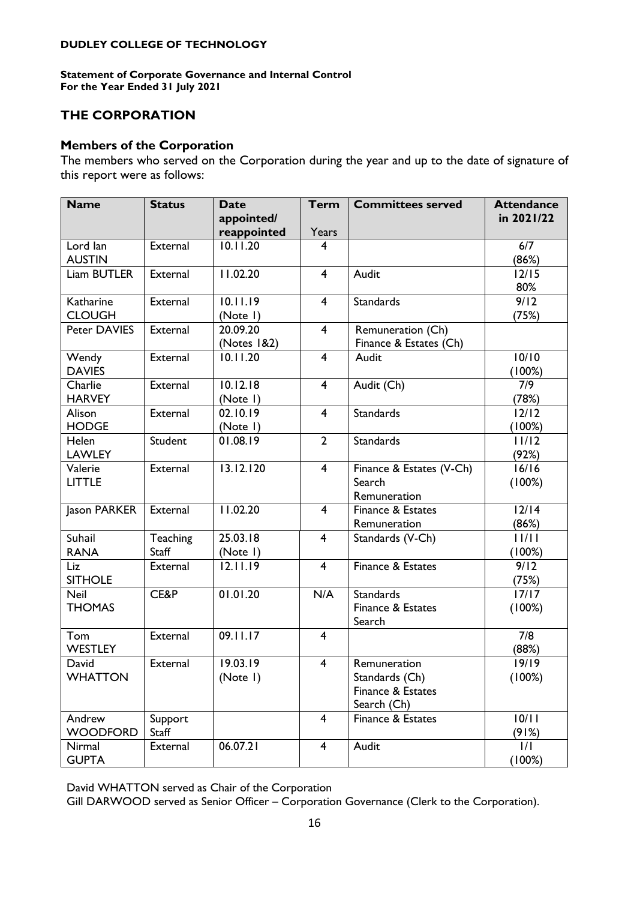**DUDLEY COLLEGE OF TECHNOLOGY**

**Statement of Corporate Governance and Internal Control**
**For the Year Ended 31 July 2021**

## THE CORPORATION

### Members of the Corporation

The members who served on the Corporation during the year and up to the date of signature of this report were as follows:

| Name | Status | Date appointed/ reappointed | Term Years | Committees served | Attendance in 2021/22 |
|---|---|---|---|---|---|
| Lord Ian AUSTIN | External | 10.11.20 | 4 | | 6/7 (86%) |
| Liam BUTLER | External | 11.02.20 | 4 | Audit | 12/15 80% |
| Katharine CLOUGH | External | 10.11.19 (Note 1) | 4 | Standards | 9/12 (75%) |
| Peter DAVIES | External | 20.09.20 (Notes 1&2) | 4 | Remuneration (Ch) Finance & Estates (Ch) | |
| Wendy DAVIES | External | 10.11.20 | 4 | Audit | 10/10 (100%) |
| Charlie HARVEY | External | 10.12.18 (Note 1) | 4 | Audit (Ch) | 7/9 (78%) |
| Alison HODGE | External | 02.10.19 (Note 1) | 4 | Standards | 12/12 (100%) |
| Helen LAWLEY | Student | 01.08.19 | 2 | Standards | 11/12 (92%) |
| Valerie LITTLE | External | 13.12.120 | 4 | Finance & Estates (V-Ch) Search Remuneration | 16/16 (100%) |
| Jason PARKER | External | 11.02.20 | 4 | Finance & Estates Remuneration | 12/14 (86%) |
| Suhail RANA | Teaching Staff | 25.03.18 (Note 1) | 4 | Standards (V-Ch) | 11/11 (100%) |
| Liz SITHOLE | External | 12.11.19 | 4 | Finance & Estates | 9/12 (75%) |
| Neil THOMAS | CE&P | 01.01.20 | N/A | Standards Finance & Estates Search | 17/17 (100%) |
| Tom WESTLEY | External | 09.11.17 | 4 | | 7/8 (88%) |
| David WHATTON | External | 19.03.19 (Note 1) | 4 | Remuneration Standards (Ch) Finance & Estates Search (Ch) | 19/19 (100%) |
| Andrew WOODFORD | Support Staff | | 4 | Finance & Estates | 10/11 (91%) |
| Nirmal GUPTA | External | 06.07.21 | 4 | Audit | 1/1 (100%) |

David WHATTON served as Chair of the Corporation

Gill DARWOOD served as Senior Officer – Corporation Governance (Clerk to the Corporation).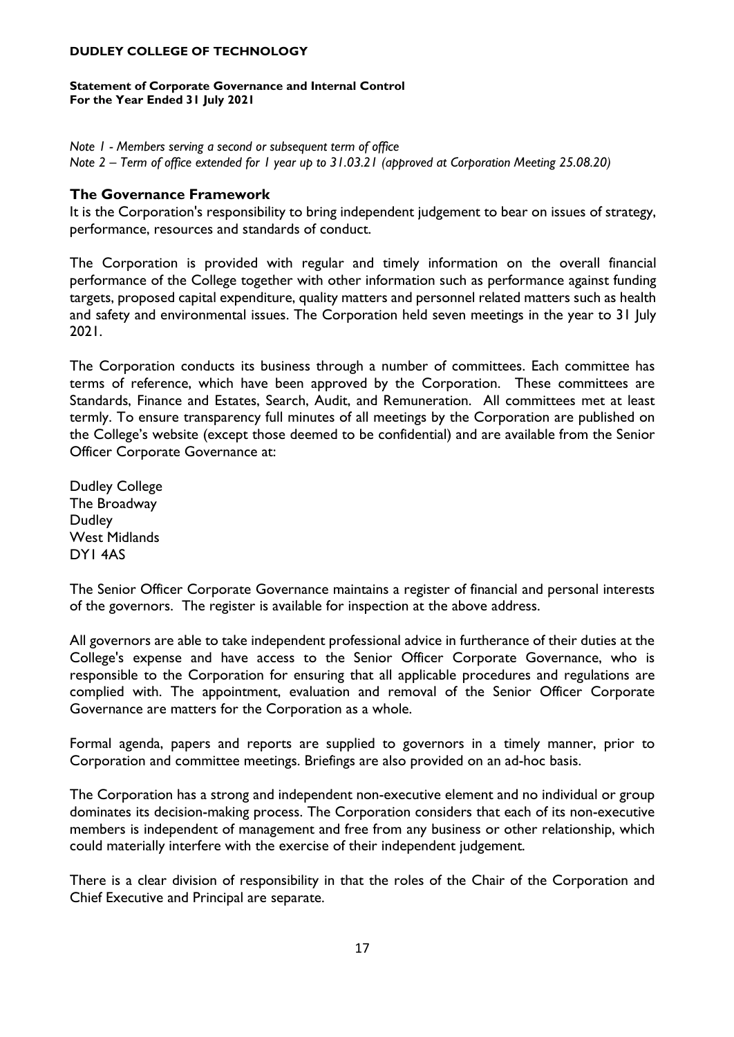*Note 1 - Members serving a second or subsequent term of office*
*Note 2 – Term of office extended for 1 year up to 31.03.21 (approved at Corporation Meeting 25.08.20)*

## The Governance Framework

It is the Corporation's responsibility to bring independent judgement to bear on issues of strategy, performance, resources and standards of conduct.

The Corporation is provided with regular and timely information on the overall financial performance of the College together with other information such as performance against funding targets, proposed capital expenditure, quality matters and personnel related matters such as health and safety and environmental issues. The Corporation held seven meetings in the year to 31 July 2021.

The Corporation conducts its business through a number of committees. Each committee has terms of reference, which have been approved by the Corporation. These committees are Standards, Finance and Estates, Search, Audit, and Remuneration. All committees met at least termly. To ensure transparency full minutes of all meetings by the Corporation are published on the College's website (except those deemed to be confidential) and are available from the Senior Officer Corporate Governance at:

Dudley College
The Broadway
Dudley
West Midlands
DY1 4AS

The Senior Officer Corporate Governance maintains a register of financial and personal interests of the governors. The register is available for inspection at the above address.

All governors are able to take independent professional advice in furtherance of their duties at the College's expense and have access to the Senior Officer Corporate Governance, who is responsible to the Corporation for ensuring that all applicable procedures and regulations are complied with. The appointment, evaluation and removal of the Senior Officer Corporate Governance are matters for the Corporation as a whole.

Formal agenda, papers and reports are supplied to governors in a timely manner, prior to Corporation and committee meetings. Briefings are also provided on an ad-hoc basis.

The Corporation has a strong and independent non-executive element and no individual or group dominates its decision-making process. The Corporation considers that each of its non-executive members is independent of management and free from any business or other relationship, which could materially interfere with the exercise of their independent judgement.

There is a clear division of responsibility in that the roles of the Chair of the Corporation and Chief Executive and Principal are separate.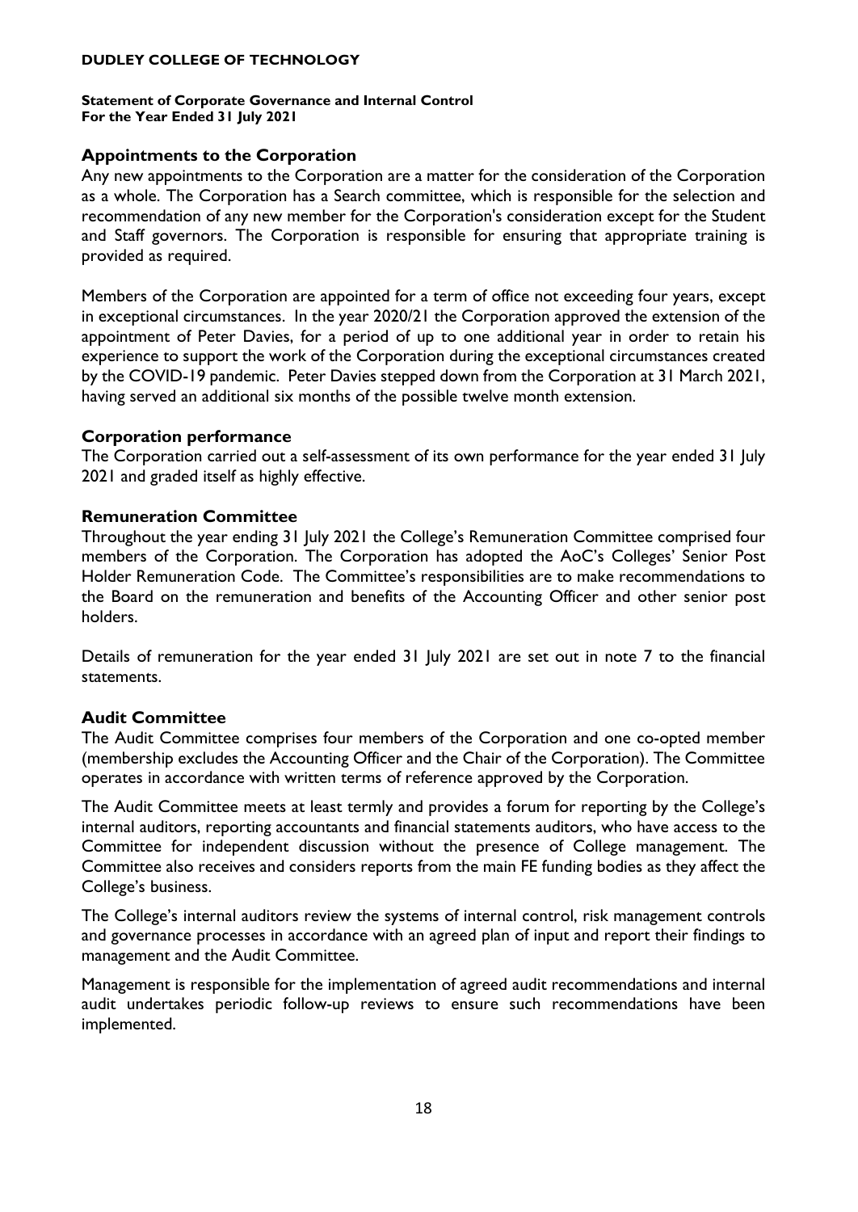**DUDLEY COLLEGE OF TECHNOLOGY**

**Statement of Corporate Governance and Internal Control**
**For the Year Ended 31 July 2021**

## Appointments to the Corporation

Any new appointments to the Corporation are a matter for the consideration of the Corporation as a whole. The Corporation has a Search committee, which is responsible for the selection and recommendation of any new member for the Corporation's consideration except for the Student and Staff governors. The Corporation is responsible for ensuring that appropriate training is provided as required.

Members of the Corporation are appointed for a term of office not exceeding four years, except in exceptional circumstances. In the year 2020/21 the Corporation approved the extension of the appointment of Peter Davies, for a period of up to one additional year in order to retain his experience to support the work of the Corporation during the exceptional circumstances created by the COVID-19 pandemic. Peter Davies stepped down from the Corporation at 31 March 2021, having served an additional six months of the possible twelve month extension.

## Corporation performance

The Corporation carried out a self-assessment of its own performance for the year ended 31 July 2021 and graded itself as highly effective.

## Remuneration Committee

Throughout the year ending 31 July 2021 the College's Remuneration Committee comprised four members of the Corporation. The Corporation has adopted the AoC's Colleges' Senior Post Holder Remuneration Code. The Committee's responsibilities are to make recommendations to the Board on the remuneration and benefits of the Accounting Officer and other senior post holders.

Details of remuneration for the year ended 31 July 2021 are set out in note 7 to the financial statements.

## Audit Committee

The Audit Committee comprises four members of the Corporation and one co-opted member (membership excludes the Accounting Officer and the Chair of the Corporation). The Committee operates in accordance with written terms of reference approved by the Corporation.

The Audit Committee meets at least termly and provides a forum for reporting by the College's internal auditors, reporting accountants and financial statements auditors, who have access to the Committee for independent discussion without the presence of College management. The Committee also receives and considers reports from the main FE funding bodies as they affect the College's business.

The College's internal auditors review the systems of internal control, risk management controls and governance processes in accordance with an agreed plan of input and report their findings to management and the Audit Committee.

Management is responsible for the implementation of agreed audit recommendations and internal audit undertakes periodic follow-up reviews to ensure such recommendations have been implemented.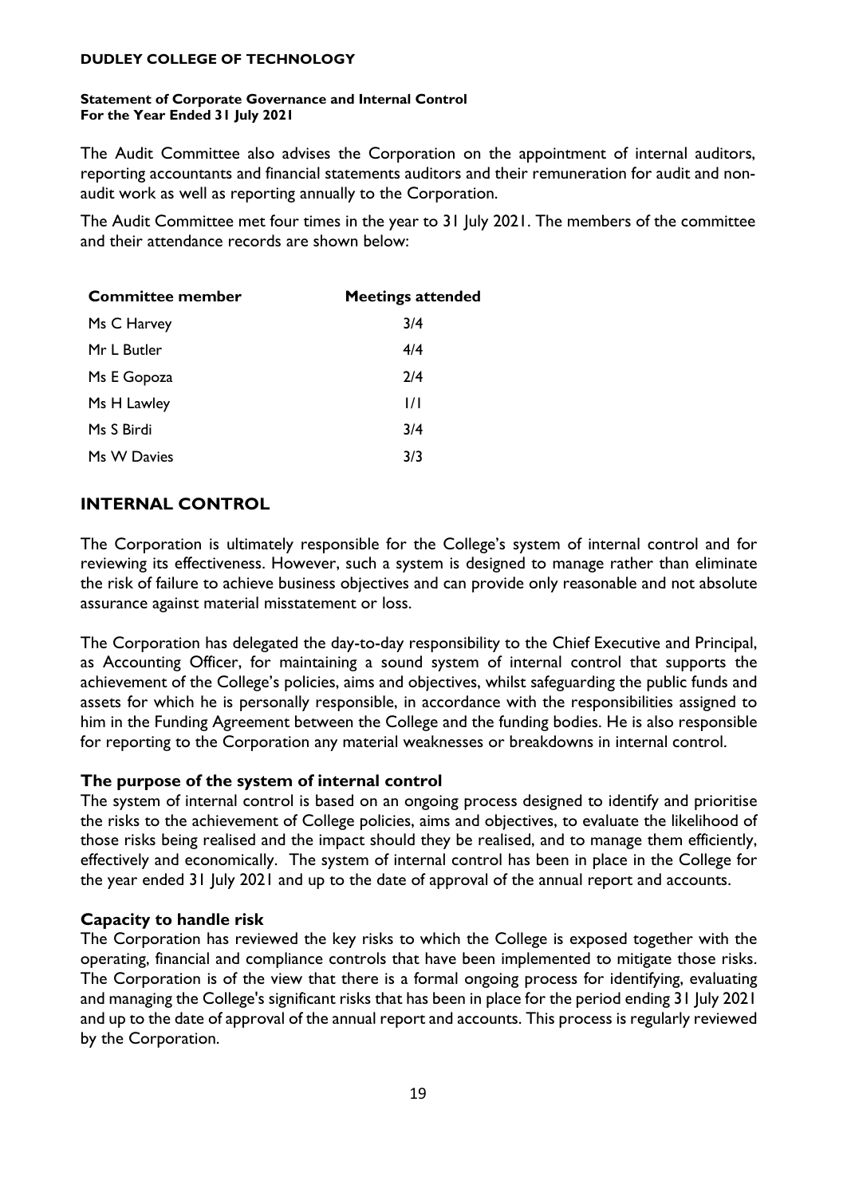The Audit Committee also advises the Corporation on the appointment of internal auditors, reporting accountants and financial statements auditors and their remuneration for audit and non-audit work as well as reporting annually to the Corporation.

The Audit Committee met four times in the year to 31 July 2021. The members of the committee and their attendance records are shown below:

| Committee member | Meetings attended |
| --- | --- |
| Ms C Harvey | 3/4 |
| Mr L Butler | 4/4 |
| Ms E Gopoza | 2/4 |
| Ms H Lawley | 1/1 |
| Ms S Birdi | 3/4 |
| Ms W Davies | 3/3 |

## INTERNAL CONTROL

The Corporation is ultimately responsible for the College's system of internal control and for reviewing its effectiveness. However, such a system is designed to manage rather than eliminate the risk of failure to achieve business objectives and can provide only reasonable and not absolute assurance against material misstatement or loss.

The Corporation has delegated the day-to-day responsibility to the Chief Executive and Principal, as Accounting Officer, for maintaining a sound system of internal control that supports the achievement of the College's policies, aims and objectives, whilst safeguarding the public funds and assets for which he is personally responsible, in accordance with the responsibilities assigned to him in the Funding Agreement between the College and the funding bodies. He is also responsible for reporting to the Corporation any material weaknesses or breakdowns in internal control.

### The purpose of the system of internal control

The system of internal control is based on an ongoing process designed to identify and prioritise the risks to the achievement of College policies, aims and objectives, to evaluate the likelihood of those risks being realised and the impact should they be realised, and to manage them efficiently, effectively and economically. The system of internal control has been in place in the College for the year ended 31 July 2021 and up to the date of approval of the annual report and accounts.

### Capacity to handle risk

The Corporation has reviewed the key risks to which the College is exposed together with the operating, financial and compliance controls that have been implemented to mitigate those risks. The Corporation is of the view that there is a formal ongoing process for identifying, evaluating and managing the College's significant risks that has been in place for the period ending 31 July 2021 and up to the date of approval of the annual report and accounts. This process is regularly reviewed by the Corporation.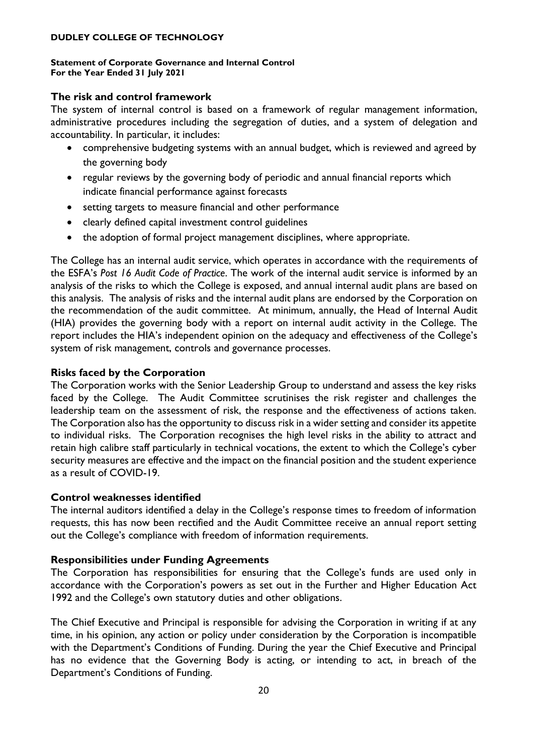## The risk and control framework

The system of internal control is based on a framework of regular management information, administrative procedures including the segregation of duties, and a system of delegation and accountability. In particular, it includes:

- comprehensive budgeting systems with an annual budget, which is reviewed and agreed by the governing body
- regular reviews by the governing body of periodic and annual financial reports which indicate financial performance against forecasts
- setting targets to measure financial and other performance
- clearly defined capital investment control guidelines
- the adoption of formal project management disciplines, where appropriate.

The College has an internal audit service, which operates in accordance with the requirements of the ESFA's *Post 16 Audit Code of Practice*. The work of the internal audit service is informed by an analysis of the risks to which the College is exposed, and annual internal audit plans are based on this analysis. The analysis of risks and the internal audit plans are endorsed by the Corporation on the recommendation of the audit committee. At minimum, annually, the Head of Internal Audit (HIA) provides the governing body with a report on internal audit activity in the College. The report includes the HIA's independent opinion on the adequacy and effectiveness of the College's system of risk management, controls and governance processes.

## Risks faced by the Corporation

The Corporation works with the Senior Leadership Group to understand and assess the key risks faced by the College. The Audit Committee scrutinises the risk register and challenges the leadership team on the assessment of risk, the response and the effectiveness of actions taken. The Corporation also has the opportunity to discuss risk in a wider setting and consider its appetite to individual risks. The Corporation recognises the high level risks in the ability to attract and retain high calibre staff particularly in technical vocations, the extent to which the College's cyber security measures are effective and the impact on the financial position and the student experience as a result of COVID-19.

## Control weaknesses identified

The internal auditors identified a delay in the College's response times to freedom of information requests, this has now been rectified and the Audit Committee receive an annual report setting out the College's compliance with freedom of information requirements.

## Responsibilities under Funding Agreements

The Corporation has responsibilities for ensuring that the College's funds are used only in accordance with the Corporation's powers as set out in the Further and Higher Education Act 1992 and the College's own statutory duties and other obligations.

The Chief Executive and Principal is responsible for advising the Corporation in writing if at any time, in his opinion, any action or policy under consideration by the Corporation is incompatible with the Department's Conditions of Funding. During the year the Chief Executive and Principal has no evidence that the Governing Body is acting, or intending to act, in breach of the Department's Conditions of Funding.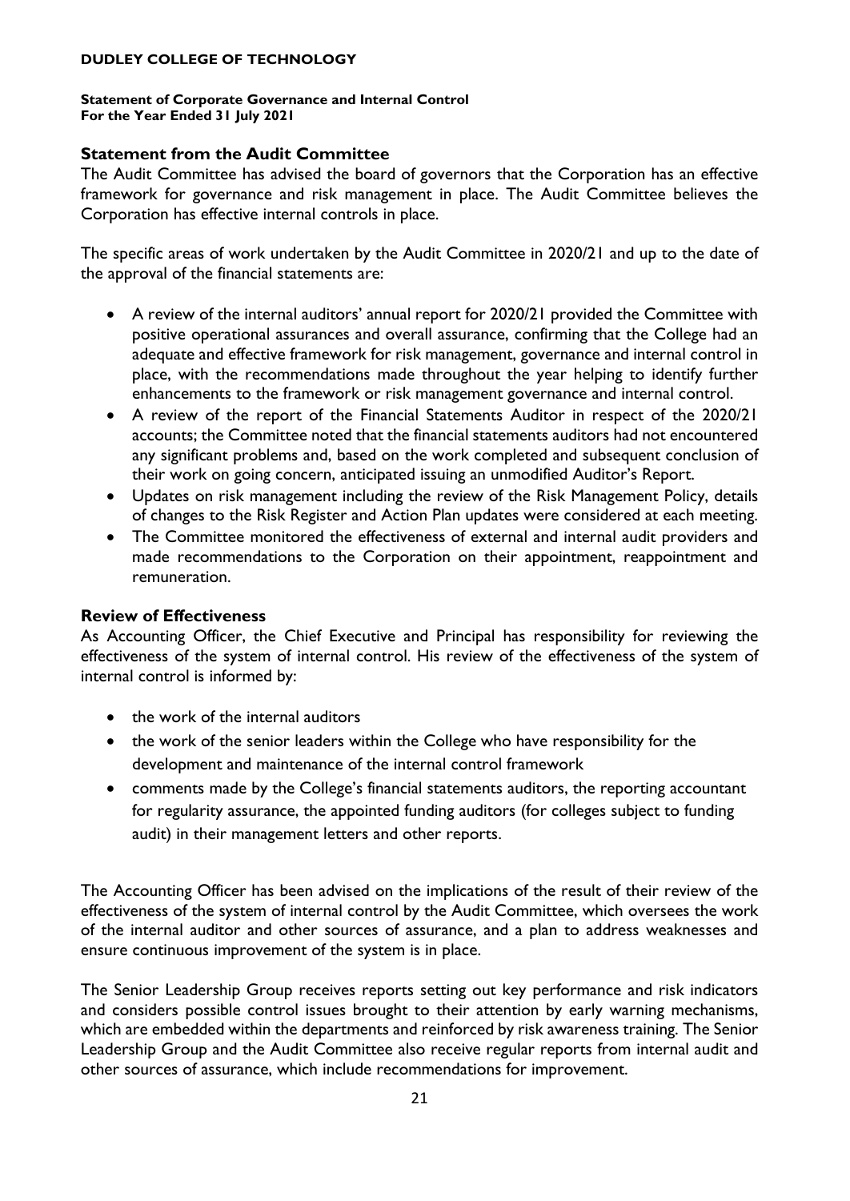## Statement from the Audit Committee

The Audit Committee has advised the board of governors that the Corporation has an effective framework for governance and risk management in place. The Audit Committee believes the Corporation has effective internal controls in place.

The specific areas of work undertaken by the Audit Committee in 2020/21 and up to the date of the approval of the financial statements are:

- A review of the internal auditors' annual report for 2020/21 provided the Committee with positive operational assurances and overall assurance, confirming that the College had an adequate and effective framework for risk management, governance and internal control in place, with the recommendations made throughout the year helping to identify further enhancements to the framework or risk management governance and internal control.
- A review of the report of the Financial Statements Auditor in respect of the 2020/21 accounts; the Committee noted that the financial statements auditors had not encountered any significant problems and, based on the work completed and subsequent conclusion of their work on going concern, anticipated issuing an unmodified Auditor's Report.
- Updates on risk management including the review of the Risk Management Policy, details of changes to the Risk Register and Action Plan updates were considered at each meeting.
- The Committee monitored the effectiveness of external and internal audit providers and made recommendations to the Corporation on their appointment, reappointment and remuneration.

## Review of Effectiveness

As Accounting Officer, the Chief Executive and Principal has responsibility for reviewing the effectiveness of the system of internal control. His review of the effectiveness of the system of internal control is informed by:

- the work of the internal auditors
- the work of the senior leaders within the College who have responsibility for the development and maintenance of the internal control framework
- comments made by the College's financial statements auditors, the reporting accountant for regularity assurance, the appointed funding auditors (for colleges subject to funding audit) in their management letters and other reports.

The Accounting Officer has been advised on the implications of the result of their review of the effectiveness of the system of internal control by the Audit Committee, which oversees the work of the internal auditor and other sources of assurance, and a plan to address weaknesses and ensure continuous improvement of the system is in place.

The Senior Leadership Group receives reports setting out key performance and risk indicators and considers possible control issues brought to their attention by early warning mechanisms, which are embedded within the departments and reinforced by risk awareness training. The Senior Leadership Group and the Audit Committee also receive regular reports from internal audit and other sources of assurance, which include recommendations for improvement.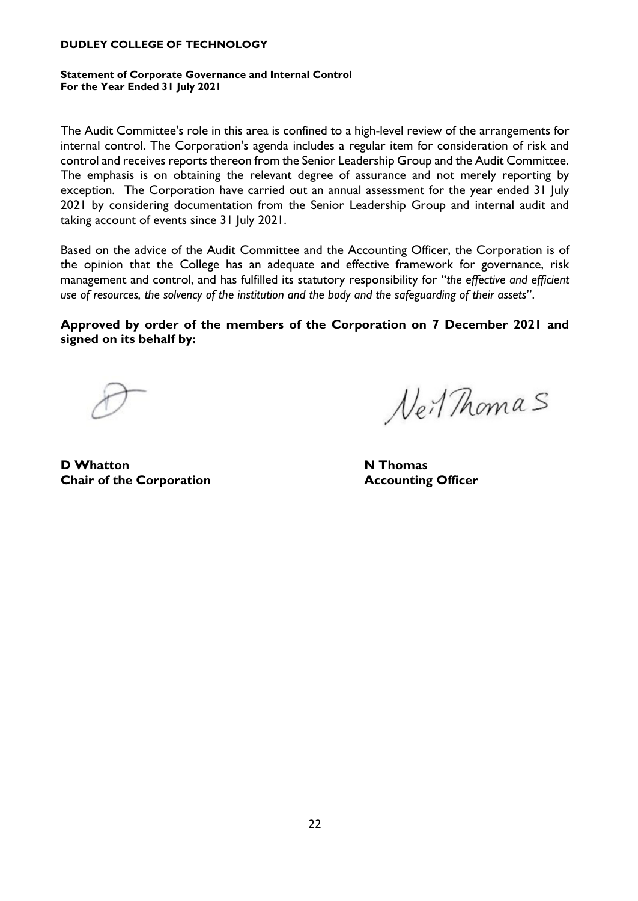The Audit Committee's role in this area is confined to a high-level review of the arrangements for internal control. The Corporation's agenda includes a regular item for consideration of risk and control and receives reports thereon from the Senior Leadership Group and the Audit Committee. The emphasis is on obtaining the relevant degree of assurance and not merely reporting by exception. The Corporation have carried out an annual assessment for the year ended 31 July 2021 by considering documentation from the Senior Leadership Group and internal audit and taking account of events since 31 July 2021.

Based on the advice of the Audit Committee and the Accounting Officer, the Corporation is of the opinion that the College has an adequate and effective framework for governance, risk management and control, and has fulfilled its statutory responsibility for "*the effective and efficient use of resources, the solvency of the institution and the body and the safeguarding of their assets*".

**Approved by order of the members of the Corporation on 7 December 2021 and signed on its behalf by:**

**D Whatton**
**Chair of the Corporation**

**N Thomas**
**Accounting Officer**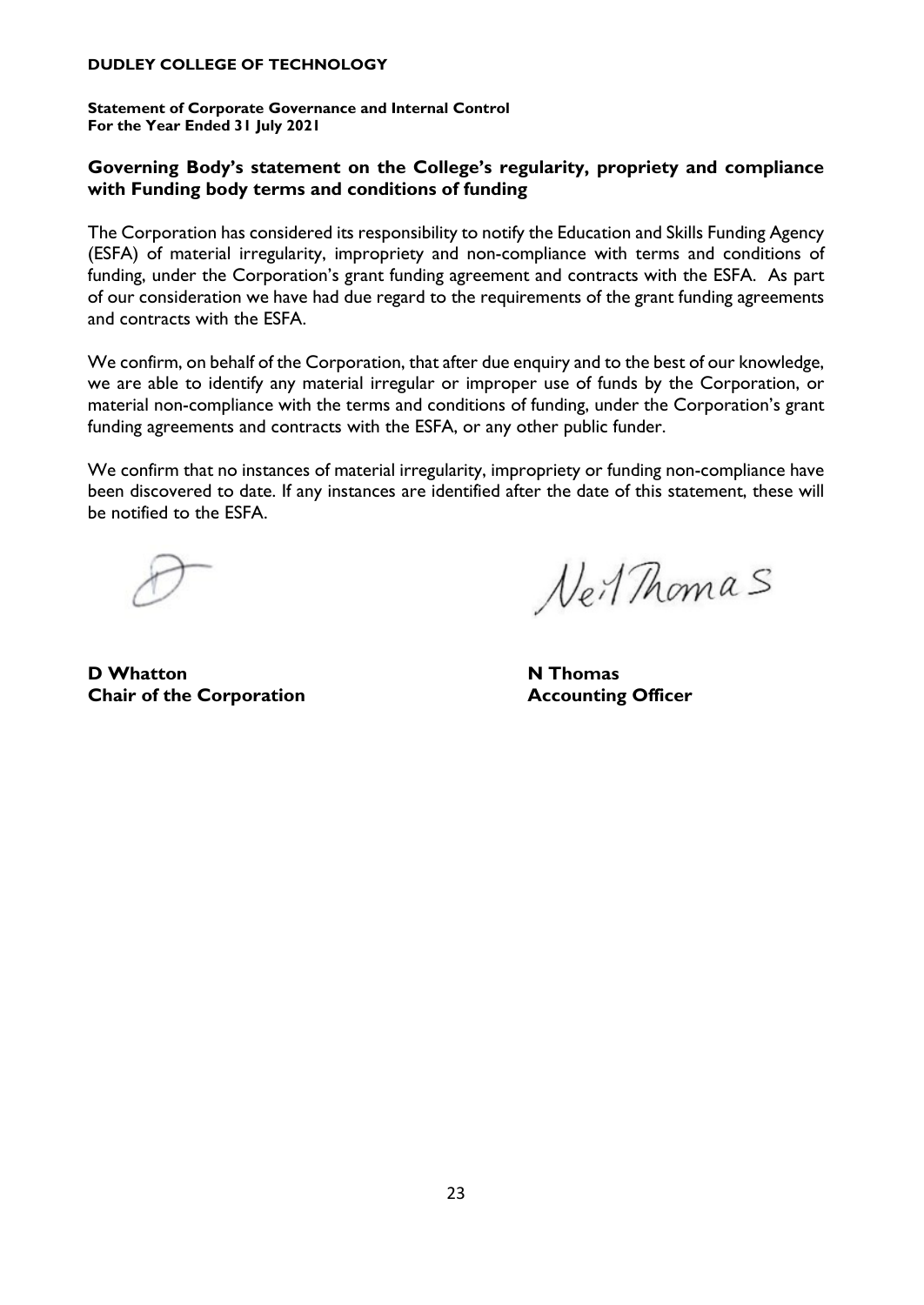**DUDLEY COLLEGE OF TECHNOLOGY**

**Statement of Corporate Governance and Internal Control**
**For the Year Ended 31 July 2021**

## Governing Body's statement on the College's regularity, propriety and compliance with Funding body terms and conditions of funding

The Corporation has considered its responsibility to notify the Education and Skills Funding Agency (ESFA) of material irregularity, impropriety and non-compliance with terms and conditions of funding, under the Corporation's grant funding agreement and contracts with the ESFA. As part of our consideration we have had due regard to the requirements of the grant funding agreements and contracts with the ESFA.

We confirm, on behalf of the Corporation, that after due enquiry and to the best of our knowledge, we are able to identify any material irregular or improper use of funds by the Corporation, or material non-compliance with the terms and conditions of funding, under the Corporation's grant funding agreements and contracts with the ESFA, or any other public funder.

We confirm that no instances of material irregularity, impropriety or funding non-compliance have been discovered to date. If any instances are identified after the date of this statement, these will be notified to the ESFA.

**D Whatton**
**Chair of the Corporation**

**N Thomas**
**Accounting Officer**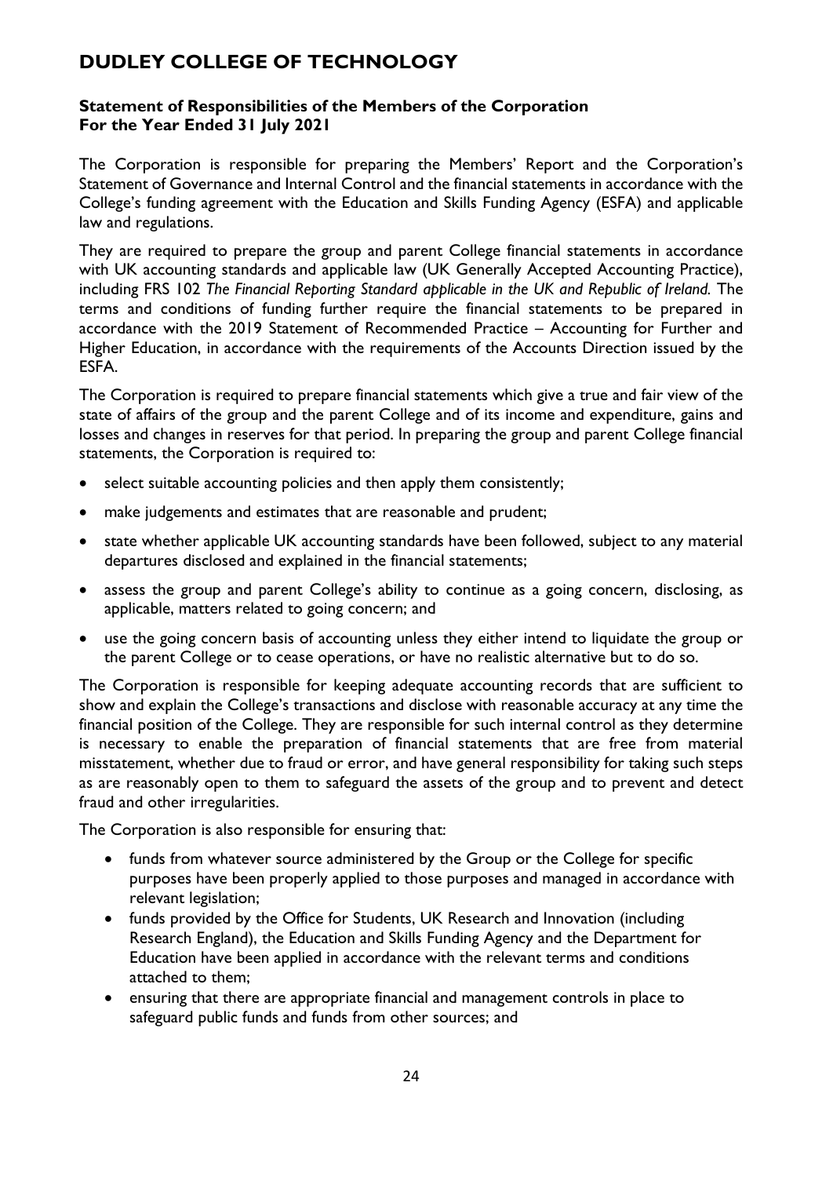# DUDLEY COLLEGE OF TECHNOLOGY

**Statement of Responsibilities of the Members of the Corporation**
**For the Year Ended 31 July 2021**

The Corporation is responsible for preparing the Members' Report and the Corporation's Statement of Governance and Internal Control and the financial statements in accordance with the College's funding agreement with the Education and Skills Funding Agency (ESFA) and applicable law and regulations.

They are required to prepare the group and parent College financial statements in accordance with UK accounting standards and applicable law (UK Generally Accepted Accounting Practice), including FRS 102 *The Financial Reporting Standard applicable in the UK and Republic of Ireland.* The terms and conditions of funding further require the financial statements to be prepared in accordance with the 2019 Statement of Recommended Practice – Accounting for Further and Higher Education, in accordance with the requirements of the Accounts Direction issued by the ESFA.

The Corporation is required to prepare financial statements which give a true and fair view of the state of affairs of the group and the parent College and of its income and expenditure, gains and losses and changes in reserves for that period. In preparing the group and parent College financial statements, the Corporation is required to:

- select suitable accounting policies and then apply them consistently;
- make judgements and estimates that are reasonable and prudent;
- state whether applicable UK accounting standards have been followed, subject to any material departures disclosed and explained in the financial statements;
- assess the group and parent College's ability to continue as a going concern, disclosing, as applicable, matters related to going concern; and
- use the going concern basis of accounting unless they either intend to liquidate the group or the parent College or to cease operations, or have no realistic alternative but to do so.

The Corporation is responsible for keeping adequate accounting records that are sufficient to show and explain the College's transactions and disclose with reasonable accuracy at any time the financial position of the College. They are responsible for such internal control as they determine is necessary to enable the preparation of financial statements that are free from material misstatement, whether due to fraud or error, and have general responsibility for taking such steps as are reasonably open to them to safeguard the assets of the group and to prevent and detect fraud and other irregularities.

The Corporation is also responsible for ensuring that:

- funds from whatever source administered by the Group or the College for specific purposes have been properly applied to those purposes and managed in accordance with relevant legislation;
- funds provided by the Office for Students, UK Research and Innovation (including Research England), the Education and Skills Funding Agency and the Department for Education have been applied in accordance with the relevant terms and conditions attached to them;
- ensuring that there are appropriate financial and management controls in place to safeguard public funds and funds from other sources; and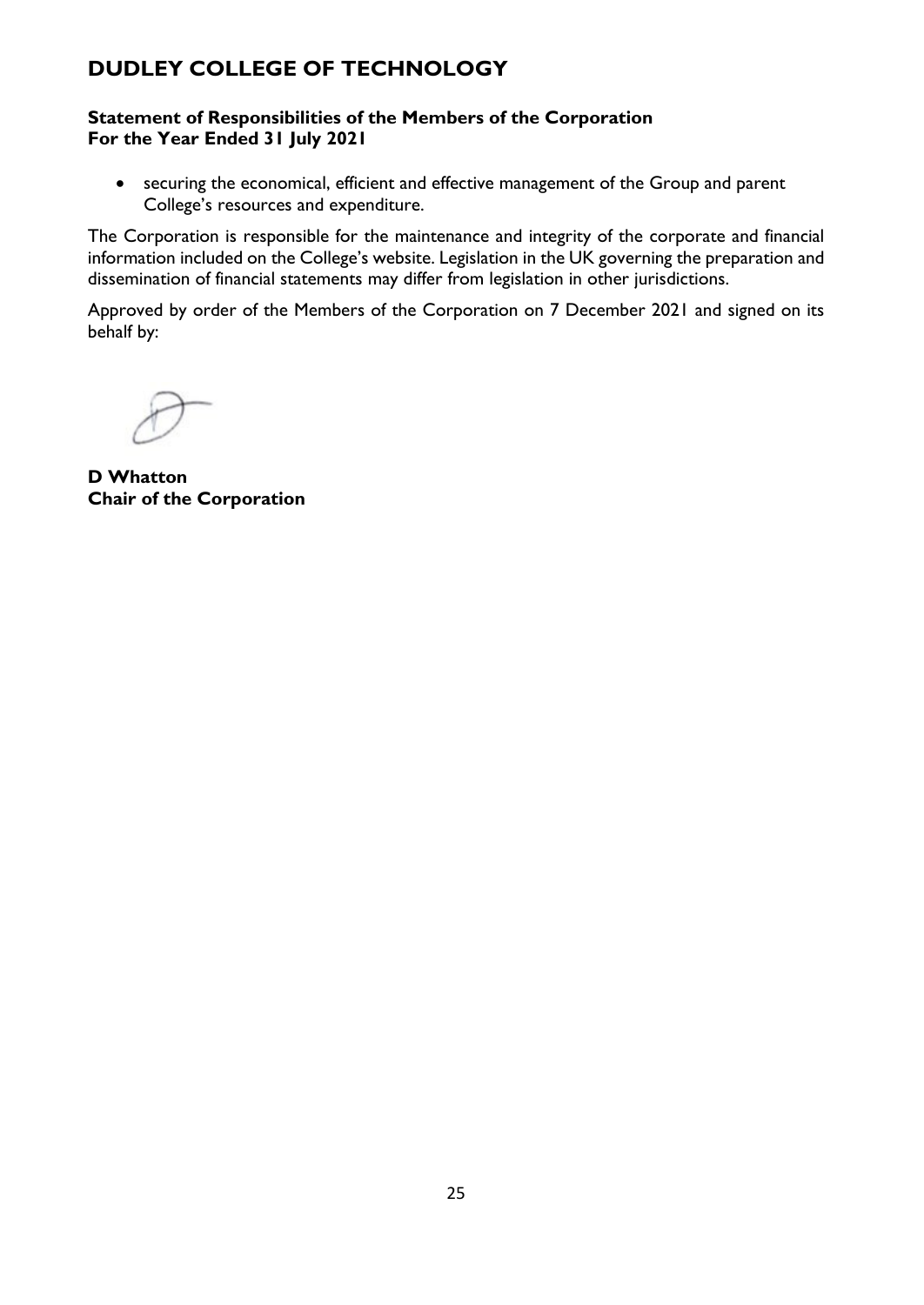# DUDLEY COLLEGE OF TECHNOLOGY

**Statement of Responsibilities of the Members of the Corporation**
**For the Year Ended 31 July 2021**

- securing the economical, efficient and effective management of the Group and parent College's resources and expenditure.

The Corporation is responsible for the maintenance and integrity of the corporate and financial information included on the College's website. Legislation in the UK governing the preparation and dissemination of financial statements may differ from legislation in other jurisdictions.

Approved by order of the Members of the Corporation on 7 December 2021 and signed on its behalf by:

**D Whatton**
**Chair of the Corporation**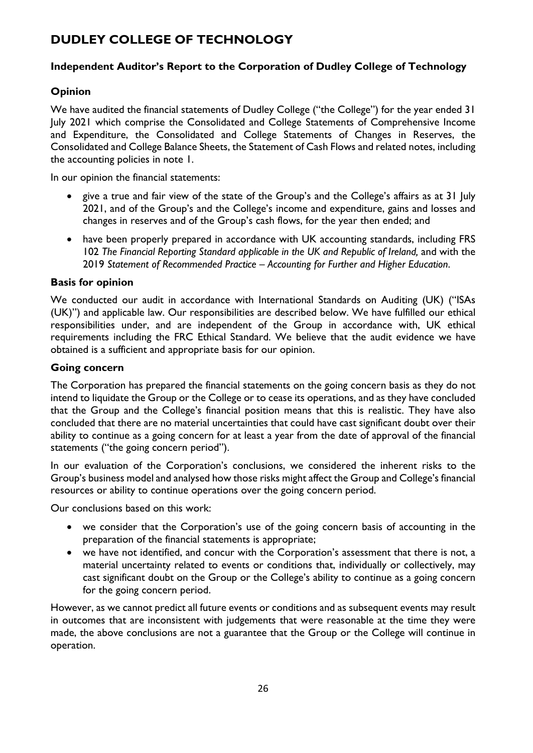# DUDLEY COLLEGE OF TECHNOLOGY

### Independent Auditor's Report to the Corporation of Dudley College of Technology

### Opinion

We have audited the financial statements of Dudley College ("the College") for the year ended 31 July 2021 which comprise the Consolidated and College Statements of Comprehensive Income and Expenditure, the Consolidated and College Statements of Changes in Reserves, the Consolidated and College Balance Sheets, the Statement of Cash Flows and related notes, including the accounting policies in note 1.

In our opinion the financial statements:

- give a true and fair view of the state of the Group's and the College's affairs as at 31 July 2021, and of the Group's and the College's income and expenditure, gains and losses and changes in reserves and of the Group's cash flows, for the year then ended; and
- have been properly prepared in accordance with UK accounting standards, including FRS 102 *The Financial Reporting Standard applicable in the UK and Republic of Ireland,* and with the 2019 *Statement of Recommended Practice – Accounting for Further and Higher Education*.

### Basis for opinion

We conducted our audit in accordance with International Standards on Auditing (UK) ("ISAs (UK)") and applicable law. Our responsibilities are described below. We have fulfilled our ethical responsibilities under, and are independent of the Group in accordance with, UK ethical requirements including the FRC Ethical Standard. We believe that the audit evidence we have obtained is a sufficient and appropriate basis for our opinion.

### Going concern

The Corporation has prepared the financial statements on the going concern basis as they do not intend to liquidate the Group or the College or to cease its operations, and as they have concluded that the Group and the College's financial position means that this is realistic. They have also concluded that there are no material uncertainties that could have cast significant doubt over their ability to continue as a going concern for at least a year from the date of approval of the financial statements ("the going concern period").

In our evaluation of the Corporation's conclusions, we considered the inherent risks to the Group's business model and analysed how those risks might affect the Group and College's financial resources or ability to continue operations over the going concern period.

Our conclusions based on this work:

- we consider that the Corporation's use of the going concern basis of accounting in the preparation of the financial statements is appropriate;
- we have not identified, and concur with the Corporation's assessment that there is not, a material uncertainty related to events or conditions that, individually or collectively, may cast significant doubt on the Group or the College's ability to continue as a going concern for the going concern period.

However, as we cannot predict all future events or conditions and as subsequent events may result in outcomes that are inconsistent with judgements that were reasonable at the time they were made, the above conclusions are not a guarantee that the Group or the College will continue in operation.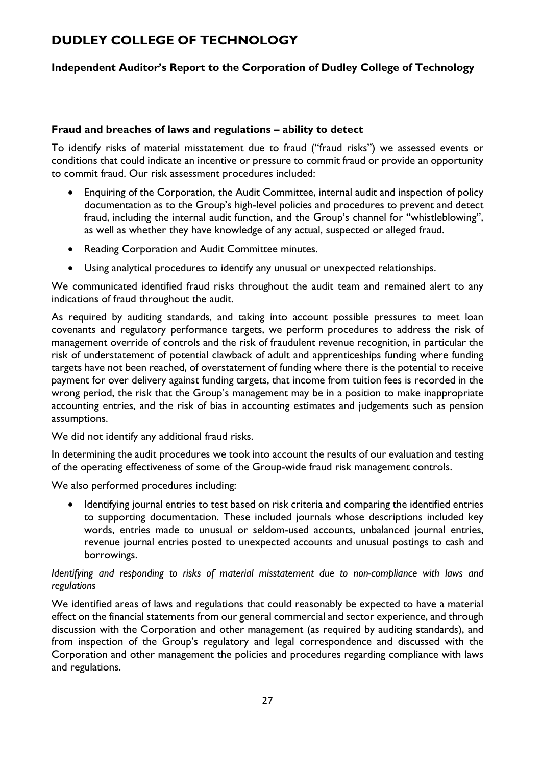# DUDLEY COLLEGE OF TECHNOLOGY

## Independent Auditor's Report to the Corporation of Dudley College of Technology

### Fraud and breaches of laws and regulations – ability to detect

To identify risks of material misstatement due to fraud ("fraud risks") we assessed events or conditions that could indicate an incentive or pressure to commit fraud or provide an opportunity to commit fraud. Our risk assessment procedures included:

- Enquiring of the Corporation, the Audit Committee, internal audit and inspection of policy documentation as to the Group's high-level policies and procedures to prevent and detect fraud, including the internal audit function, and the Group's channel for "whistleblowing", as well as whether they have knowledge of any actual, suspected or alleged fraud.
- Reading Corporation and Audit Committee minutes.
- Using analytical procedures to identify any unusual or unexpected relationships.

We communicated identified fraud risks throughout the audit team and remained alert to any indications of fraud throughout the audit.

As required by auditing standards, and taking into account possible pressures to meet loan covenants and regulatory performance targets, we perform procedures to address the risk of management override of controls and the risk of fraudulent revenue recognition, in particular the risk of understatement of potential clawback of adult and apprenticeships funding where funding targets have not been reached, of overstatement of funding where there is the potential to receive payment for over delivery against funding targets, that income from tuition fees is recorded in the wrong period, the risk that the Group's management may be in a position to make inappropriate accounting entries, and the risk of bias in accounting estimates and judgements such as pension assumptions.

We did not identify any additional fraud risks.

In determining the audit procedures we took into account the results of our evaluation and testing of the operating effectiveness of some of the Group-wide fraud risk management controls.

We also performed procedures including:

- Identifying journal entries to test based on risk criteria and comparing the identified entries to supporting documentation. These included journals whose descriptions included key words, entries made to unusual or seldom-used accounts, unbalanced journal entries, revenue journal entries posted to unexpected accounts and unusual postings to cash and borrowings.

*Identifying and responding to risks of material misstatement due to non-compliance with laws and regulations*

We identified areas of laws and regulations that could reasonably be expected to have a material effect on the financial statements from our general commercial and sector experience, and through discussion with the Corporation and other management (as required by auditing standards), and from inspection of the Group's regulatory and legal correspondence and discussed with the Corporation and other management the policies and procedures regarding compliance with laws and regulations.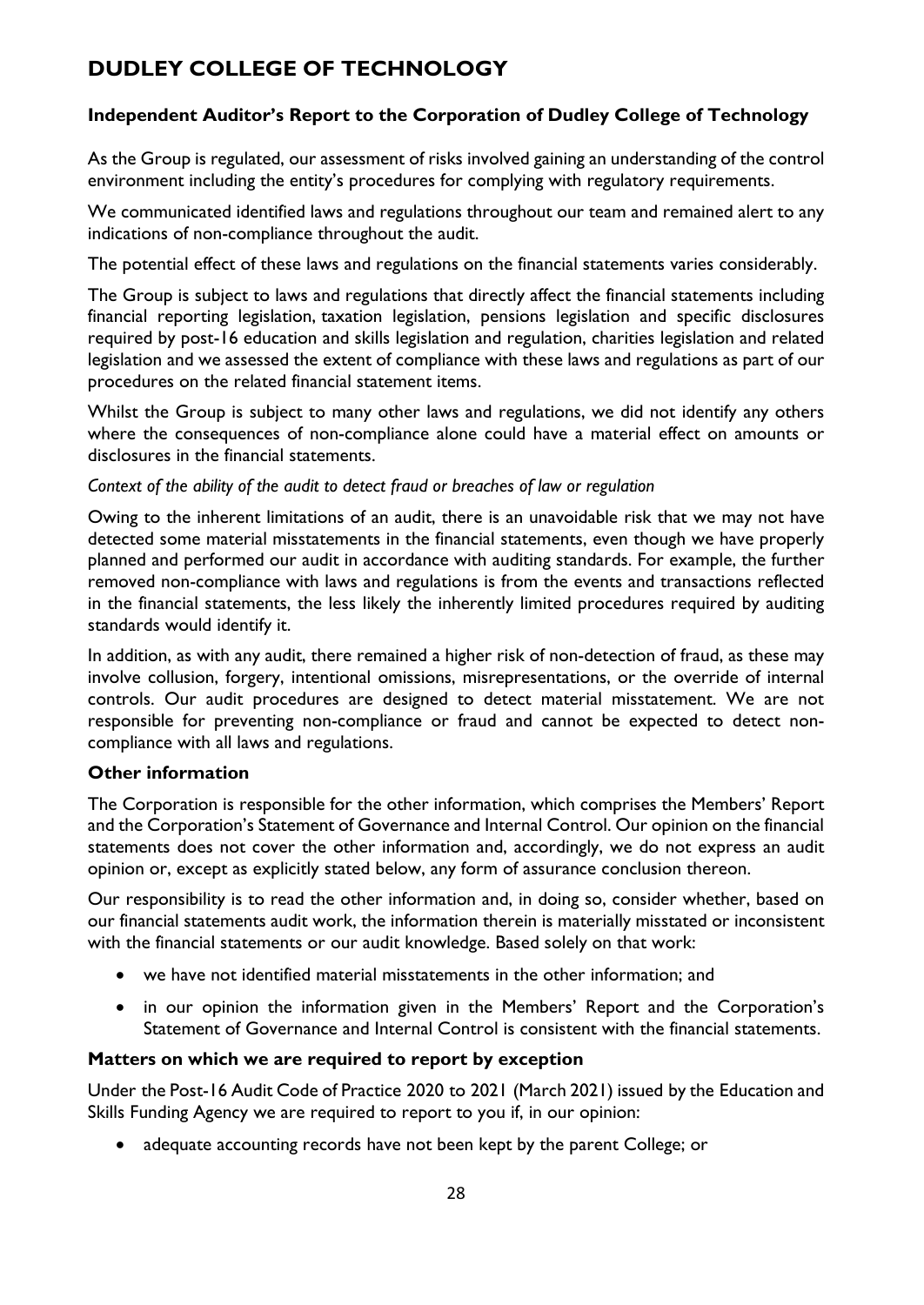# DUDLEY COLLEGE OF TECHNOLOGY

### Independent Auditor's Report to the Corporation of Dudley College of Technology

As the Group is regulated, our assessment of risks involved gaining an understanding of the control environment including the entity's procedures for complying with regulatory requirements.

We communicated identified laws and regulations throughout our team and remained alert to any indications of non-compliance throughout the audit.

The potential effect of these laws and regulations on the financial statements varies considerably.

The Group is subject to laws and regulations that directly affect the financial statements including financial reporting legislation, taxation legislation, pensions legislation and specific disclosures required by post-16 education and skills legislation and regulation, charities legislation and related legislation and we assessed the extent of compliance with these laws and regulations as part of our procedures on the related financial statement items.

Whilst the Group is subject to many other laws and regulations, we did not identify any others where the consequences of non-compliance alone could have a material effect on amounts or disclosures in the financial statements.

*Context of the ability of the audit to detect fraud or breaches of law or regulation*

Owing to the inherent limitations of an audit, there is an unavoidable risk that we may not have detected some material misstatements in the financial statements, even though we have properly planned and performed our audit in accordance with auditing standards. For example, the further removed non-compliance with laws and regulations is from the events and transactions reflected in the financial statements, the less likely the inherently limited procedures required by auditing standards would identify it.

In addition, as with any audit, there remained a higher risk of non-detection of fraud, as these may involve collusion, forgery, intentional omissions, misrepresentations, or the override of internal controls. Our audit procedures are designed to detect material misstatement. We are not responsible for preventing non-compliance or fraud and cannot be expected to detect non-compliance with all laws and regulations.

### Other information

The Corporation is responsible for the other information, which comprises the Members' Report and the Corporation's Statement of Governance and Internal Control. Our opinion on the financial statements does not cover the other information and, accordingly, we do not express an audit opinion or, except as explicitly stated below, any form of assurance conclusion thereon.

Our responsibility is to read the other information and, in doing so, consider whether, based on our financial statements audit work, the information therein is materially misstated or inconsistent with the financial statements or our audit knowledge. Based solely on that work:

- we have not identified material misstatements in the other information; and
- in our opinion the information given in the Members' Report and the Corporation's Statement of Governance and Internal Control is consistent with the financial statements.

### Matters on which we are required to report by exception

Under the Post-16 Audit Code of Practice 2020 to 2021 (March 2021) issued by the Education and Skills Funding Agency we are required to report to you if, in our opinion:

- adequate accounting records have not been kept by the parent College; or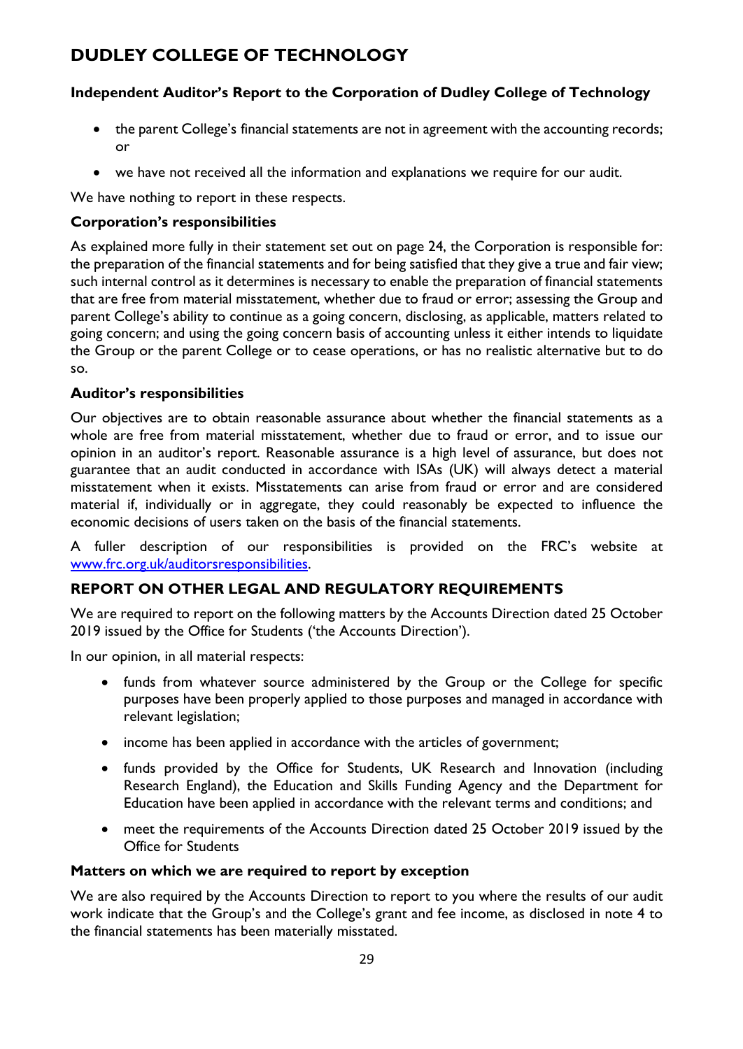- the parent College's financial statements are not in agreement with the accounting records; or
- we have not received all the information and explanations we require for our audit.

We have nothing to report in these respects.

### Corporation's responsibilities

As explained more fully in their statement set out on page 24, the Corporation is responsible for: the preparation of the financial statements and for being satisfied that they give a true and fair view; such internal control as it determines is necessary to enable the preparation of financial statements that are free from material misstatement, whether due to fraud or error; assessing the Group and parent College's ability to continue as a going concern, disclosing, as applicable, matters related to going concern; and using the going concern basis of accounting unless it either intends to liquidate the Group or the parent College or to cease operations, or has no realistic alternative but to do so.

### Auditor's responsibilities

Our objectives are to obtain reasonable assurance about whether the financial statements as a whole are free from material misstatement, whether due to fraud or error, and to issue our opinion in an auditor's report. Reasonable assurance is a high level of assurance, but does not guarantee that an audit conducted in accordance with ISAs (UK) will always detect a material misstatement when it exists. Misstatements can arise from fraud or error and are considered material if, individually or in aggregate, they could reasonably be expected to influence the economic decisions of users taken on the basis of the financial statements.

A fuller description of our responsibilities is provided on the FRC's website at www.frc.org.uk/auditorsresponsibilities.

## REPORT ON OTHER LEGAL AND REGULATORY REQUIREMENTS

We are required to report on the following matters by the Accounts Direction dated 25 October 2019 issued by the Office for Students ('the Accounts Direction').

In our opinion, in all material respects:

- funds from whatever source administered by the Group or the College for specific purposes have been properly applied to those purposes and managed in accordance with relevant legislation;
- income has been applied in accordance with the articles of government;
- funds provided by the Office for Students, UK Research and Innovation (including Research England), the Education and Skills Funding Agency and the Department for Education have been applied in accordance with the relevant terms and conditions; and
- meet the requirements of the Accounts Direction dated 25 October 2019 issued by the Office for Students

### Matters on which we are required to report by exception

We are also required by the Accounts Direction to report to you where the results of our audit work indicate that the Group's and the College's grant and fee income, as disclosed in note 4 to the financial statements has been materially misstated.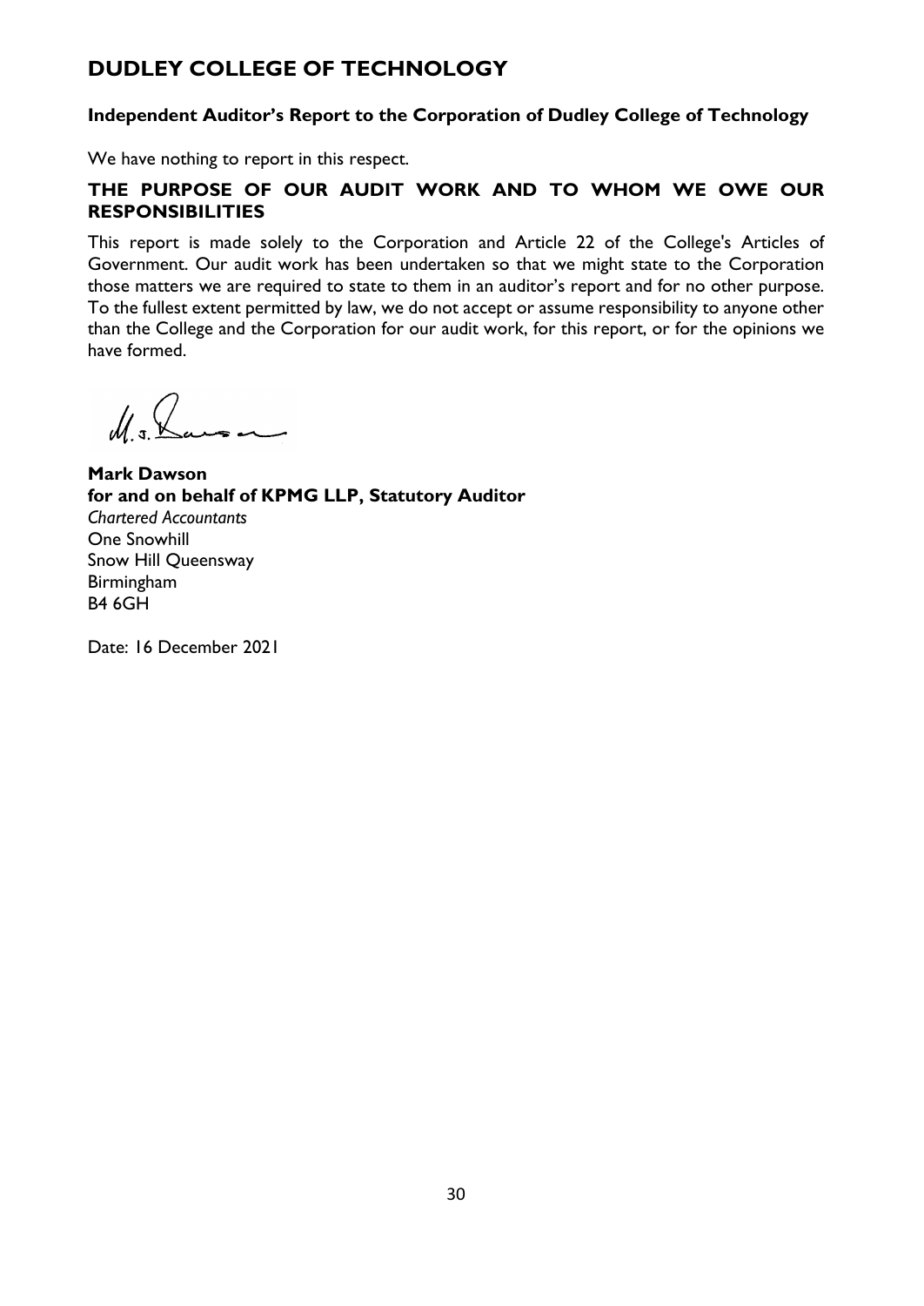# DUDLEY COLLEGE OF TECHNOLOGY

**Independent Auditor's Report to the Corporation of Dudley College of Technology**

We have nothing to report in this respect.

## THE PURPOSE OF OUR AUDIT WORK AND TO WHOM WE OWE OUR RESPONSIBILITIES

This report is made solely to the Corporation and Article 22 of the College's Articles of Government. Our audit work has been undertaken so that we might state to the Corporation those matters we are required to state to them in an auditor's report and for no other purpose. To the fullest extent permitted by law, we do not accept or assume responsibility to anyone other than the College and the Corporation for our audit work, for this report, or for the opinions we have formed.

**Mark Dawson**
**for and on behalf of KPMG LLP, Statutory Auditor**
*Chartered Accountants*
One Snowhill
Snow Hill Queensway
Birmingham
B4 6GH

Date: 16 December 2021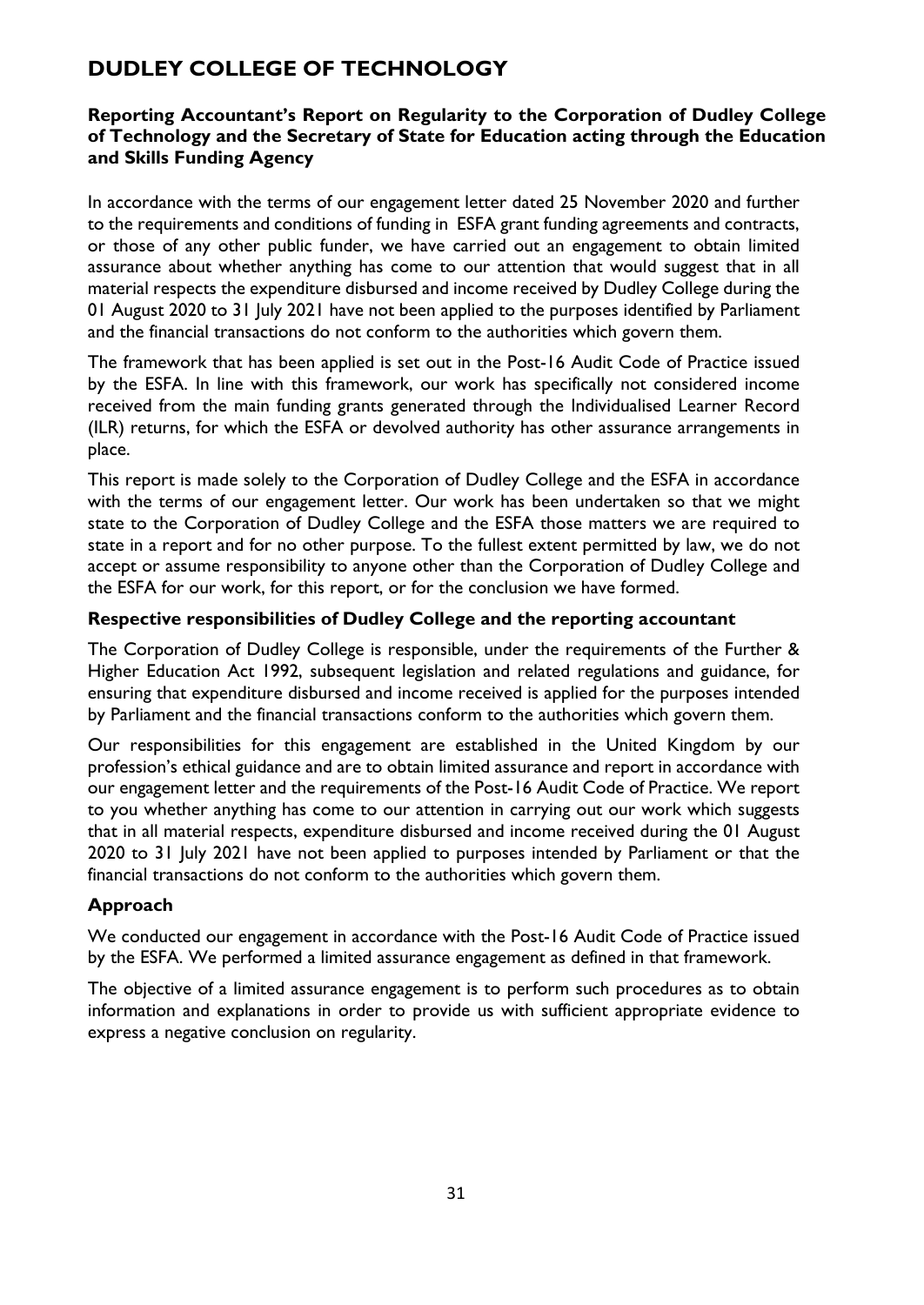# DUDLEY COLLEGE OF TECHNOLOGY

**Reporting Accountant's Report on Regularity to the Corporation of Dudley College of Technology and the Secretary of State for Education acting through the Education and Skills Funding Agency**

In accordance with the terms of our engagement letter dated 25 November 2020 and further to the requirements and conditions of funding in ESFA grant funding agreements and contracts, or those of any other public funder, we have carried out an engagement to obtain limited assurance about whether anything has come to our attention that would suggest that in all material respects the expenditure disbursed and income received by Dudley College during the 01 August 2020 to 31 July 2021 have not been applied to the purposes identified by Parliament and the financial transactions do not conform to the authorities which govern them.

The framework that has been applied is set out in the Post-16 Audit Code of Practice issued by the ESFA. In line with this framework, our work has specifically not considered income received from the main funding grants generated through the Individualised Learner Record (ILR) returns, for which the ESFA or devolved authority has other assurance arrangements in place.

This report is made solely to the Corporation of Dudley College and the ESFA in accordance with the terms of our engagement letter. Our work has been undertaken so that we might state to the Corporation of Dudley College and the ESFA those matters we are required to state in a report and for no other purpose. To the fullest extent permitted by law, we do not accept or assume responsibility to anyone other than the Corporation of Dudley College and the ESFA for our work, for this report, or for the conclusion we have formed.

### Respective responsibilities of Dudley College and the reporting accountant

The Corporation of Dudley College is responsible, under the requirements of the Further & Higher Education Act 1992, subsequent legislation and related regulations and guidance, for ensuring that expenditure disbursed and income received is applied for the purposes intended by Parliament and the financial transactions conform to the authorities which govern them.

Our responsibilities for this engagement are established in the United Kingdom by our profession's ethical guidance and are to obtain limited assurance and report in accordance with our engagement letter and the requirements of the Post-16 Audit Code of Practice. We report to you whether anything has come to our attention in carrying out our work which suggests that in all material respects, expenditure disbursed and income received during the 01 August 2020 to 31 July 2021 have not been applied to purposes intended by Parliament or that the financial transactions do not conform to the authorities which govern them.

### Approach

We conducted our engagement in accordance with the Post-16 Audit Code of Practice issued by the ESFA. We performed a limited assurance engagement as defined in that framework.

The objective of a limited assurance engagement is to perform such procedures as to obtain information and explanations in order to provide us with sufficient appropriate evidence to express a negative conclusion on regularity.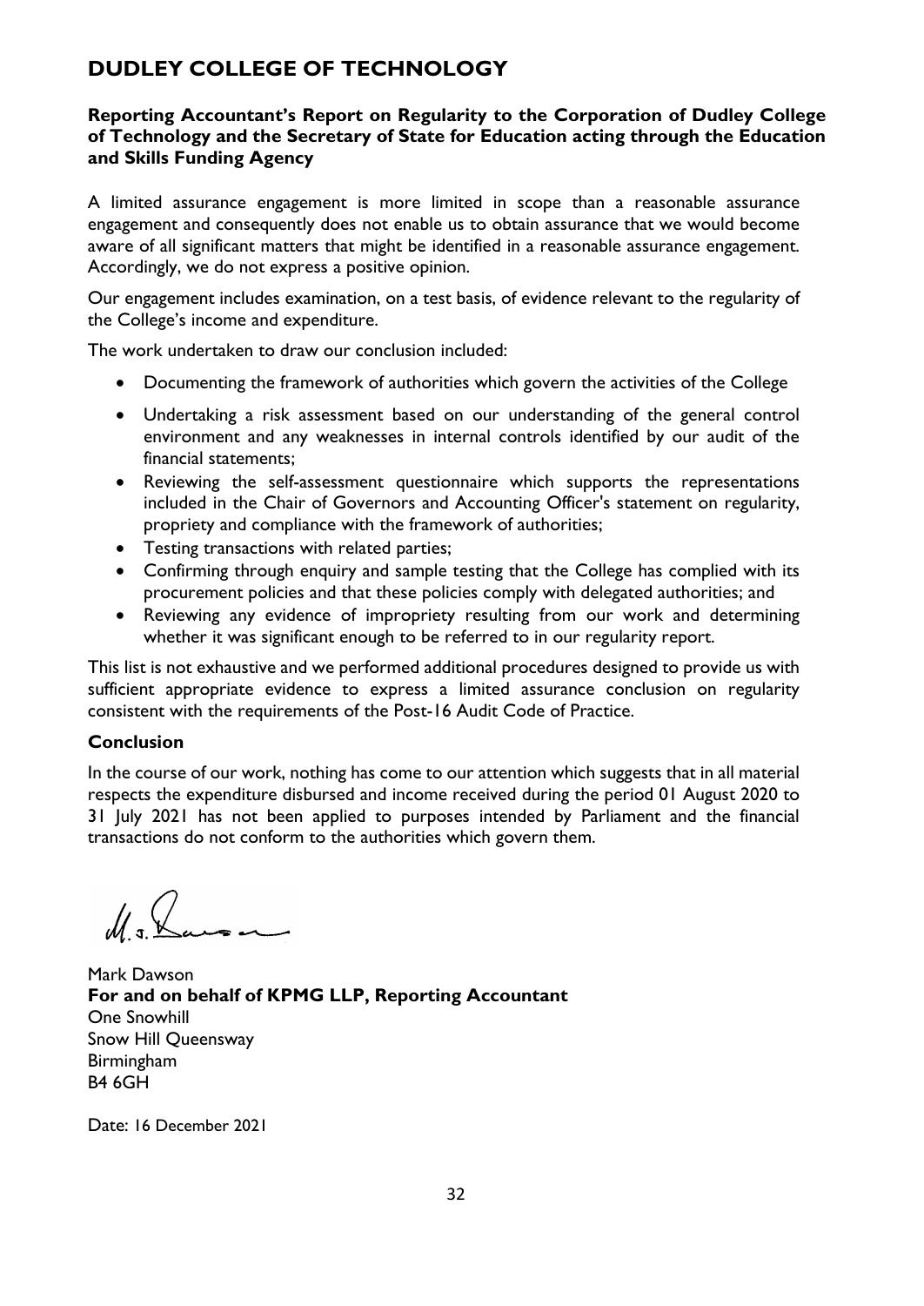# DUDLEY COLLEGE OF TECHNOLOGY

**Reporting Accountant's Report on Regularity to the Corporation of Dudley College of Technology and the Secretary of State for Education acting through the Education and Skills Funding Agency**

A limited assurance engagement is more limited in scope than a reasonable assurance engagement and consequently does not enable us to obtain assurance that we would become aware of all significant matters that might be identified in a reasonable assurance engagement. Accordingly, we do not express a positive opinion.

Our engagement includes examination, on a test basis, of evidence relevant to the regularity of the College's income and expenditure.

The work undertaken to draw our conclusion included:

- Documenting the framework of authorities which govern the activities of the College
- Undertaking a risk assessment based on our understanding of the general control environment and any weaknesses in internal controls identified by our audit of the financial statements;
- Reviewing the self-assessment questionnaire which supports the representations included in the Chair of Governors and Accounting Officer's statement on regularity, propriety and compliance with the framework of authorities;
- Testing transactions with related parties;
- Confirming through enquiry and sample testing that the College has complied with its procurement policies and that these policies comply with delegated authorities; and
- Reviewing any evidence of impropriety resulting from our work and determining whether it was significant enough to be referred to in our regularity report.

This list is not exhaustive and we performed additional procedures designed to provide us with sufficient appropriate evidence to express a limited assurance conclusion on regularity consistent with the requirements of the Post-16 Audit Code of Practice.

**Conclusion**

In the course of our work, nothing has come to our attention which suggests that in all material respects the expenditure disbursed and income received during the period 01 August 2020 to 31 July 2021 has not been applied to purposes intended by Parliament and the financial transactions do not conform to the authorities which govern them.

Mark Dawson
**For and on behalf of KPMG LLP, Reporting Accountant**
One Snowhill
Snow Hill Queensway
Birmingham
B4 6GH

Date: 16 December 2021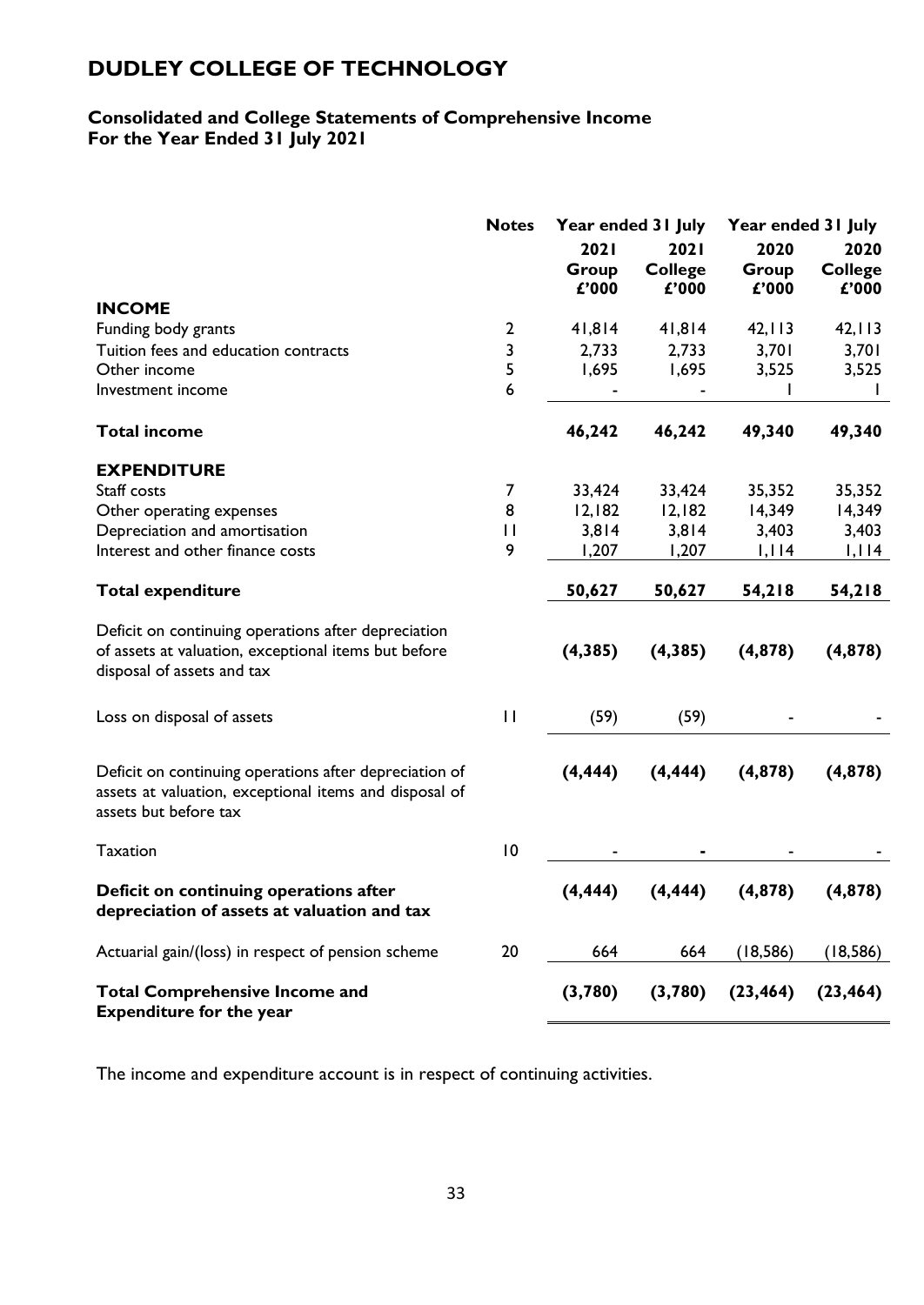# DUDLEY COLLEGE OF TECHNOLOGY

## Consolidated and College Statements of Comprehensive Income
## For the Year Ended 31 July 2021

| | Notes | Year ended 31 July | | Year ended 31 July | |
|---|---|---|---|---|---|
| | | 2021 Group £'000 | 2021 College £'000 | 2020 Group £'000 | 2020 College £'000 |
| **INCOME** | | | | | |
| Funding body grants | 2 | 41,814 | 41,814 | 42,113 | 42,113 |
| Tuition fees and education contracts | 3 | 2,733 | 2,733 | 3,701 | 3,701 |
| Other income | 5 | 1,695 | 1,695 | 3,525 | 3,525 |
| Investment income | 6 | - | - | 1 | 1 |
| **Total income** | | **46,242** | **46,242** | **49,340** | **49,340** |
| **EXPENDITURE** | | | | | |
| Staff costs | 7 | 33,424 | 33,424 | 35,352 | 35,352 |
| Other operating expenses | 8 | 12,182 | 12,182 | 14,349 | 14,349 |
| Depreciation and amortisation | 11 | 3,814 | 3,814 | 3,403 | 3,403 |
| Interest and other finance costs | 9 | 1,207 | 1,207 | 1,114 | 1,114 |
| **Total expenditure** | | **50,627** | **50,627** | **54,218** | **54,218** |
| Deficit on continuing operations after depreciation of assets at valuation, exceptional items but before disposal of assets and tax | | **(4,385)** | **(4,385)** | **(4,878)** | **(4,878)** |
| Loss on disposal of assets | 11 | (59) | (59) | - | - |
| Deficit on continuing operations after depreciation of assets at valuation, exceptional items and disposal of assets but before tax | | **(4,444)** | **(4,444)** | **(4,878)** | **(4,878)** |
| Taxation | 10 | - | - | - | - |
| **Deficit on continuing operations after depreciation of assets at valuation and tax** | | **(4,444)** | **(4,444)** | **(4,878)** | **(4,878)** |
| Actuarial gain/(loss) in respect of pension scheme | 20 | 664 | 664 | (18,586) | (18,586) |
| **Total Comprehensive Income and Expenditure for the year** | | **(3,780)** | **(3,780)** | **(23,464)** | **(23,464)** |

The income and expenditure account is in respect of continuing activities.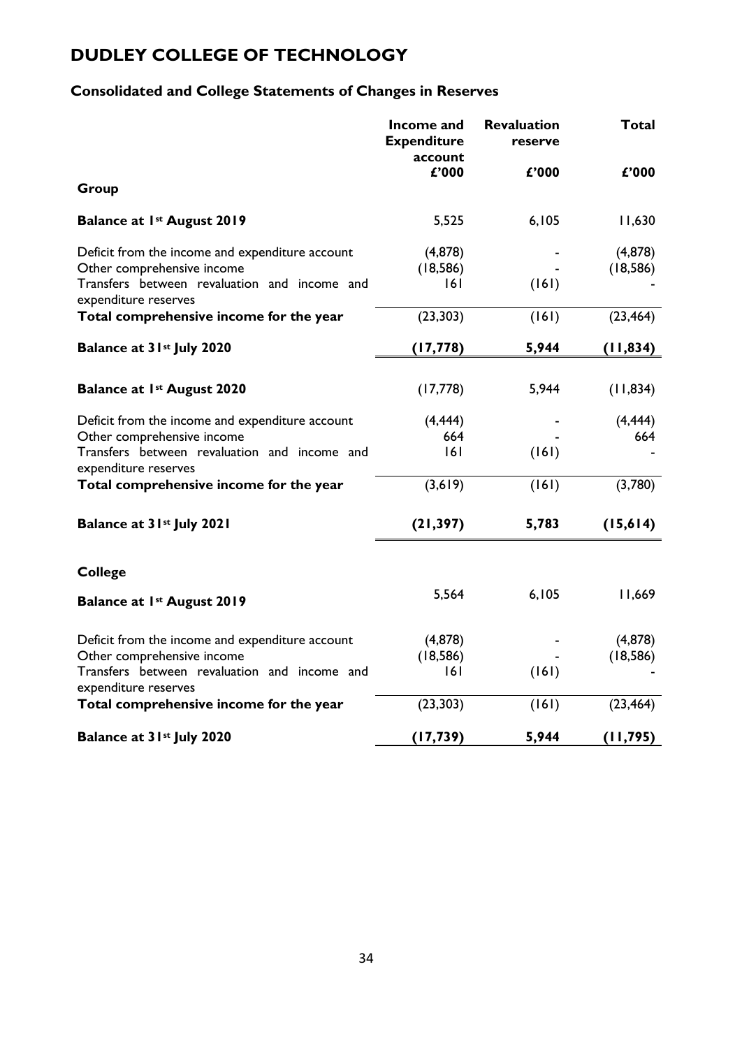# DUDLEY COLLEGE OF TECHNOLOGY

## Consolidated and College Statements of Changes in Reserves

| | Income and Expenditure account | Revaluation reserve | Total |
|---|---|---|---|
| | £'000 | £'000 | £'000 |
| **Group** | | | |
| **Balance at 1st August 2019** | 5,525 | 6,105 | 11,630 |
| Deficit from the income and expenditure account | (4,878) | - | (4,878) |
| Other comprehensive income | (18,586) | - | (18,586) |
| Transfers between revaluation and income and expenditure reserves | 161 | (161) | - |
| **Total comprehensive income for the year** | (23,303) | (161) | (23,464) |
| **Balance at 31st July 2020** | **(17,778)** | **5,944** | **(11,834)** |
| **Balance at 1st August 2020** | (17,778) | 5,944 | (11,834) |
| Deficit from the income and expenditure account | (4,444) | - | (4,444) |
| Other comprehensive income | 664 | - | 664 |
| Transfers between revaluation and income and expenditure reserves | 161 | (161) | - |
| **Total comprehensive income for the year** | (3,619) | (161) | (3,780) |
| **Balance at 31st July 2021** | **(21,397)** | **5,783** | **(15,614)** |
| **College** | | | |
| **Balance at 1st August 2019** | 5,564 | 6,105 | 11,669 |
| Deficit from the income and expenditure account | (4,878) | - | (4,878) |
| Other comprehensive income | (18,586) | - | (18,586) |
| Transfers between revaluation and income and expenditure reserves | 161 | (161) | - |
| **Total comprehensive income for the year** | (23,303) | (161) | (23,464) |
| **Balance at 31st July 2020** | **(17,739)** | **5,944** | **(11,795)** |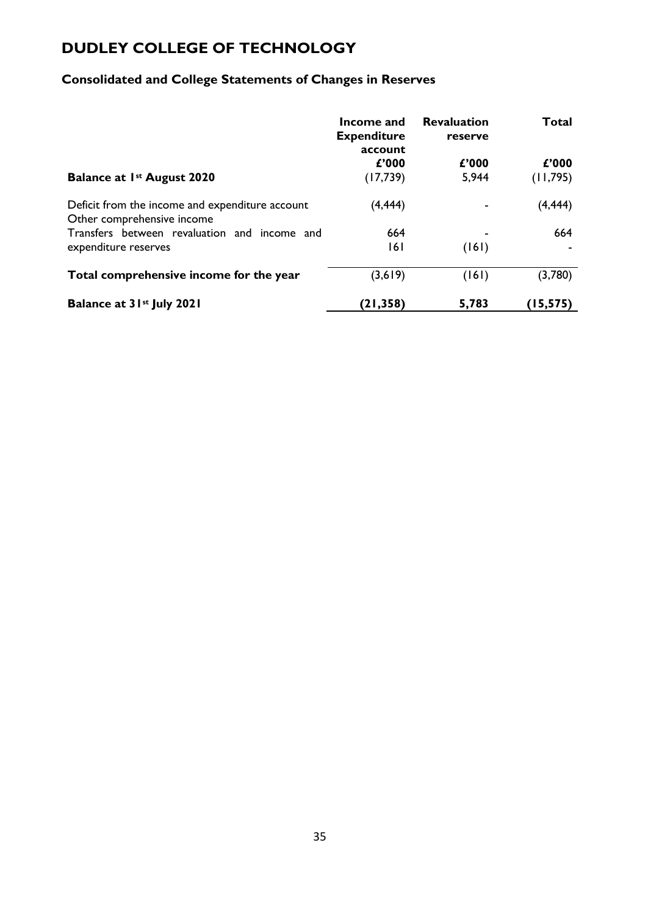# DUDLEY COLLEGE OF TECHNOLOGY

## Consolidated and College Statements of Changes in Reserves

| | Income and Expenditure account | Revaluation reserve | Total |
|---|---|---|---|
| | £'000 | £'000 | £'000 |
| **Balance at 1st August 2020** | (17,739) | 5,944 | (11,795) |
| Deficit from the income and expenditure account | (4,444) | - | (4,444) |
| Other comprehensive income | 664 | - | 664 |
| Transfers between revaluation and income and expenditure reserves | 161 | (161) | - |
| **Total comprehensive income for the year** | (3,619) | (161) | (3,780) |
| **Balance at 31st July 2021** | **(21,358)** | **5,783** | **(15,575)** |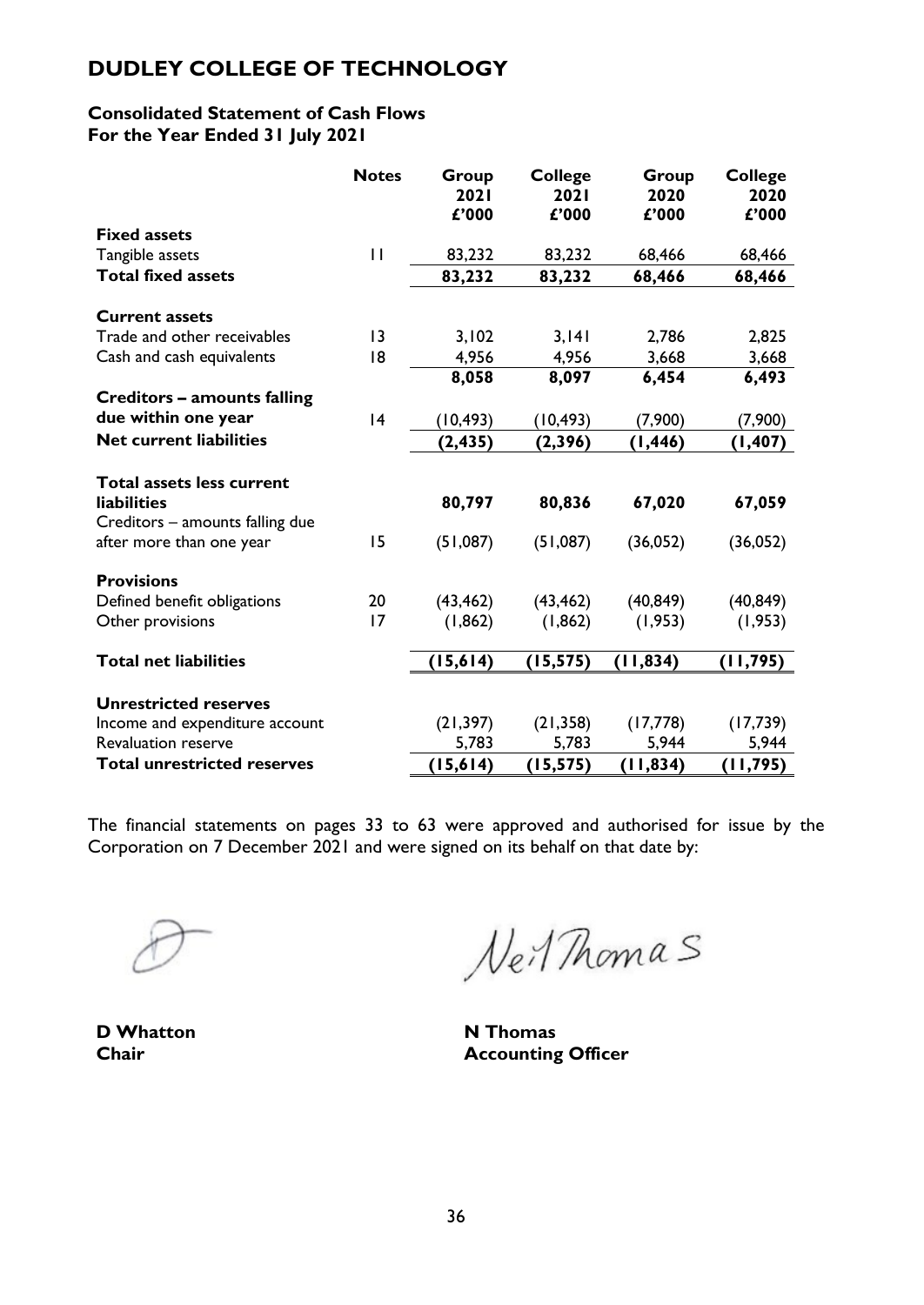# DUDLEY COLLEGE OF TECHNOLOGY

**Consolidated Statement of Cash Flows**
**For the Year Ended 31 July 2021**

| | Notes | Group 2021 £'000 | College 2021 £'000 | Group 2020 £'000 | College 2020 £'000 |
|---|---|---|---|---|---|
| **Fixed assets** | | | | | |
| Tangible assets | 11 | 83,232 | 83,232 | 68,466 | 68,466 |
| **Total fixed assets** | | **83,232** | **83,232** | **68,466** | **68,466** |
| | | | | | |
| **Current assets** | | | | | |
| Trade and other receivables | 13 | 3,102 | 3,141 | 2,786 | 2,825 |
| Cash and cash equivalents | 18 | 4,956 | 4,956 | 3,668 | 3,668 |
| | | **8,058** | **8,097** | **6,454** | **6,493** |
| **Creditors – amounts falling due within one year** | 14 | (10,493) | (10,493) | (7,900) | (7,900) |
| **Net current liabilities** | | **(2,435)** | **(2,396)** | **(1,446)** | **(1,407)** |
| | | | | | |
| **Total assets less current liabilities** | | **80,797** | **80,836** | **67,020** | **67,059** |
| Creditors – amounts falling due after more than one year | 15 | (51,087) | (51,087) | (36,052) | (36,052) |
| | | | | | |
| **Provisions** | | | | | |
| Defined benefit obligations | 20 | (43,462) | (43,462) | (40,849) | (40,849) |
| Other provisions | 17 | (1,862) | (1,862) | (1,953) | (1,953) |
| | | | | | |
| **Total net liabilities** | | **(15,614)** | **(15,575)** | **(11,834)** | **(11,795)** |
| | | | | | |
| **Unrestricted reserves** | | | | | |
| Income and expenditure account | | (21,397) | (21,358) | (17,778) | (17,739) |
| Revaluation reserve | | 5,783 | 5,783 | 5,944 | 5,944 |
| **Total unrestricted reserves** | | **(15,614)** | **(15,575)** | **(11,834)** | **(11,795)** |

The financial statements on pages 33 to 63 were approved and authorised for issue by the Corporation on 7 December 2021 and were signed on its behalf on that date by:

**D Whatton**
**Chair**

**N Thomas**
**Accounting Officer**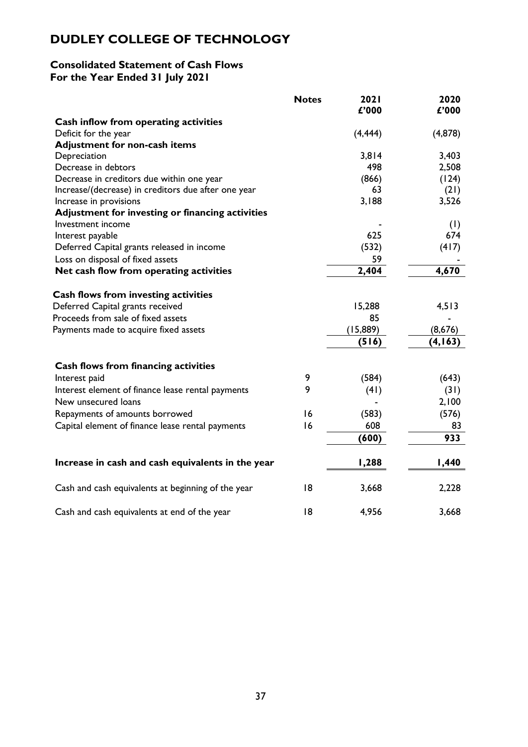# DUDLEY COLLEGE OF TECHNOLOGY

## Consolidated Statement of Cash Flows
## For the Year Ended 31 July 2021

| | Notes | 2021<br>£'000 | 2020<br>£'000 |
|---|---|---|---|
| **Cash inflow from operating activities** | | | |
| Deficit for the year | | (4,444) | (4,878) |
| **Adjustment for non-cash items** | | | |
| Depreciation | | 3,814 | 3,403 |
| Decrease in debtors | | 498 | 2,508 |
| Decrease in creditors due within one year | | (866) | (124) |
| Increase/(decrease) in creditors due after one year | | 63 | (21) |
| Increase in provisions | | 3,188 | 3,526 |
| **Adjustment for investing or financing activities** | | | |
| Investment income | | - | (1) |
| Interest payable | | 625 | 674 |
| Deferred Capital grants released in income | | (532) | (417) |
| Loss on disposal of fixed assets | | 59 | - |
| **Net cash flow from operating activities** | | **2,404** | **4,670** |
| | | | |
| **Cash flows from investing activities** | | | |
| Deferred Capital grants received | | 15,288 | 4,513 |
| Proceeds from sale of fixed assets | | 85 | - |
| Payments made to acquire fixed assets | | (15,889) | (8,676) |
| | | **(516)** | **(4,163)** |
| | | | |
| **Cash flows from financing activities** | | | |
| Interest paid | 9 | (584) | (643) |
| Interest element of finance lease rental payments | 9 | (41) | (31) |
| New unsecured loans | | - | 2,100 |
| Repayments of amounts borrowed | 16 | (583) | (576) |
| Capital element of finance lease rental payments | 16 | 608 | 83 |
| | | **(600)** | **933** |
| | | | |
| **Increase in cash and cash equivalents in the year** | | **1,288** | **1,440** |
| | | | |
| Cash and cash equivalents at beginning of the year | 18 | 3,668 | 2,228 |
| | | | |
| Cash and cash equivalents at end of the year | 18 | 4,956 | 3,668 |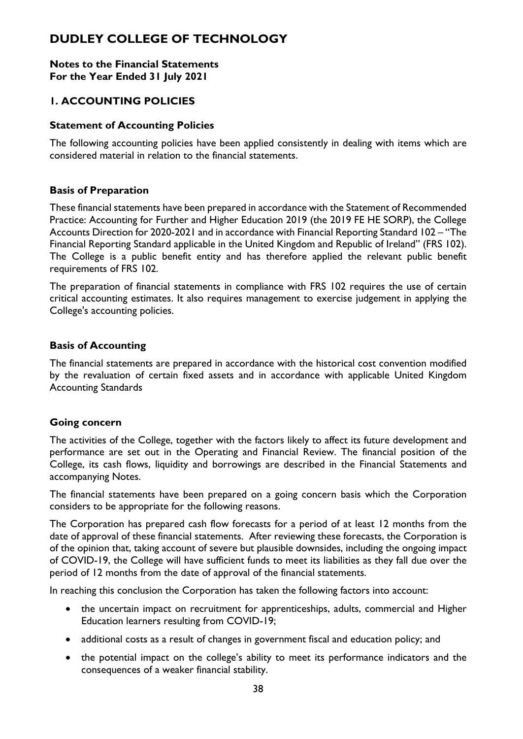# DUDLEY COLLEGE OF TECHNOLOGY

**Notes to the Financial Statements**
**For the Year Ended 31 July 2021**

## 1. ACCOUNTING POLICIES

### Statement of Accounting Policies

The following accounting policies have been applied consistently in dealing with items which are considered material in relation to the financial statements.

### Basis of Preparation

These financial statements have been prepared in accordance with the Statement of Recommended Practice: Accounting for Further and Higher Education 2019 (the 2019 FE HE SORP), the College Accounts Direction for 2020-2021 and in accordance with Financial Reporting Standard 102 – "The Financial Reporting Standard applicable in the United Kingdom and Republic of Ireland" (FRS 102). The College is a public benefit entity and has therefore applied the relevant public benefit requirements of FRS 102.

The preparation of financial statements in compliance with FRS 102 requires the use of certain critical accounting estimates. It also requires management to exercise judgement in applying the College's accounting policies.

### Basis of Accounting

The financial statements are prepared in accordance with the historical cost convention modified by the revaluation of certain fixed assets and in accordance with applicable United Kingdom Accounting Standards

### Going concern

The activities of the College, together with the factors likely to affect its future development and performance are set out in the Operating and Financial Review. The financial position of the College, its cash flows, liquidity and borrowings are described in the Financial Statements and accompanying Notes.

The financial statements have been prepared on a going concern basis which the Corporation considers to be appropriate for the following reasons.

The Corporation has prepared cash flow forecasts for a period of at least 12 months from the date of approval of these financial statements. After reviewing these forecasts, the Corporation is of the opinion that, taking account of severe but plausible downsides, including the ongoing impact of COVID-19, the College will have sufficient funds to meet its liabilities as they fall due over the period of 12 months from the date of approval of the financial statements.

In reaching this conclusion the Corporation has taken the following factors into account:

- the uncertain impact on recruitment for apprenticeships, adults, commercial and Higher Education learners resulting from COVID-19;
- additional costs as a result of changes in government fiscal and education policy; and
- the potential impact on the college's ability to meet its performance indicators and the consequences of a weaker financial stability.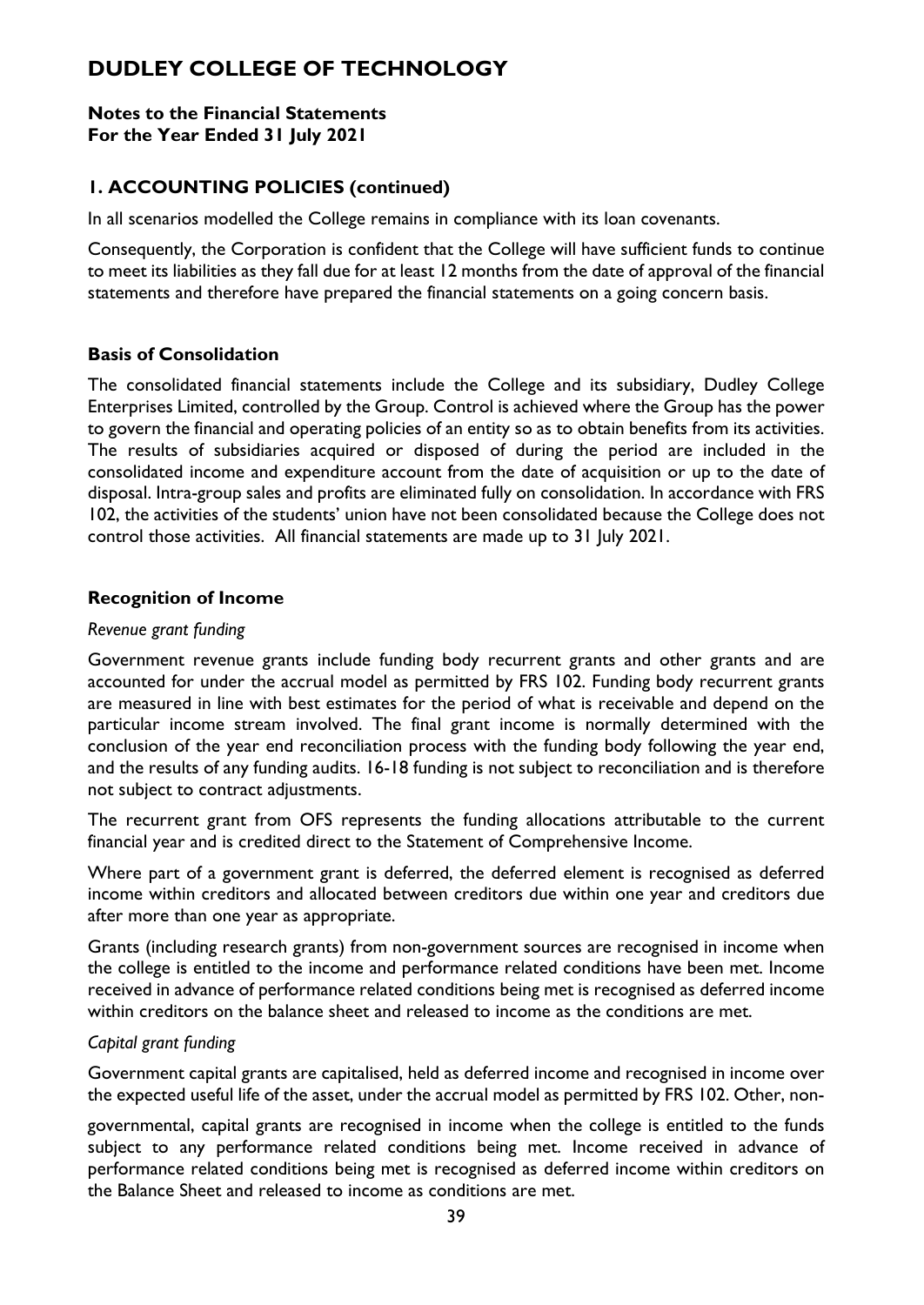## 1. ACCOUNTING POLICIES (continued)

In all scenarios modelled the College remains in compliance with its loan covenants.

Consequently, the Corporation is confident that the College will have sufficient funds to continue to meet its liabilities as they fall due for at least 12 months from the date of approval of the financial statements and therefore have prepared the financial statements on a going concern basis.

### Basis of Consolidation

The consolidated financial statements include the College and its subsidiary, Dudley College Enterprises Limited, controlled by the Group. Control is achieved where the Group has the power to govern the financial and operating policies of an entity so as to obtain benefits from its activities. The results of subsidiaries acquired or disposed of during the period are included in the consolidated income and expenditure account from the date of acquisition or up to the date of disposal. Intra-group sales and profits are eliminated fully on consolidation. In accordance with FRS 102, the activities of the students' union have not been consolidated because the College does not control those activities. All financial statements are made up to 31 July 2021.

### Recognition of Income

*Revenue grant funding*

Government revenue grants include funding body recurrent grants and other grants and are accounted for under the accrual model as permitted by FRS 102. Funding body recurrent grants are measured in line with best estimates for the period of what is receivable and depend on the particular income stream involved. The final grant income is normally determined with the conclusion of the year end reconciliation process with the funding body following the year end, and the results of any funding audits. 16-18 funding is not subject to reconciliation and is therefore not subject to contract adjustments.

The recurrent grant from OFS represents the funding allocations attributable to the current financial year and is credited direct to the Statement of Comprehensive Income.

Where part of a government grant is deferred, the deferred element is recognised as deferred income within creditors and allocated between creditors due within one year and creditors due after more than one year as appropriate.

Grants (including research grants) from non-government sources are recognised in income when the college is entitled to the income and performance related conditions have been met. Income received in advance of performance related conditions being met is recognised as deferred income within creditors on the balance sheet and released to income as the conditions are met.

*Capital grant funding*

Government capital grants are capitalised, held as deferred income and recognised in income over the expected useful life of the asset, under the accrual model as permitted by FRS 102. Other, non-governmental, capital grants are recognised in income when the college is entitled to the funds subject to any performance related conditions being met. Income received in advance of performance related conditions being met is recognised as deferred income within creditors on the Balance Sheet and released to income as conditions are met.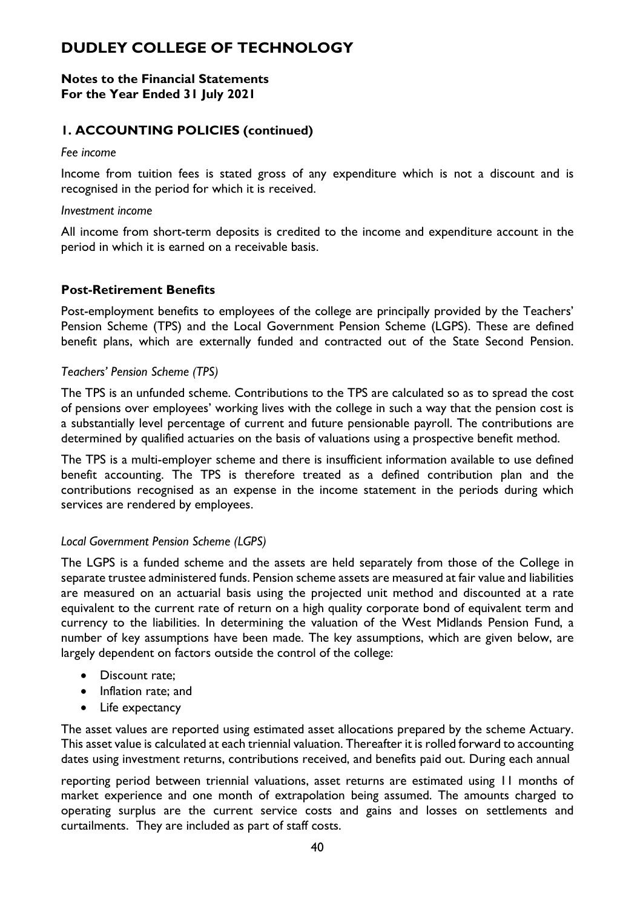# DUDLEY COLLEGE OF TECHNOLOGY

**Notes to the Financial Statements**
**For the Year Ended 31 July 2021**

## 1. ACCOUNTING POLICIES (continued)

*Fee income*

Income from tuition fees is stated gross of any expenditure which is not a discount and is recognised in the period for which it is received.

*Investment income*

All income from short-term deposits is credited to the income and expenditure account in the period in which it is earned on a receivable basis.

### Post-Retirement Benefits

Post-employment benefits to employees of the college are principally provided by the Teachers' Pension Scheme (TPS) and the Local Government Pension Scheme (LGPS). These are defined benefit plans, which are externally funded and contracted out of the State Second Pension.

*Teachers' Pension Scheme (TPS)*

The TPS is an unfunded scheme. Contributions to the TPS are calculated so as to spread the cost of pensions over employees' working lives with the college in such a way that the pension cost is a substantially level percentage of current and future pensionable payroll. The contributions are determined by qualified actuaries on the basis of valuations using a prospective benefit method.

The TPS is a multi-employer scheme and there is insufficient information available to use defined benefit accounting. The TPS is therefore treated as a defined contribution plan and the contributions recognised as an expense in the income statement in the periods during which services are rendered by employees.

*Local Government Pension Scheme (LGPS)*

The LGPS is a funded scheme and the assets are held separately from those of the College in separate trustee administered funds. Pension scheme assets are measured at fair value and liabilities are measured on an actuarial basis using the projected unit method and discounted at a rate equivalent to the current rate of return on a high quality corporate bond of equivalent term and currency to the liabilities. In determining the valuation of the West Midlands Pension Fund, a number of key assumptions have been made. The key assumptions, which are given below, are largely dependent on factors outside the control of the college:

- Discount rate;
- Inflation rate; and
- Life expectancy

The asset values are reported using estimated asset allocations prepared by the scheme Actuary. This asset value is calculated at each triennial valuation. Thereafter it is rolled forward to accounting dates using investment returns, contributions received, and benefits paid out. During each annual reporting period between triennial valuations, asset returns are estimated using 11 months of market experience and one month of extrapolation being assumed. The amounts charged to operating surplus are the current service costs and gains and losses on settlements and curtailments. They are included as part of staff costs.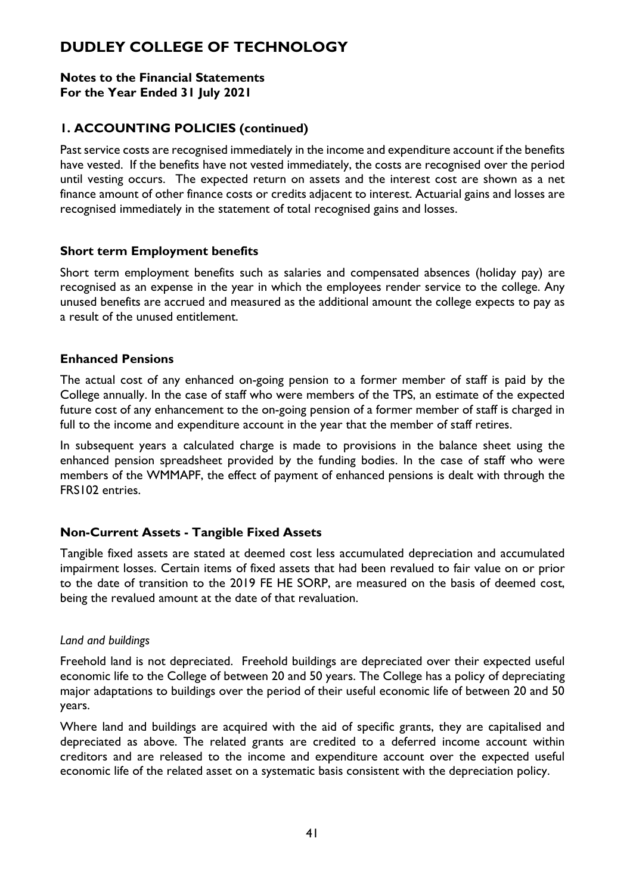# DUDLEY COLLEGE OF TECHNOLOGY

**Notes to the Financial Statements**
**For the Year Ended 31 July 2021**

## 1. ACCOUNTING POLICIES (continued)

Past service costs are recognised immediately in the income and expenditure account if the benefits have vested. If the benefits have not vested immediately, the costs are recognised over the period until vesting occurs. The expected return on assets and the interest cost are shown as a net finance amount of other finance costs or credits adjacent to interest. Actuarial gains and losses are recognised immediately in the statement of total recognised gains and losses.

### Short term Employment benefits

Short term employment benefits such as salaries and compensated absences (holiday pay) are recognised as an expense in the year in which the employees render service to the college. Any unused benefits are accrued and measured as the additional amount the college expects to pay as a result of the unused entitlement.

### Enhanced Pensions

The actual cost of any enhanced on-going pension to a former member of staff is paid by the College annually. In the case of staff who were members of the TPS, an estimate of the expected future cost of any enhancement to the on-going pension of a former member of staff is charged in full to the income and expenditure account in the year that the member of staff retires.

In subsequent years a calculated charge is made to provisions in the balance sheet using the enhanced pension spreadsheet provided by the funding bodies. In the case of staff who were members of the WMMAPF, the effect of payment of enhanced pensions is dealt with through the FRS102 entries.

### Non-Current Assets - Tangible Fixed Assets

Tangible fixed assets are stated at deemed cost less accumulated depreciation and accumulated impairment losses. Certain items of fixed assets that had been revalued to fair value on or prior to the date of transition to the 2019 FE HE SORP, are measured on the basis of deemed cost, being the revalued amount at the date of that revaluation.

*Land and buildings*

Freehold land is not depreciated. Freehold buildings are depreciated over their expected useful economic life to the College of between 20 and 50 years. The College has a policy of depreciating major adaptations to buildings over the period of their useful economic life of between 20 and 50 years.

Where land and buildings are acquired with the aid of specific grants, they are capitalised and depreciated as above. The related grants are credited to a deferred income account within creditors and are released to the income and expenditure account over the expected useful economic life of the related asset on a systematic basis consistent with the depreciation policy.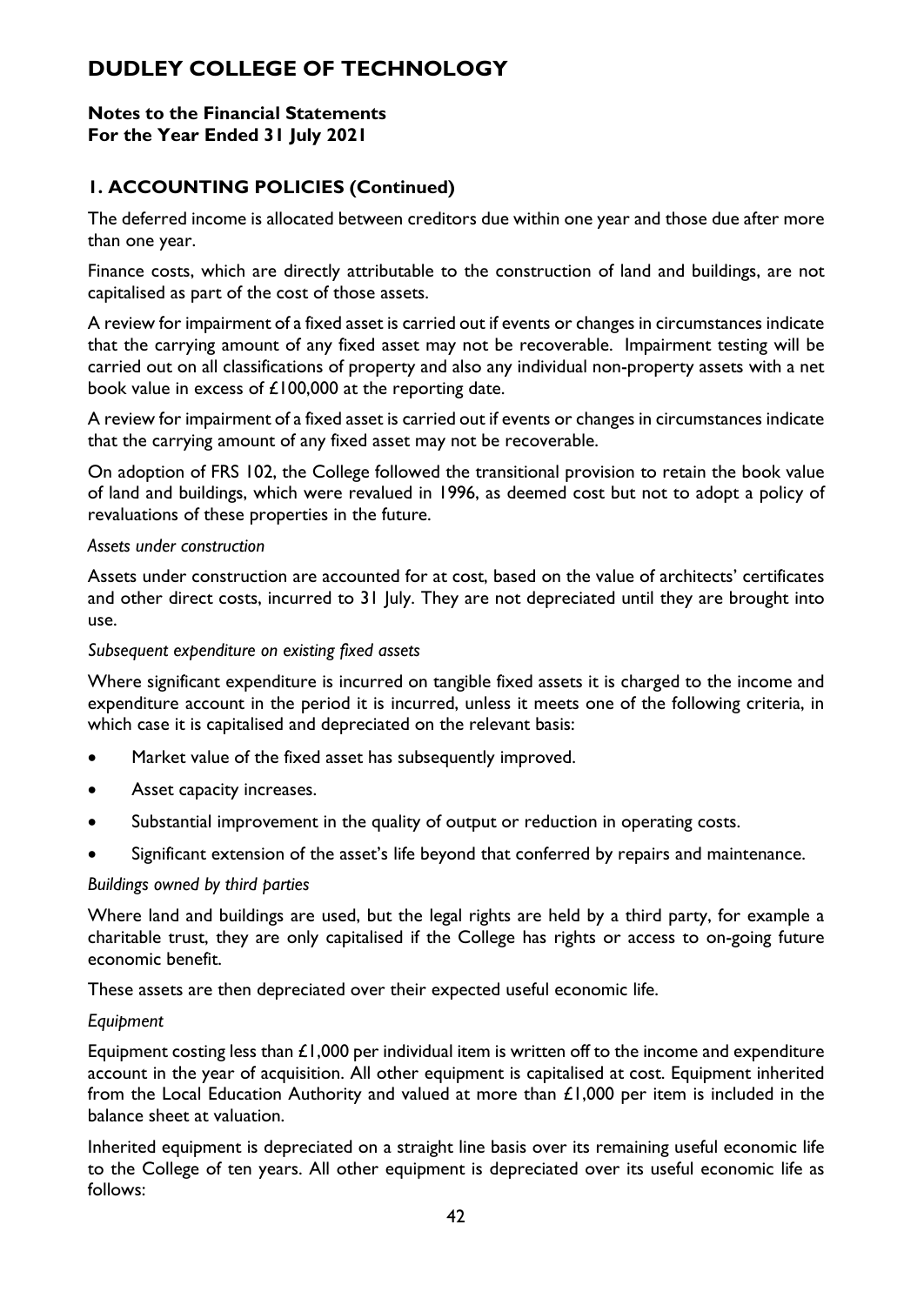# DUDLEY COLLEGE OF TECHNOLOGY

**Notes to the Financial Statements**
**For the Year Ended 31 July 2021**

## 1. ACCOUNTING POLICIES (Continued)

The deferred income is allocated between creditors due within one year and those due after more than one year.

Finance costs, which are directly attributable to the construction of land and buildings, are not capitalised as part of the cost of those assets.

A review for impairment of a fixed asset is carried out if events or changes in circumstances indicate that the carrying amount of any fixed asset may not be recoverable. Impairment testing will be carried out on all classifications of property and also any individual non-property assets with a net book value in excess of £100,000 at the reporting date.

A review for impairment of a fixed asset is carried out if events or changes in circumstances indicate that the carrying amount of any fixed asset may not be recoverable.

On adoption of FRS 102, the College followed the transitional provision to retain the book value of land and buildings, which were revalued in 1996, as deemed cost but not to adopt a policy of revaluations of these properties in the future.

*Assets under construction*

Assets under construction are accounted for at cost, based on the value of architects' certificates and other direct costs, incurred to 31 July. They are not depreciated until they are brought into use.

*Subsequent expenditure on existing fixed assets*

Where significant expenditure is incurred on tangible fixed assets it is charged to the income and expenditure account in the period it is incurred, unless it meets one of the following criteria, in which case it is capitalised and depreciated on the relevant basis:

- Market value of the fixed asset has subsequently improved.
- Asset capacity increases.
- Substantial improvement in the quality of output or reduction in operating costs.
- Significant extension of the asset's life beyond that conferred by repairs and maintenance.

*Buildings owned by third parties*

Where land and buildings are used, but the legal rights are held by a third party, for example a charitable trust, they are only capitalised if the College has rights or access to on-going future economic benefit.

These assets are then depreciated over their expected useful economic life.

*Equipment*

Equipment costing less than £1,000 per individual item is written off to the income and expenditure account in the year of acquisition. All other equipment is capitalised at cost. Equipment inherited from the Local Education Authority and valued at more than £1,000 per item is included in the balance sheet at valuation.

Inherited equipment is depreciated on a straight line basis over its remaining useful economic life to the College of ten years. All other equipment is depreciated over its useful economic life as follows: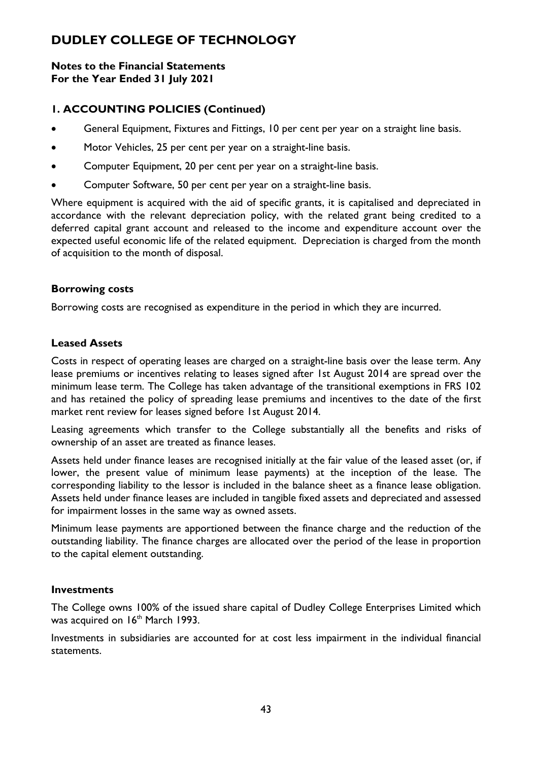# DUDLEY COLLEGE OF TECHNOLOGY

**Notes to the Financial Statements**
**For the Year Ended 31 July 2021**

## 1. ACCOUNTING POLICIES (Continued)

- General Equipment, Fixtures and Fittings, 10 per cent per year on a straight line basis.
- Motor Vehicles, 25 per cent per year on a straight-line basis.
- Computer Equipment, 20 per cent per year on a straight-line basis.
- Computer Software, 50 per cent per year on a straight-line basis.

Where equipment is acquired with the aid of specific grants, it is capitalised and depreciated in accordance with the relevant depreciation policy, with the related grant being credited to a deferred capital grant account and released to the income and expenditure account over the expected useful economic life of the related equipment. Depreciation is charged from the month of acquisition to the month of disposal.

### Borrowing costs

Borrowing costs are recognised as expenditure in the period in which they are incurred.

### Leased Assets

Costs in respect of operating leases are charged on a straight-line basis over the lease term. Any lease premiums or incentives relating to leases signed after 1st August 2014 are spread over the minimum lease term. The College has taken advantage of the transitional exemptions in FRS 102 and has retained the policy of spreading lease premiums and incentives to the date of the first market rent review for leases signed before 1st August 2014.

Leasing agreements which transfer to the College substantially all the benefits and risks of ownership of an asset are treated as finance leases.

Assets held under finance leases are recognised initially at the fair value of the leased asset (or, if lower, the present value of minimum lease payments) at the inception of the lease. The corresponding liability to the lessor is included in the balance sheet as a finance lease obligation. Assets held under finance leases are included in tangible fixed assets and depreciated and assessed for impairment losses in the same way as owned assets.

Minimum lease payments are apportioned between the finance charge and the reduction of the outstanding liability. The finance charges are allocated over the period of the lease in proportion to the capital element outstanding.

### Investments

The College owns 100% of the issued share capital of Dudley College Enterprises Limited which was acquired on 16th March 1993.

Investments in subsidiaries are accounted for at cost less impairment in the individual financial statements.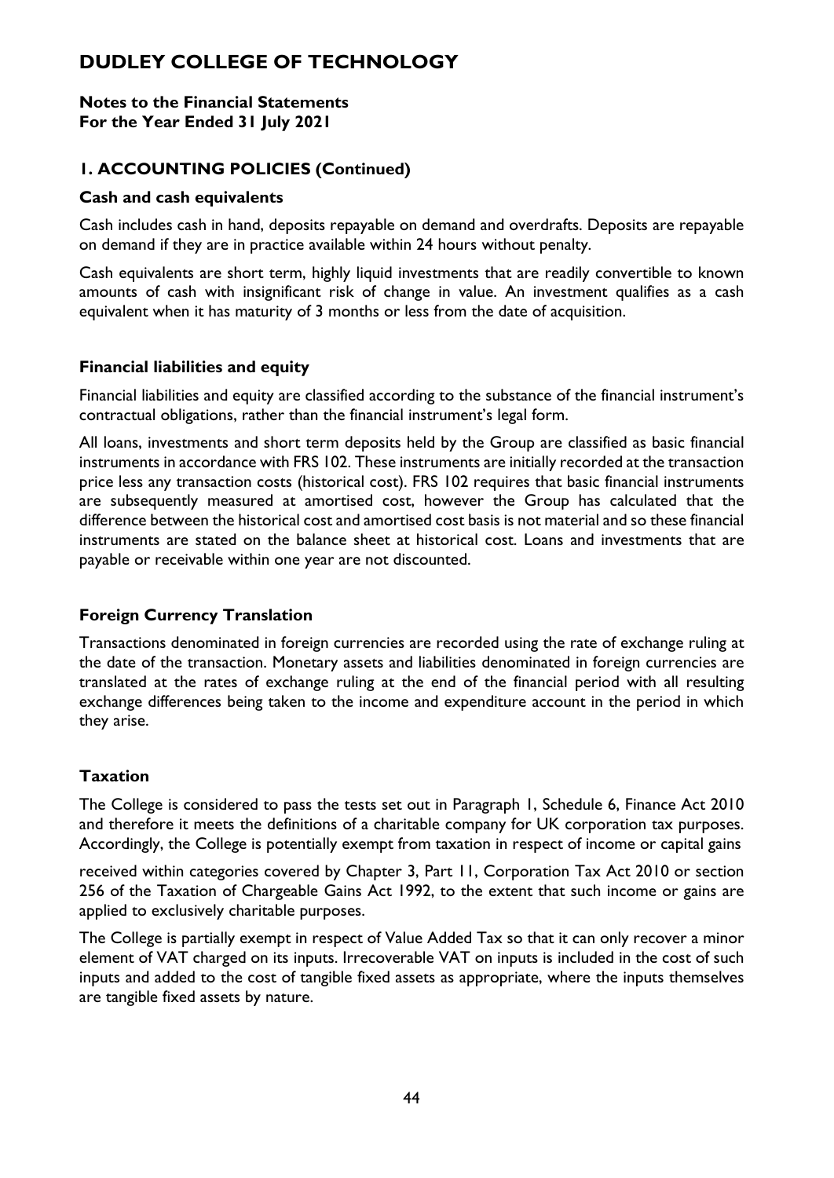# DUDLEY COLLEGE OF TECHNOLOGY

**Notes to the Financial Statements**
**For the Year Ended 31 July 2021**

## 1. ACCOUNTING POLICIES (Continued)

### Cash and cash equivalents

Cash includes cash in hand, deposits repayable on demand and overdrafts. Deposits are repayable on demand if they are in practice available within 24 hours without penalty.

Cash equivalents are short term, highly liquid investments that are readily convertible to known amounts of cash with insignificant risk of change in value. An investment qualifies as a cash equivalent when it has maturity of 3 months or less from the date of acquisition.

### Financial liabilities and equity

Financial liabilities and equity are classified according to the substance of the financial instrument's contractual obligations, rather than the financial instrument's legal form.

All loans, investments and short term deposits held by the Group are classified as basic financial instruments in accordance with FRS 102. These instruments are initially recorded at the transaction price less any transaction costs (historical cost). FRS 102 requires that basic financial instruments are subsequently measured at amortised cost, however the Group has calculated that the difference between the historical cost and amortised cost basis is not material and so these financial instruments are stated on the balance sheet at historical cost. Loans and investments that are payable or receivable within one year are not discounted.

### Foreign Currency Translation

Transactions denominated in foreign currencies are recorded using the rate of exchange ruling at the date of the transaction. Monetary assets and liabilities denominated in foreign currencies are translated at the rates of exchange ruling at the end of the financial period with all resulting exchange differences being taken to the income and expenditure account in the period in which they arise.

### Taxation

The College is considered to pass the tests set out in Paragraph 1, Schedule 6, Finance Act 2010 and therefore it meets the definitions of a charitable company for UK corporation tax purposes. Accordingly, the College is potentially exempt from taxation in respect of income or capital gains received within categories covered by Chapter 3, Part 11, Corporation Tax Act 2010 or section 256 of the Taxation of Chargeable Gains Act 1992, to the extent that such income or gains are applied to exclusively charitable purposes.

The College is partially exempt in respect of Value Added Tax so that it can only recover a minor element of VAT charged on its inputs. Irrecoverable VAT on inputs is included in the cost of such inputs and added to the cost of tangible fixed assets as appropriate, where the inputs themselves are tangible fixed assets by nature.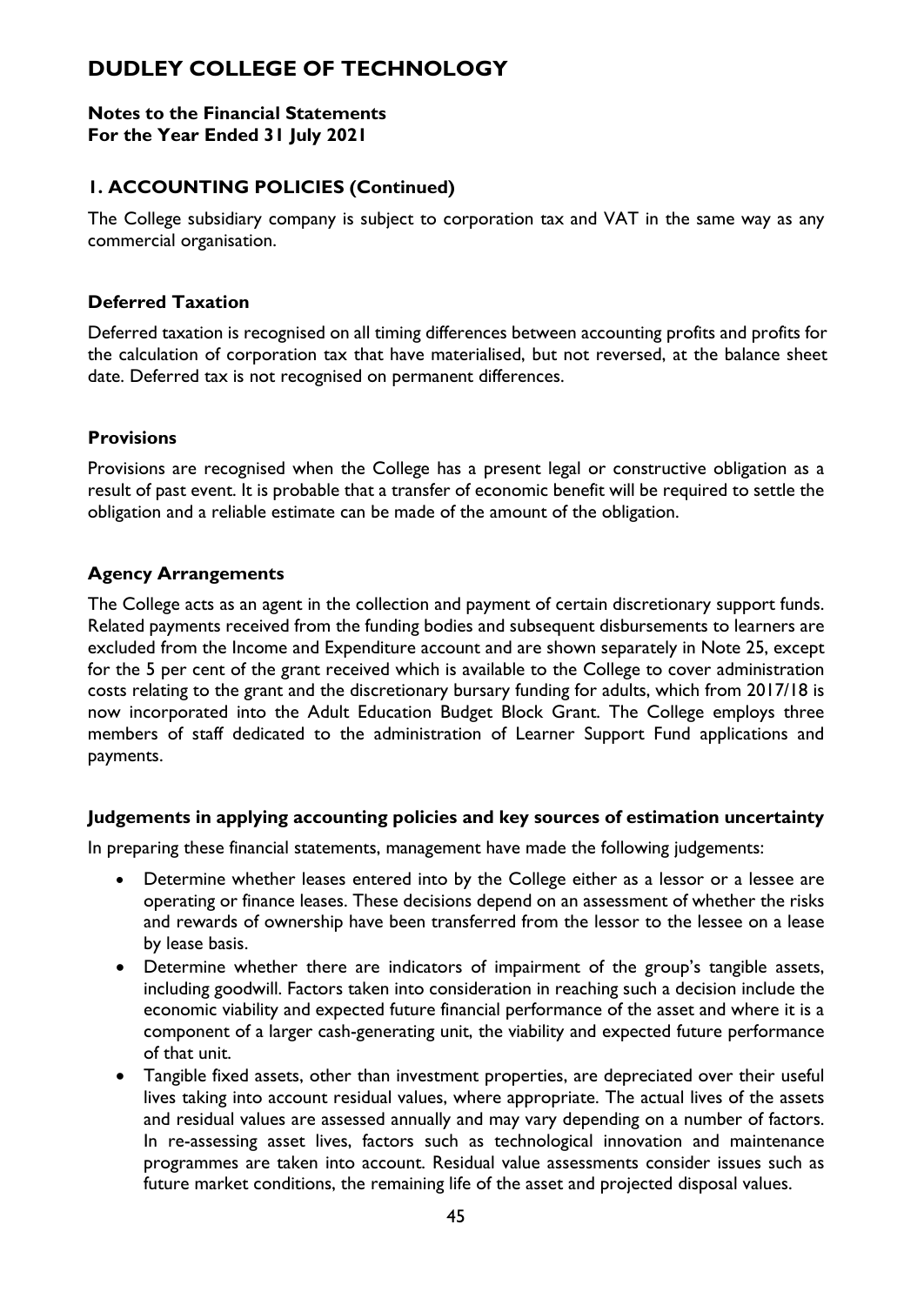# DUDLEY COLLEGE OF TECHNOLOGY

**Notes to the Financial Statements**
**For the Year Ended 31 July 2021**

## 1. ACCOUNTING POLICIES (Continued)

The College subsidiary company is subject to corporation tax and VAT in the same way as any commercial organisation.

### Deferred Taxation

Deferred taxation is recognised on all timing differences between accounting profits and profits for the calculation of corporation tax that have materialised, but not reversed, at the balance sheet date. Deferred tax is not recognised on permanent differences.

### Provisions

Provisions are recognised when the College has a present legal or constructive obligation as a result of past event. It is probable that a transfer of economic benefit will be required to settle the obligation and a reliable estimate can be made of the amount of the obligation.

### Agency Arrangements

The College acts as an agent in the collection and payment of certain discretionary support funds. Related payments received from the funding bodies and subsequent disbursements to learners are excluded from the Income and Expenditure account and are shown separately in Note 25, except for the 5 per cent of the grant received which is available to the College to cover administration costs relating to the grant and the discretionary bursary funding for adults, which from 2017/18 is now incorporated into the Adult Education Budget Block Grant. The College employs three members of staff dedicated to the administration of Learner Support Fund applications and payments.

### Judgements in applying accounting policies and key sources of estimation uncertainty

In preparing these financial statements, management have made the following judgements:

- Determine whether leases entered into by the College either as a lessor or a lessee are operating or finance leases. These decisions depend on an assessment of whether the risks and rewards of ownership have been transferred from the lessor to the lessee on a lease by lease basis.
- Determine whether there are indicators of impairment of the group's tangible assets, including goodwill. Factors taken into consideration in reaching such a decision include the economic viability and expected future financial performance of the asset and where it is a component of a larger cash-generating unit, the viability and expected future performance of that unit.
- Tangible fixed assets, other than investment properties, are depreciated over their useful lives taking into account residual values, where appropriate. The actual lives of the assets and residual values are assessed annually and may vary depending on a number of factors. In re-assessing asset lives, factors such as technological innovation and maintenance programmes are taken into account. Residual value assessments consider issues such as future market conditions, the remaining life of the asset and projected disposal values.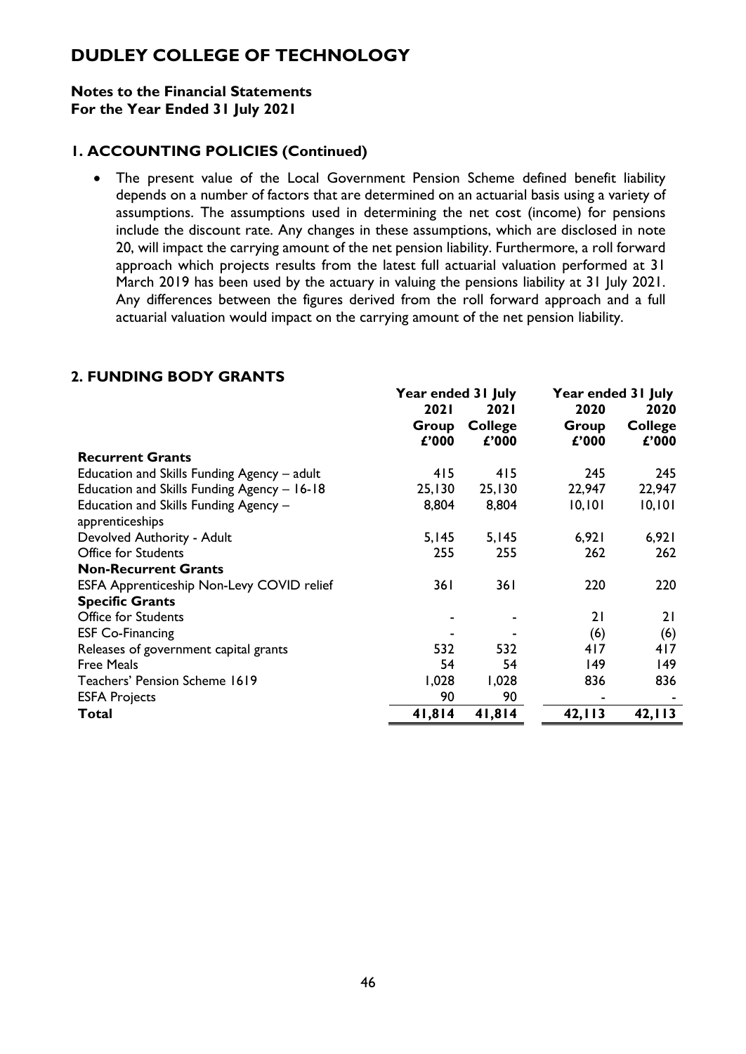# DUDLEY COLLEGE OF TECHNOLOGY

**Notes to the Financial Statements**
**For the Year Ended 31 July 2021**

## 1. ACCOUNTING POLICIES (Continued)

- The present value of the Local Government Pension Scheme defined benefit liability depends on a number of factors that are determined on an actuarial basis using a variety of assumptions. The assumptions used in determining the net cost (income) for pensions include the discount rate. Any changes in these assumptions, which are disclosed in note 20, will impact the carrying amount of the net pension liability. Furthermore, a roll forward approach which projects results from the latest full actuarial valuation performed at 31 March 2019 has been used by the actuary in valuing the pensions liability at 31 July 2021. Any differences between the figures derived from the roll forward approach and a full actuarial valuation would impact on the carrying amount of the net pension liability.

## 2. FUNDING BODY GRANTS

| | Year ended 31 July | | Year ended 31 July | |
|---|---|---|---|---|
| | 2021 | 2021 | 2020 | 2020 |
| | Group | College | Group | College |
| | £'000 | £'000 | £'000 | £'000 |
| **Recurrent Grants** | | | | |
| Education and Skills Funding Agency – adult | 415 | 415 | 245 | 245 |
| Education and Skills Funding Agency – 16-18 | 25,130 | 25,130 | 22,947 | 22,947 |
| Education and Skills Funding Agency – apprenticeships | 8,804 | 8,804 | 10,101 | 10,101 |
| Devolved Authority - Adult | 5,145 | 5,145 | 6,921 | 6,921 |
| Office for Students | 255 | 255 | 262 | 262 |
| **Non-Recurrent Grants** | | | | |
| ESFA Apprenticeship Non-Levy COVID relief | 361 | 361 | 220 | 220 |
| **Specific Grants** | | | | |
| Office for Students | - | - | 21 | 21 |
| ESF Co-Financing | - | - | (6) | (6) |
| Releases of government capital grants | 532 | 532 | 417 | 417 |
| Free Meals | 54 | 54 | 149 | 149 |
| Teachers' Pension Scheme 1619 | 1,028 | 1,028 | 836 | 836 |
| ESFA Projects | 90 | 90 | - | - |
| **Total** | **41,814** | **41,814** | **42,113** | **42,113** |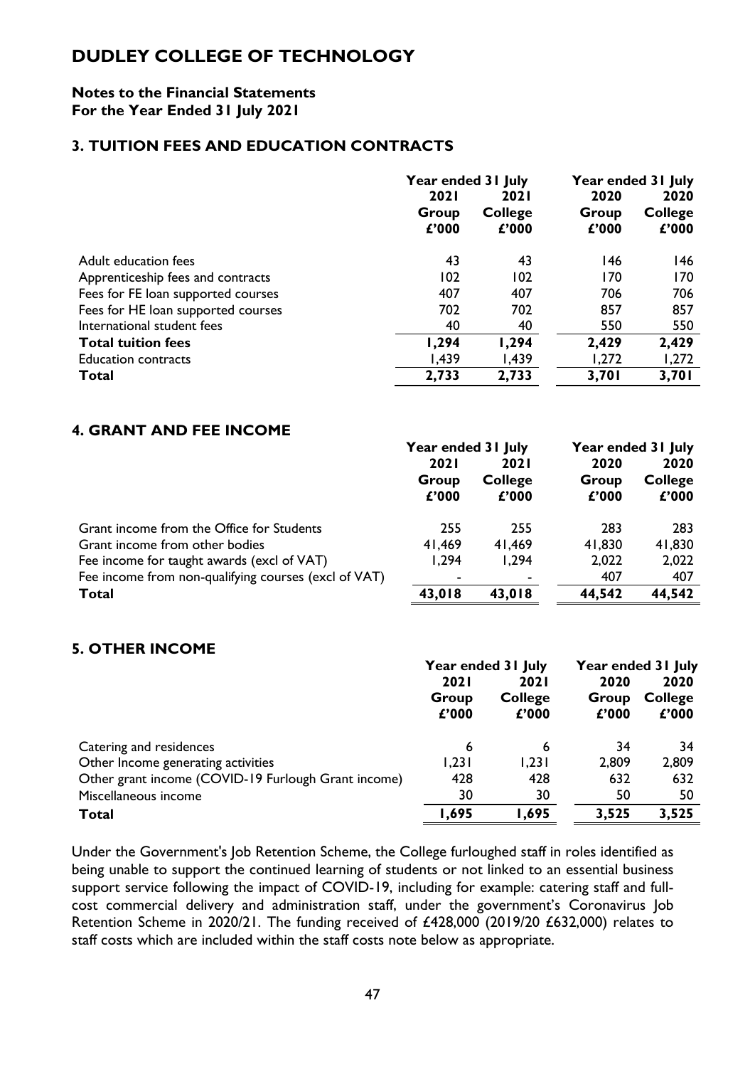# DUDLEY COLLEGE OF TECHNOLOGY

**Notes to the Financial Statements**
**For the Year Ended 31 July 2021**

## 3. TUITION FEES AND EDUCATION CONTRACTS

| | Year ended 31 July | | Year ended 31 July | |
|---|---|---|---|---|
| | **2021** | **2021** | **2020** | **2020** |
| | **Group** | **College** | **Group** | **College** |
| | **£'000** | **£'000** | **£'000** | **£'000** |
| Adult education fees | 43 | 43 | 146 | 146 |
| Apprenticeship fees and contracts | 102 | 102 | 170 | 170 |
| Fees for FE loan supported courses | 407 | 407 | 706 | 706 |
| Fees for HE loan supported courses | 702 | 702 | 857 | 857 |
| International student fees | 40 | 40 | 550 | 550 |
| **Total tuition fees** | **1,294** | **1,294** | **2,429** | **2,429** |
| Education contracts | 1,439 | 1,439 | 1,272 | 1,272 |
| **Total** | **2,733** | **2,733** | **3,701** | **3,701** |

## 4. GRANT AND FEE INCOME

| | Year ended 31 July | | Year ended 31 July | |
|---|---|---|---|---|
| | **2021** | **2021** | **2020** | **2020** |
| | **Group** | **College** | **Group** | **College** |
| | **£'000** | **£'000** | **£'000** | **£'000** |
| Grant income from the Office for Students | 255 | 255 | 283 | 283 |
| Grant income from other bodies | 41,469 | 41,469 | 41,830 | 41,830 |
| Fee income for taught awards (excl of VAT) | 1,294 | 1,294 | 2,022 | 2,022 |
| Fee income from non-qualifying courses (excl of VAT) | - | - | 407 | 407 |
| **Total** | **43,018** | **43,018** | **44,542** | **44,542** |

## 5. OTHER INCOME

| | Year ended 31 July | | Year ended 31 July | |
|---|---|---|---|---|
| | **2021** | **2021** | **2020** | **2020** |
| | **Group** | **College** | **Group** | **College** |
| | **£'000** | **£'000** | **£'000** | **£'000** |
| Catering and residences | 6 | 6 | 34 | 34 |
| Other Income generating activities | 1,231 | 1,231 | 2,809 | 2,809 |
| Other grant income (COVID-19 Furlough Grant income) | 428 | 428 | 632 | 632 |
| Miscellaneous income | 30 | 30 | 50 | 50 |
| **Total** | **1,695** | **1,695** | **3,525** | **3,525** |

Under the Government's Job Retention Scheme, the College furloughed staff in roles identified as being unable to support the continued learning of students or not linked to an essential business support service following the impact of COVID-19, including for example: catering staff and full-cost commercial delivery and administration staff, under the government's Coronavirus Job Retention Scheme in 2020/21. The funding received of £428,000 (2019/20 £632,000) relates to staff costs which are included within the staff costs note below as appropriate.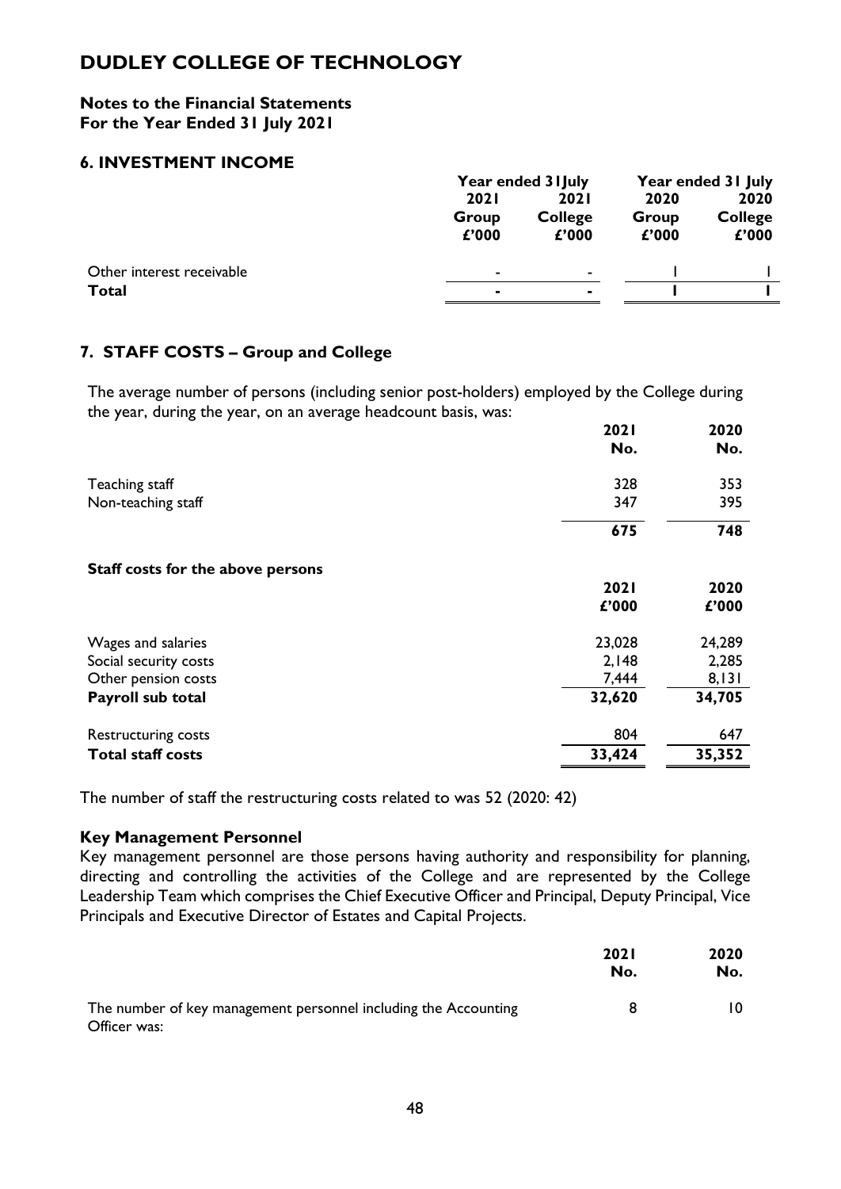# DUDLEY COLLEGE OF TECHNOLOGY

**Notes to the Financial Statements**
**For the Year Ended 31 July 2021**

## 6. INVESTMENT INCOME

| | Year ended 31July | | Year ended 31 July | |
|---|---|---|---|---|
| | 2021 | 2021 | 2020 | 2020 |
| | Group | College | Group | College |
| | £'000 | £'000 | £'000 | £'000 |
| Other interest receivable | - | - | 1 | 1 |
| **Total** | **-** | **-** | **1** | **1** |

## 7. STAFF COSTS – Group and College

The average number of persons (including senior post-holders) employed by the College during the year, during the year, on an average headcount basis, was:

| | 2021 | 2020 |
|---|---|---|
| | No. | No. |
| Teaching staff | 328 | 353 |
| Non-teaching staff | 347 | 395 |
| | **675** | **748** |

**Staff costs for the above persons**

| | 2021 | 2020 |
|---|---|---|
| | £'000 | £'000 |
| Wages and salaries | 23,028 | 24,289 |
| Social security costs | 2,148 | 2,285 |
| Other pension costs | 7,444 | 8,131 |
| **Payroll sub total** | **32,620** | **34,705** |
| Restructuring costs | 804 | 647 |
| **Total staff costs** | **33,424** | **35,352** |

The number of staff the restructuring costs related to was 52 (2020: 42)

**Key Management Personnel**

Key management personnel are those persons having authority and responsibility for planning, directing and controlling the activities of the College and are represented by the College Leadership Team which comprises the Chief Executive Officer and Principal, Deputy Principal, Vice Principals and Executive Director of Estates and Capital Projects.

| | 2021 | 2020 |
|---|---|---|
| | No. | No. |
| The number of key management personnel including the Accounting Officer was: | 8 | 10 |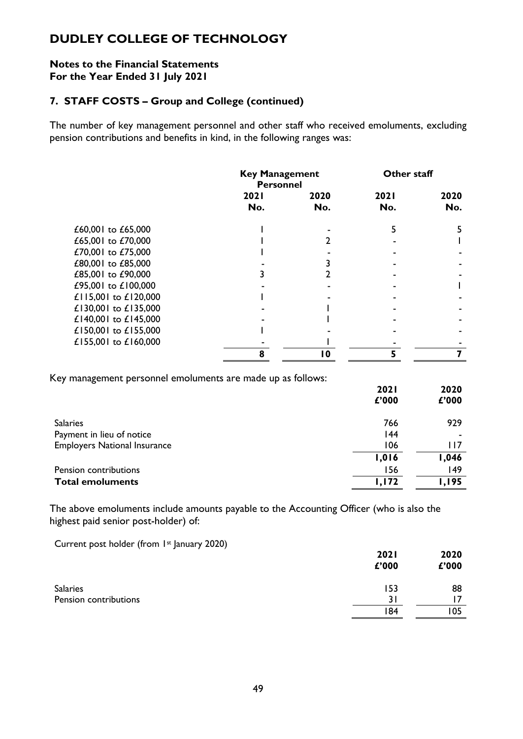# DUDLEY COLLEGE OF TECHNOLOGY

**Notes to the Financial Statements**
**For the Year Ended 31 July 2021**

## 7. STAFF COSTS – Group and College (continued)

The number of key management personnel and other staff who received emoluments, excluding pension contributions and benefits in kind, in the following ranges was:

| | Key Management Personnel | | Other staff | |
|---|---|---|---|---|
| | 2021 No. | 2020 No. | 2021 No. | 2020 No. |
| £60,001 to £65,000 | 1 | - | 5 | 5 |
| £65,001 to £70,000 | 1 | 2 | - | 1 |
| £70,001 to £75,000 | 1 | - | - | - |
| £80,001 to £85,000 | - | 3 | - | - |
| £85,001 to £90,000 | 3 | 2 | - | - |
| £95,001 to £100,000 | - | - | - | 1 |
| £115,001 to £120,000 | 1 | - | - | - |
| £130,001 to £135,000 | - | 1 | - | - |
| £140,001 to £145,000 | - | 1 | - | - |
| £150,001 to £155,000 | 1 | - | - | - |
| £155,001 to £160,000 | - | 1 | - | - |
| | **8** | **10** | **5** | **7** |

Key management personnel emoluments are made up as follows:

| | 2021 £'000 | 2020 £'000 |
|---|---|---|
| Salaries | 766 | 929 |
| Payment in lieu of notice | 144 | - |
| Employers National Insurance | 106 | 117 |
| | **1,016** | **1,046** |
| Pension contributions | 156 | 149 |
| **Total emoluments** | **1,172** | **1,195** |

The above emoluments include amounts payable to the Accounting Officer (who is also the highest paid senior post-holder) of:

Current post holder (from 1st January 2020)

| | 2021 £'000 | 2020 £'000 |
|---|---|---|
| Salaries | 153 | 88 |
| Pension contributions | 31 | 17 |
| | 184 | 105 |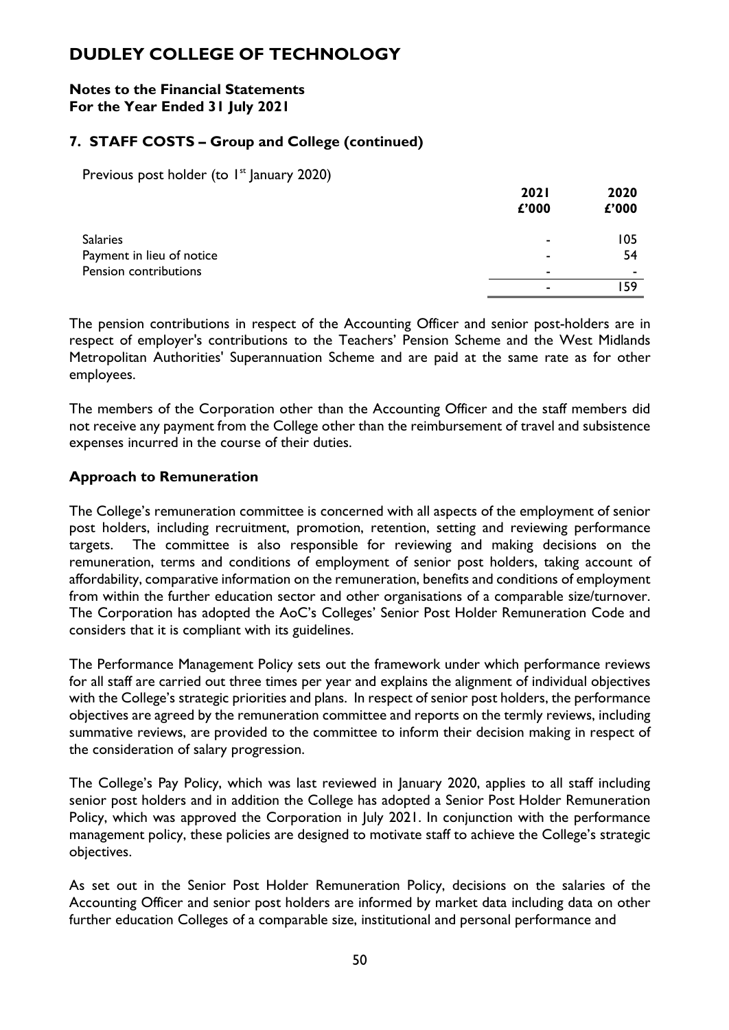# DUDLEY COLLEGE OF TECHNOLOGY

**Notes to the Financial Statements**
**For the Year Ended 31 July 2021**

## 7. STAFF COSTS – Group and College (continued)

Previous post holder (to 1st January 2020)

| | 2021 £'000 | 2020 £'000 |
|---|---|---|
| Salaries | - | 105 |
| Payment in lieu of notice | - | 54 |
| Pension contributions | - | - |
| | - | 159 |

The pension contributions in respect of the Accounting Officer and senior post-holders are in respect of employer's contributions to the Teachers' Pension Scheme and the West Midlands Metropolitan Authorities' Superannuation Scheme and are paid at the same rate as for other employees.

The members of the Corporation other than the Accounting Officer and the staff members did not receive any payment from the College other than the reimbursement of travel and subsistence expenses incurred in the course of their duties.

### Approach to Remuneration

The College's remuneration committee is concerned with all aspects of the employment of senior post holders, including recruitment, promotion, retention, setting and reviewing performance targets. The committee is also responsible for reviewing and making decisions on the remuneration, terms and conditions of employment of senior post holders, taking account of affordability, comparative information on the remuneration, benefits and conditions of employment from within the further education sector and other organisations of a comparable size/turnover. The Corporation has adopted the AoC's Colleges' Senior Post Holder Remuneration Code and considers that it is compliant with its guidelines.

The Performance Management Policy sets out the framework under which performance reviews for all staff are carried out three times per year and explains the alignment of individual objectives with the College's strategic priorities and plans. In respect of senior post holders, the performance objectives are agreed by the remuneration committee and reports on the termly reviews, including summative reviews, are provided to the committee to inform their decision making in respect of the consideration of salary progression.

The College's Pay Policy, which was last reviewed in January 2020, applies to all staff including senior post holders and in addition the College has adopted a Senior Post Holder Remuneration Policy, which was approved the Corporation in July 2021. In conjunction with the performance management policy, these policies are designed to motivate staff to achieve the College's strategic objectives.

As set out in the Senior Post Holder Remuneration Policy, decisions on the salaries of the Accounting Officer and senior post holders are informed by market data including data on other further education Colleges of a comparable size, institutional and personal performance and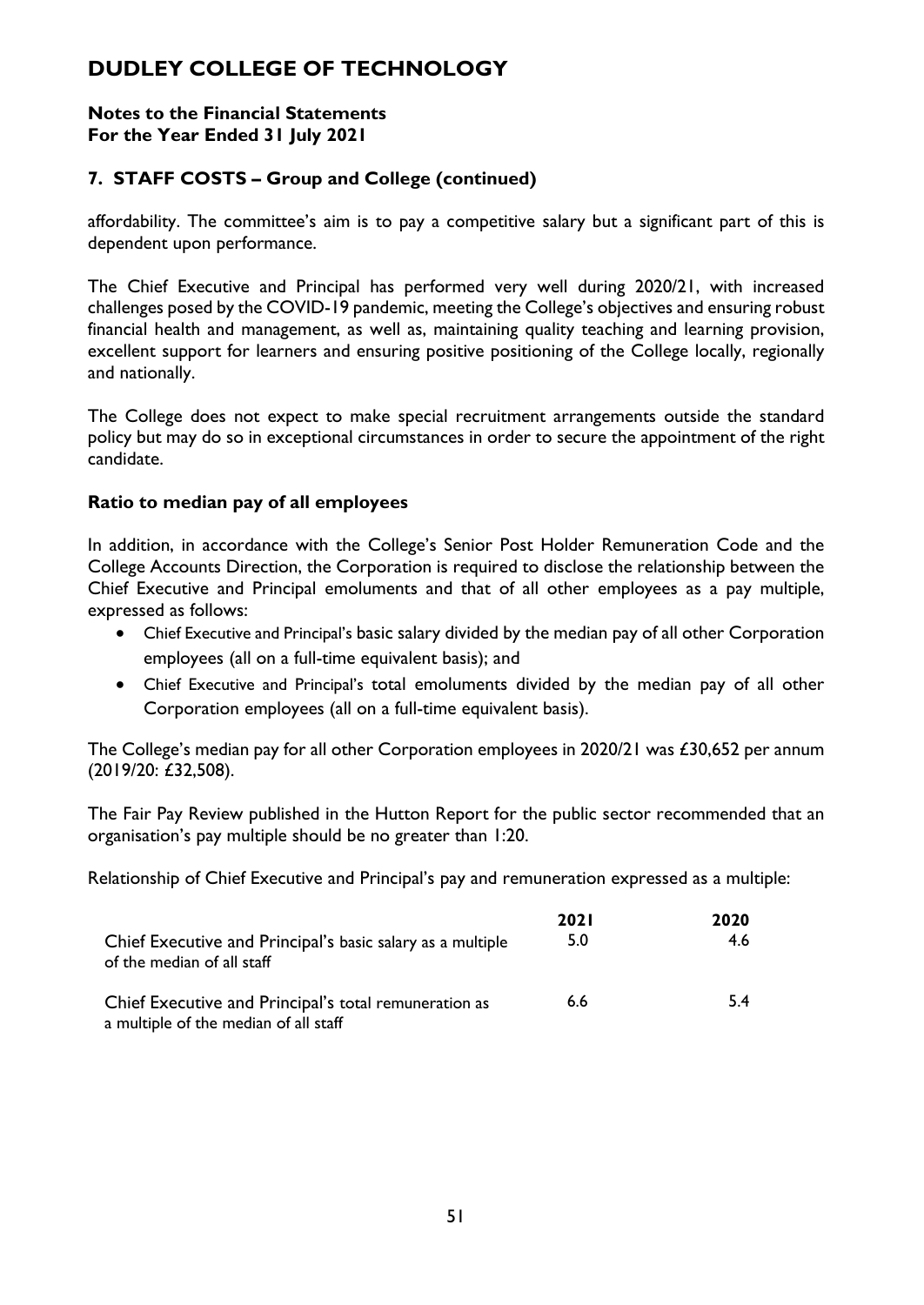# DUDLEY COLLEGE OF TECHNOLOGY

**Notes to the Financial Statements**
**For the Year Ended 31 July 2021**

## 7. STAFF COSTS – Group and College (continued)

affordability. The committee's aim is to pay a competitive salary but a significant part of this is dependent upon performance.

The Chief Executive and Principal has performed very well during 2020/21, with increased challenges posed by the COVID-19 pandemic, meeting the College's objectives and ensuring robust financial health and management, as well as, maintaining quality teaching and learning provision, excellent support for learners and ensuring positive positioning of the College locally, regionally and nationally.

The College does not expect to make special recruitment arrangements outside the standard policy but may do so in exceptional circumstances in order to secure the appointment of the right candidate.

### Ratio to median pay of all employees

In addition, in accordance with the College's Senior Post Holder Remuneration Code and the College Accounts Direction, the Corporation is required to disclose the relationship between the Chief Executive and Principal emoluments and that of all other employees as a pay multiple, expressed as follows:

- Chief Executive and Principal's basic salary divided by the median pay of all other Corporation employees (all on a full-time equivalent basis); and
- Chief Executive and Principal's total emoluments divided by the median pay of all other Corporation employees (all on a full-time equivalent basis).

The College's median pay for all other Corporation employees in 2020/21 was £30,652 per annum (2019/20: £32,508).

The Fair Pay Review published in the Hutton Report for the public sector recommended that an organisation's pay multiple should be no greater than 1:20.

Relationship of Chief Executive and Principal's pay and remuneration expressed as a multiple:

| | 2021 | 2020 |
|---|---|---|
| Chief Executive and Principal's basic salary as a multiple of the median of all staff | 5.0 | 4.6 |
| Chief Executive and Principal's total remuneration as a multiple of the median of all staff | 6.6 | 5.4 |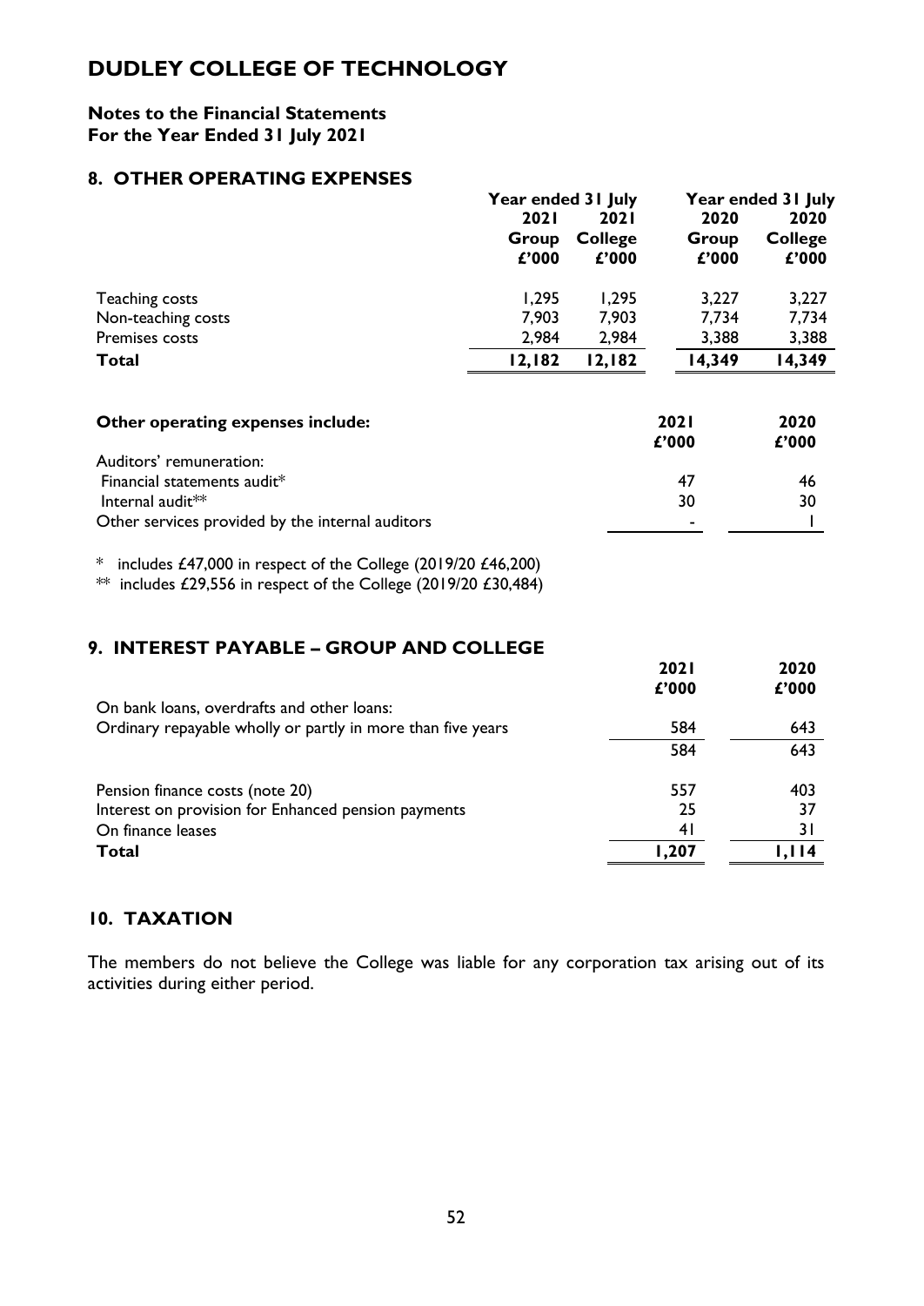# DUDLEY COLLEGE OF TECHNOLOGY

**Notes to the Financial Statements**
**For the Year Ended 31 July 2021**

## 8. OTHER OPERATING EXPENSES

| | Year ended 31 July | | Year ended 31 July | |
|---|---|---|---|---|
| | **2021** | **2021** | **2020** | **2020** |
| | **Group** | **College** | **Group** | **College** |
| | **£'000** | **£'000** | **£'000** | **£'000** |
| Teaching costs | 1,295 | 1,295 | 3,227 | 3,227 |
| Non-teaching costs | 7,903 | 7,903 | 7,734 | 7,734 |
| Premises costs | 2,984 | 2,984 | 3,388 | 3,388 |
| **Total** | **12,182** | **12,182** | **14,349** | **14,349** |

| **Other operating expenses include:** | **2021** | **2020** |
|---|---|---|
| | **£'000** | **£'000** |
| Auditors' remuneration: | | |
| Financial statements audit* | 47 | 46 |
| Internal audit** | 30 | 30 |
| Other services provided by the internal auditors | - | 1 |

\* includes £47,000 in respect of the College (2019/20 £46,200)

\*\* includes £29,556 in respect of the College (2019/20 £30,484)

## 9. INTEREST PAYABLE – GROUP AND COLLEGE

| | **2021** | **2020** |
|---|---|---|
| | **£'000** | **£'000** |
| On bank loans, overdrafts and other loans: | | |
| Ordinary repayable wholly or partly in more than five years | 584 | 643 |
| | 584 | 643 |
| Pension finance costs (note 20) | 557 | 403 |
| Interest on provision for Enhanced pension payments | 25 | 37 |
| On finance leases | 41 | 31 |
| **Total** | **1,207** | **1,114** |

## 10. TAXATION

The members do not believe the College was liable for any corporation tax arising out of its activities during either period.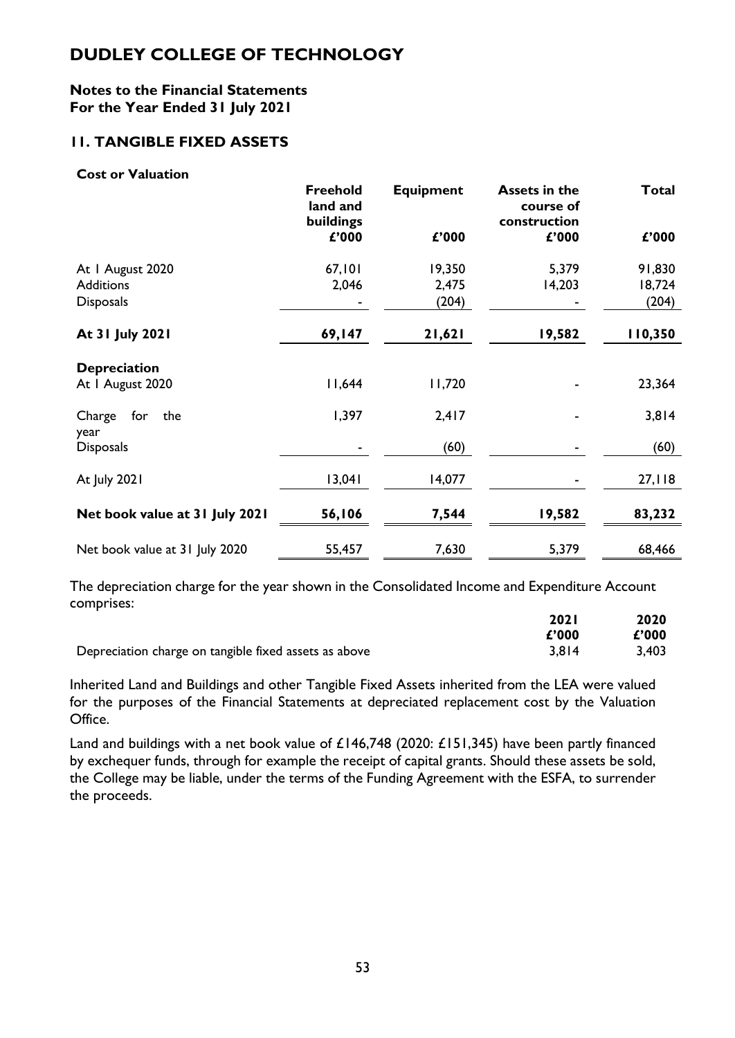# DUDLEY COLLEGE OF TECHNOLOGY

**Notes to the Financial Statements**
**For the Year Ended 31 July 2021**

## 11. TANGIBLE FIXED ASSETS

**Cost or Valuation**

| | Freehold land and buildings | Equipment | Assets in the course of construction | Total |
|---|---|---|---|---|
| | £'000 | £'000 | £'000 | £'000 |
| At 1 August 2020 | 67,101 | 19,350 | 5,379 | 91,830 |
| Additions | 2,046 | 2,475 | 14,203 | 18,724 |
| Disposals | - | (204) | - | (204) |
| **At 31 July 2021** | **69,147** | **21,621** | **19,582** | **110,350** |
| **Depreciation** | | | | |
| At 1 August 2020 | 11,644 | 11,720 | - | 23,364 |
| Charge for the year | 1,397 | 2,417 | - | 3,814 |
| Disposals | - | (60) | - | (60) |
| At July 2021 | 13,041 | 14,077 | - | 27,118 |
| **Net book value at 31 July 2021** | **56,106** | **7,544** | **19,582** | **83,232** |
| Net book value at 31 July 2020 | 55,457 | 7,630 | 5,379 | 68,466 |

The depreciation charge for the year shown in the Consolidated Income and Expenditure Account comprises:

| | 2021 | 2020 |
|---|---|---|
| | £'000 | £'000 |
| Depreciation charge on tangible fixed assets as above | 3,814 | 3,403 |

Inherited Land and Buildings and other Tangible Fixed Assets inherited from the LEA were valued for the purposes of the Financial Statements at depreciated replacement cost by the Valuation Office.

Land and buildings with a net book value of £146,748 (2020: £151,345) have been partly financed by exchequer funds, through for example the receipt of capital grants. Should these assets be sold, the College may be liable, under the terms of the Funding Agreement with the ESFA, to surrender the proceeds.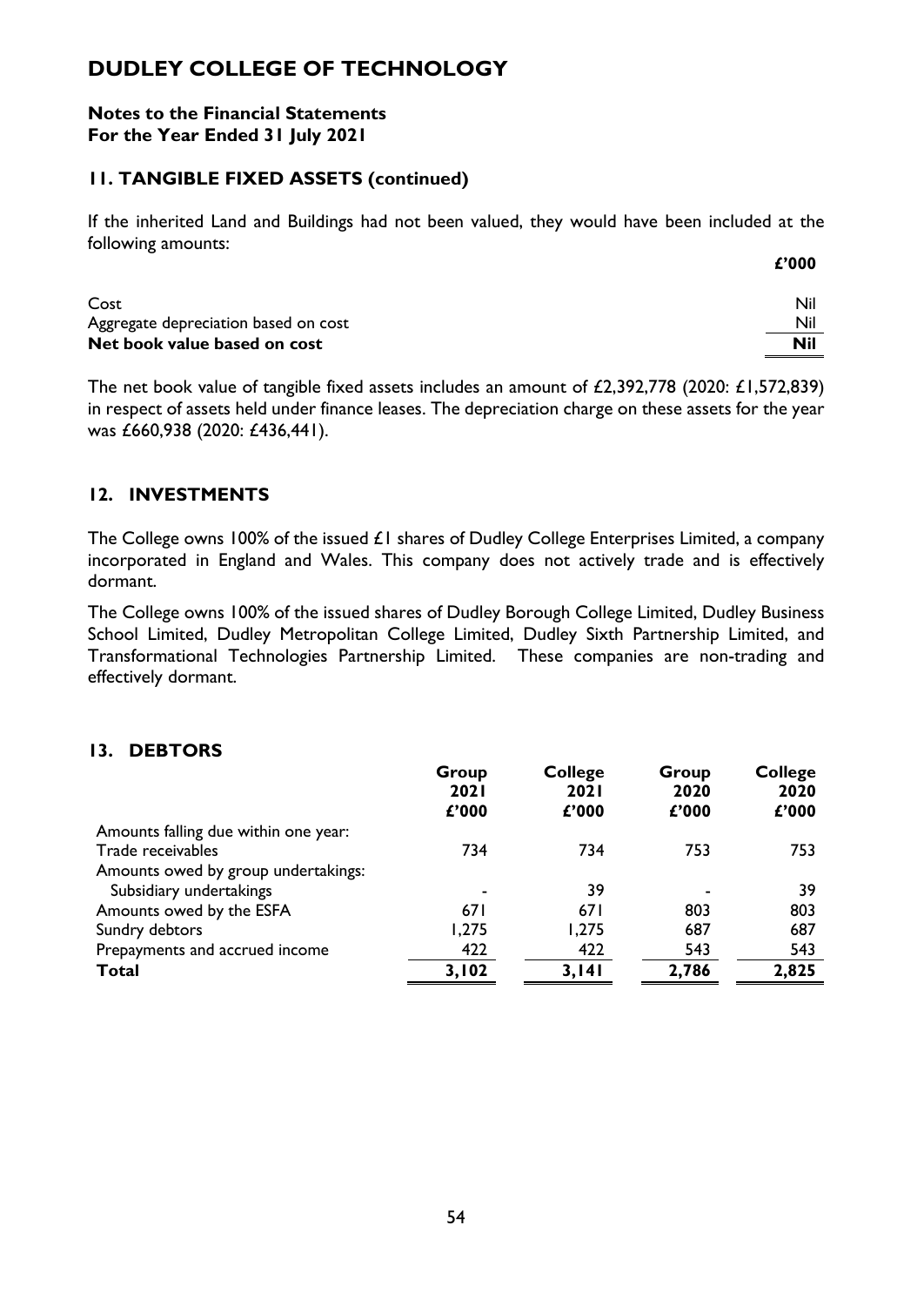# DUDLEY COLLEGE OF TECHNOLOGY

**Notes to the Financial Statements**
**For the Year Ended 31 July 2021**

## 11. TANGIBLE FIXED ASSETS (continued)

If the inherited Land and Buildings had not been valued, they would have been included at the following amounts:

| | £'000 |
|---|---|
| Cost | Nil |
| Aggregate depreciation based on cost | Nil |
| **Net book value based on cost** | **Nil** |

The net book value of tangible fixed assets includes an amount of £2,392,778 (2020: £1,572,839) in respect of assets held under finance leases. The depreciation charge on these assets for the year was £660,938 (2020: £436,441).

## 12. INVESTMENTS

The College owns 100% of the issued £1 shares of Dudley College Enterprises Limited, a company incorporated in England and Wales. This company does not actively trade and is effectively dormant.

The College owns 100% of the issued shares of Dudley Borough College Limited, Dudley Business School Limited, Dudley Metropolitan College Limited, Dudley Sixth Partnership Limited, and Transformational Technologies Partnership Limited. These companies are non-trading and effectively dormant.

## 13. DEBTORS

| | Group 2021 £'000 | College 2021 £'000 | Group 2020 £'000 | College 2020 £'000 |
|---|---|---|---|---|
| Amounts falling due within one year: | | | | |
| Trade receivables | 734 | 734 | 753 | 753 |
| Amounts owed by group undertakings: | | | | |
| Subsidiary undertakings | - | 39 | - | 39 |
| Amounts owed by the ESFA | 671 | 671 | 803 | 803 |
| Sundry debtors | 1,275 | 1,275 | 687 | 687 |
| Prepayments and accrued income | 422 | 422 | 543 | 543 |
| **Total** | **3,102** | **3,141** | **2,786** | **2,825** |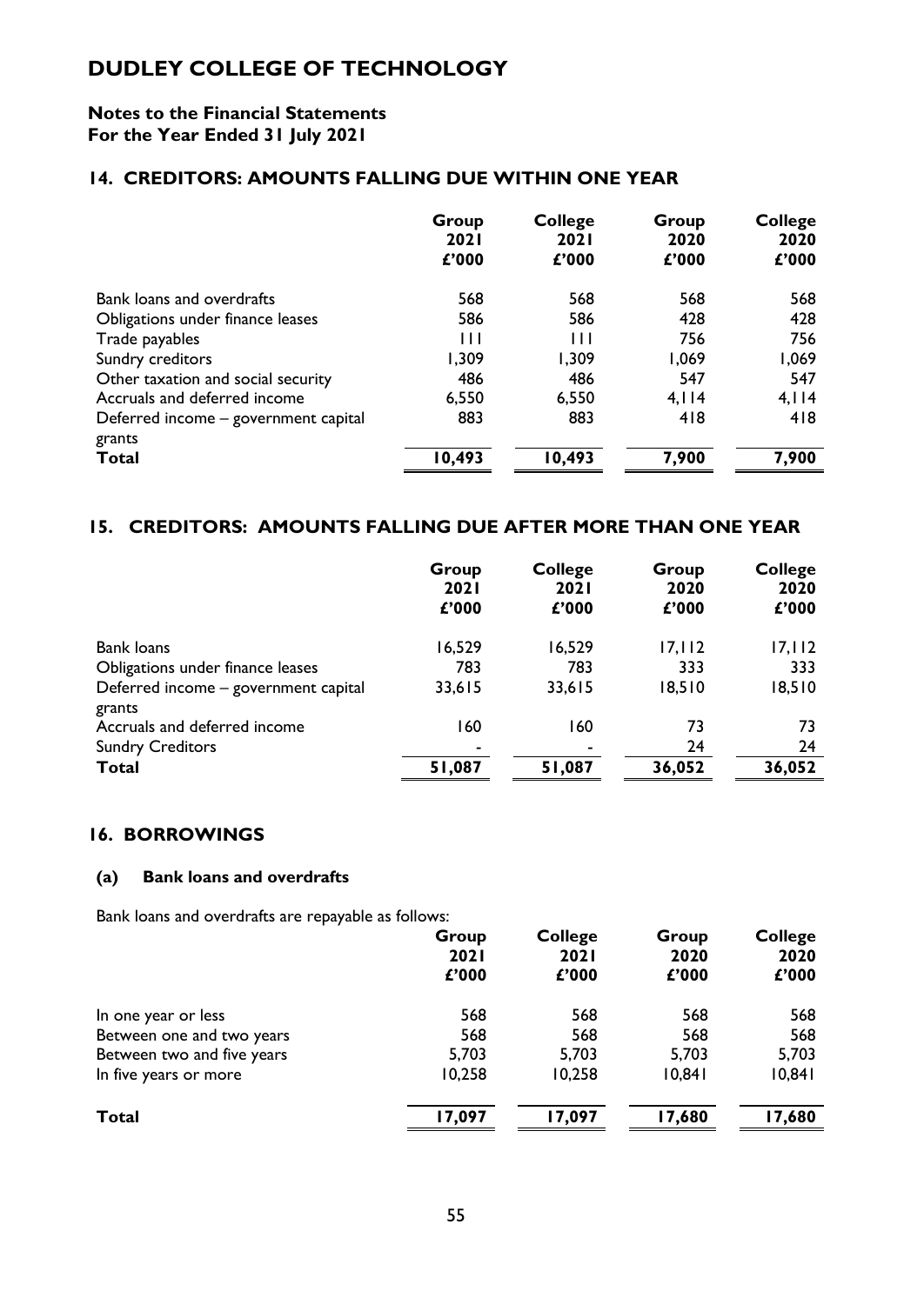# DUDLEY COLLEGE OF TECHNOLOGY

**Notes to the Financial Statements**
**For the Year Ended 31 July 2021**

## 14. CREDITORS: AMOUNTS FALLING DUE WITHIN ONE YEAR

| | Group 2021 £'000 | College 2021 £'000 | Group 2020 £'000 | College 2020 £'000 |
|---|---|---|---|---|
| Bank loans and overdrafts | 568 | 568 | 568 | 568 |
| Obligations under finance leases | 586 | 586 | 428 | 428 |
| Trade payables | 111 | 111 | 756 | 756 |
| Sundry creditors | 1,309 | 1,309 | 1,069 | 1,069 |
| Other taxation and social security | 486 | 486 | 547 | 547 |
| Accruals and deferred income | 6,550 | 6,550 | 4,114 | 4,114 |
| Deferred income – government capital grants | 883 | 883 | 418 | 418 |
| **Total** | **10,493** | **10,493** | **7,900** | **7,900** |

## 15. CREDITORS: AMOUNTS FALLING DUE AFTER MORE THAN ONE YEAR

| | Group 2021 £'000 | College 2021 £'000 | Group 2020 £'000 | College 2020 £'000 |
|---|---|---|---|---|
| Bank loans | 16,529 | 16,529 | 17,112 | 17,112 |
| Obligations under finance leases | 783 | 783 | 333 | 333 |
| Deferred income – government capital grants | 33,615 | 33,615 | 18,510 | 18,510 |
| Accruals and deferred income | 160 | 160 | 73 | 73 |
| Sundry Creditors | - | - | 24 | 24 |
| **Total** | **51,087** | **51,087** | **36,052** | **36,052** |

## 16. BORROWINGS

### (a) Bank loans and overdrafts

Bank loans and overdrafts are repayable as follows:

| | Group 2021 £'000 | College 2021 £'000 | Group 2020 £'000 | College 2020 £'000 |
|---|---|---|---|---|
| In one year or less | 568 | 568 | 568 | 568 |
| Between one and two years | 568 | 568 | 568 | 568 |
| Between two and five years | 5,703 | 5,703 | 5,703 | 5,703 |
| In five years or more | 10,258 | 10,258 | 10,841 | 10,841 |
| **Total** | **17,097** | **17,097** | **17,680** | **17,680** |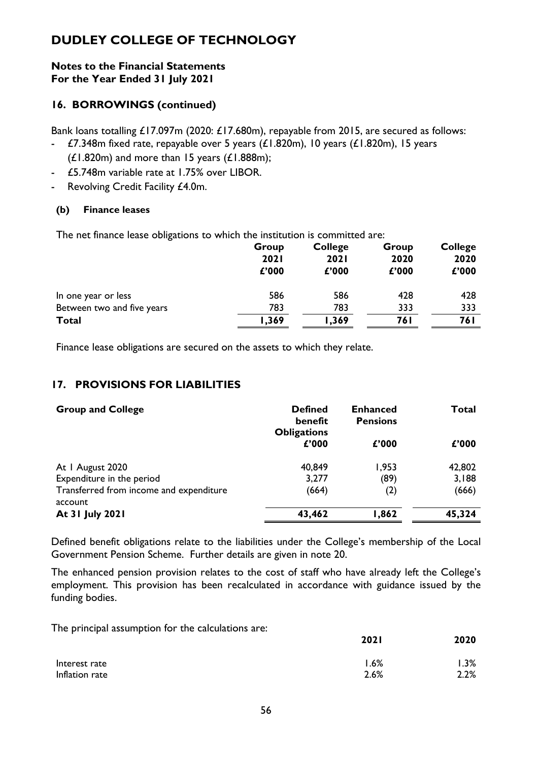# DUDLEY COLLEGE OF TECHNOLOGY

**Notes to the Financial Statements**
**For the Year Ended 31 July 2021**

## 16. BORROWINGS (continued)

Bank loans totalling £17.097m (2020: £17.680m), repayable from 2015, are secured as follows:

- £7.348m fixed rate, repayable over 5 years (£1.820m), 10 years (£1.820m), 15 years (£1.820m) and more than 15 years (£1.888m);
- £5.748m variable rate at 1.75% over LIBOR.
- Revolving Credit Facility £4.0m.

### (b) Finance leases

The net finance lease obligations to which the institution is committed are:

| | Group 2021 £'000 | College 2021 £'000 | Group 2020 £'000 | College 2020 £'000 |
|---|---|---|---|---|
| In one year or less | 586 | 586 | 428 | 428 |
| Between two and five years | 783 | 783 | 333 | 333 |
| **Total** | **1,369** | **1,369** | **761** | **761** |

Finance lease obligations are secured on the assets to which they relate.

## 17. PROVISIONS FOR LIABILITIES

| **Group and College** | **Defined benefit Obligations** £'000 | **Enhanced Pensions** £'000 | **Total** £'000 |
|---|---|---|---|
| At 1 August 2020 | 40,849 | 1,953 | 42,802 |
| Expenditure in the period | 3,277 | (89) | 3,188 |
| Transferred from income and expenditure account | (664) | (2) | (666) |
| **At 31 July 2021** | **43,462** | **1,862** | **45,324** |

Defined benefit obligations relate to the liabilities under the College's membership of the Local Government Pension Scheme. Further details are given in note 20.

The enhanced pension provision relates to the cost of staff who have already left the College's employment. This provision has been recalculated in accordance with guidance issued by the funding bodies.

The principal assumption for the calculations are:

| | **2021** | **2020** |
|---|---|---|
| Interest rate | 1.6% | 1.3% |
| Inflation rate | 2.6% | 2.2% |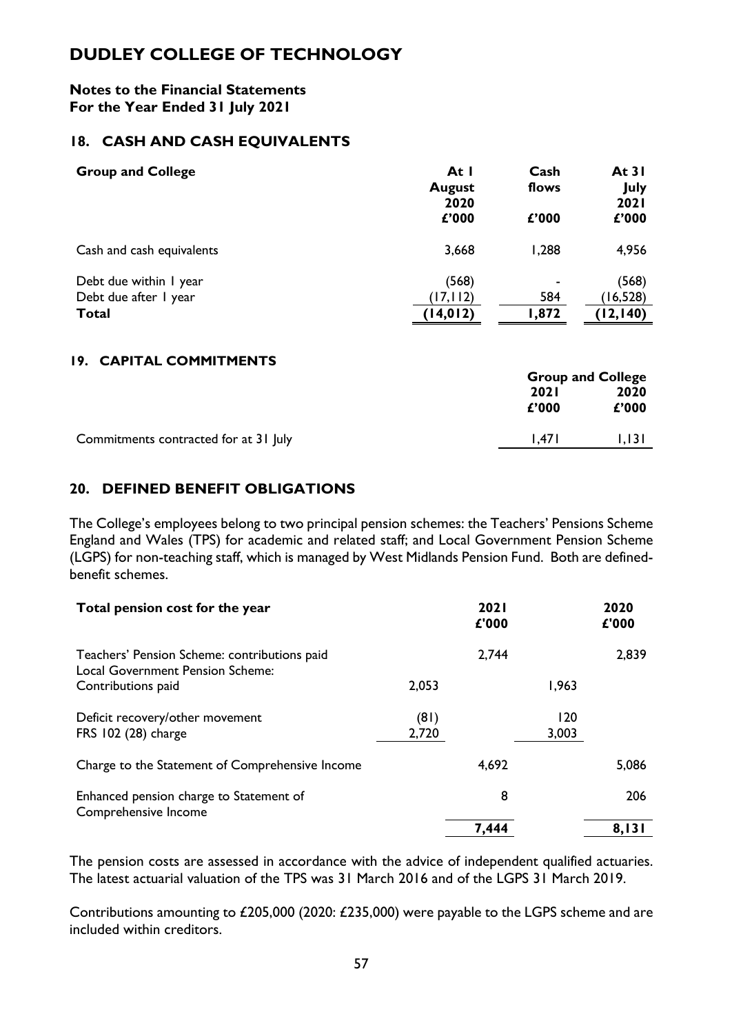# DUDLEY COLLEGE OF TECHNOLOGY

**Notes to the Financial Statements**
**For the Year Ended 31 July 2021**

## 18. CASH AND CASH EQUIVALENTS

| Group and College | At 1 August 2020 £'000 | Cash flows £'000 | At 31 July 2021 £'000 |
|---|---|---|---|
| Cash and cash equivalents | 3,668 | 1,288 | 4,956 |
| Debt due within 1 year | (568) | - | (568) |
| Debt due after 1 year | (17,112) | 584 | (16,528) |
| **Total** | **(14,012)** | **1,872** | **(12,140)** |

## 19. CAPITAL COMMITMENTS

| | Group and College | |
|---|---|---|
| | 2021 £'000 | 2020 £'000 |
| Commitments contracted for at 31 July | 1,471 | 1,131 |

## 20. DEFINED BENEFIT OBLIGATIONS

The College's employees belong to two principal pension schemes: the Teachers' Pensions Scheme England and Wales (TPS) for academic and related staff; and Local Government Pension Scheme (LGPS) for non-teaching staff, which is managed by West Midlands Pension Fund. Both are defined-benefit schemes.

| Total pension cost for the year | | 2021 £'000 | | 2020 £'000 |
|---|---|---|---|---|
| Teachers' Pension Scheme: contributions paid | | 2,744 | | 2,839 |
| Local Government Pension Scheme: | | | | |
| Contributions paid | 2,053 | | 1,963 | |
| Deficit recovery/other movement | (81) | | 120 | |
| FRS 102 (28) charge | 2,720 | | 3,003 | |
| Charge to the Statement of Comprehensive Income | | 4,692 | | 5,086 |
| Enhanced pension charge to Statement of Comprehensive Income | | 8 | | 206 |
| | | 7,444 | | 8,131 |

The pension costs are assessed in accordance with the advice of independent qualified actuaries. The latest actuarial valuation of the TPS was 31 March 2016 and of the LGPS 31 March 2019.

Contributions amounting to £205,000 (2020: £235,000) were payable to the LGPS scheme and are included within creditors.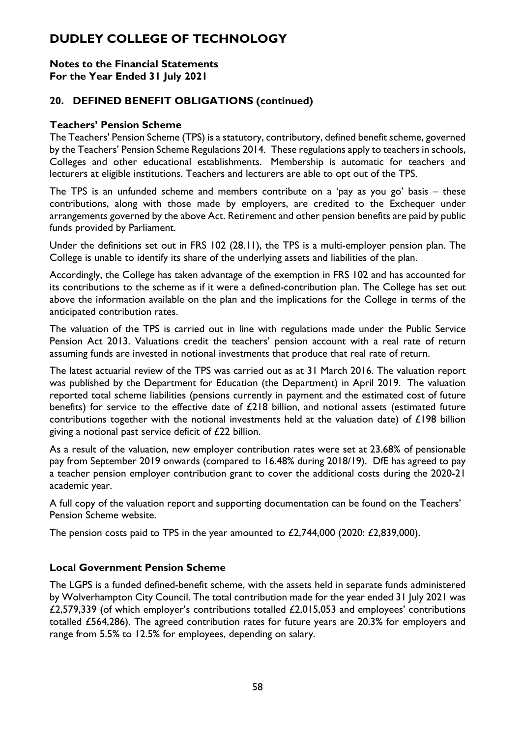# DUDLEY COLLEGE OF TECHNOLOGY

**Notes to the Financial Statements**
**For the Year Ended 31 July 2021**

## 20. DEFINED BENEFIT OBLIGATIONS (continued)

### Teachers' Pension Scheme

The Teachers' Pension Scheme (TPS) is a statutory, contributory, defined benefit scheme, governed by the Teachers' Pension Scheme Regulations 2014. These regulations apply to teachers in schools, Colleges and other educational establishments. Membership is automatic for teachers and lecturers at eligible institutions. Teachers and lecturers are able to opt out of the TPS.

The TPS is an unfunded scheme and members contribute on a 'pay as you go' basis – these contributions, along with those made by employers, are credited to the Exchequer under arrangements governed by the above Act. Retirement and other pension benefits are paid by public funds provided by Parliament.

Under the definitions set out in FRS 102 (28.11), the TPS is a multi-employer pension plan. The College is unable to identify its share of the underlying assets and liabilities of the plan.

Accordingly, the College has taken advantage of the exemption in FRS 102 and has accounted for its contributions to the scheme as if it were a defined-contribution plan. The College has set out above the information available on the plan and the implications for the College in terms of the anticipated contribution rates.

The valuation of the TPS is carried out in line with regulations made under the Public Service Pension Act 2013. Valuations credit the teachers' pension account with a real rate of return assuming funds are invested in notional investments that produce that real rate of return.

The latest actuarial review of the TPS was carried out as at 31 March 2016. The valuation report was published by the Department for Education (the Department) in April 2019. The valuation reported total scheme liabilities (pensions currently in payment and the estimated cost of future benefits) for service to the effective date of £218 billion, and notional assets (estimated future contributions together with the notional investments held at the valuation date) of £198 billion giving a notional past service deficit of £22 billion.

As a result of the valuation, new employer contribution rates were set at 23.68% of pensionable pay from September 2019 onwards (compared to 16.48% during 2018/19). DfE has agreed to pay a teacher pension employer contribution grant to cover the additional costs during the 2020-21 academic year.

A full copy of the valuation report and supporting documentation can be found on the Teachers' Pension Scheme website.

The pension costs paid to TPS in the year amounted to £2,744,000 (2020: £2,839,000).

### Local Government Pension Scheme

The LGPS is a funded defined-benefit scheme, with the assets held in separate funds administered by Wolverhampton City Council. The total contribution made for the year ended 31 July 2021 was £2,579,339 (of which employer's contributions totalled £2,015,053 and employees' contributions totalled £564,286). The agreed contribution rates for future years are 20.3% for employers and range from 5.5% to 12.5% for employees, depending on salary.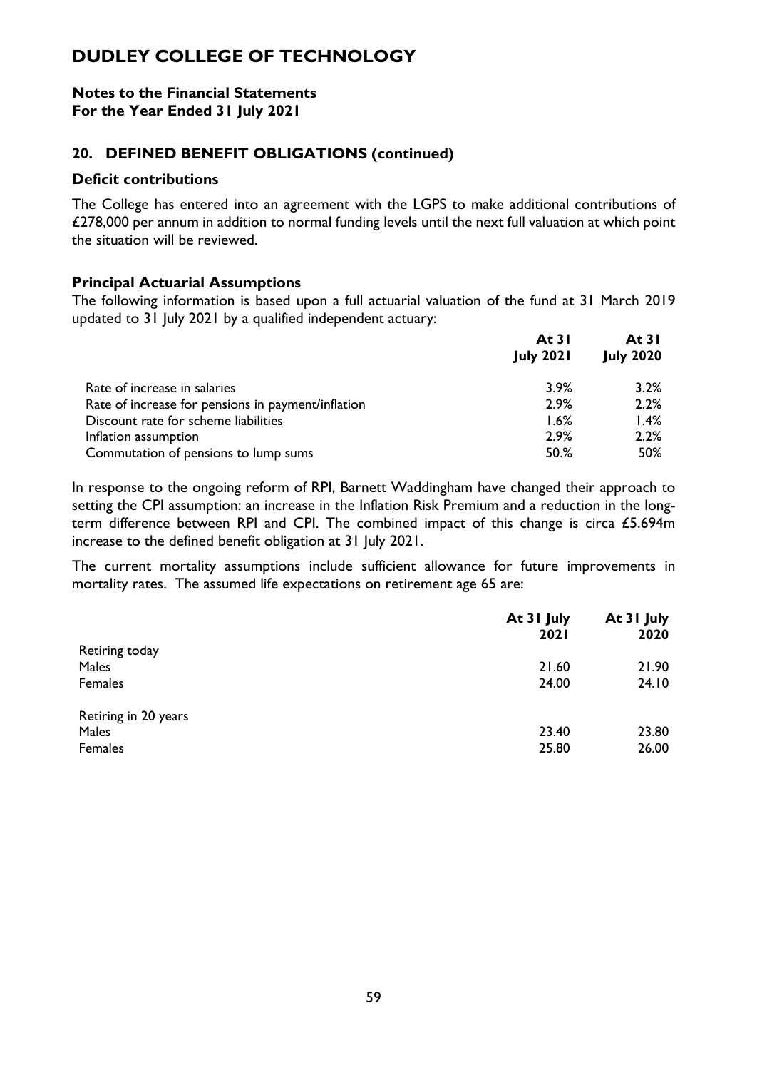# DUDLEY COLLEGE OF TECHNOLOGY

**Notes to the Financial Statements**
**For the Year Ended 31 July 2021**

## 20. DEFINED BENEFIT OBLIGATIONS (continued)

### Deficit contributions

The College has entered into an agreement with the LGPS to make additional contributions of £278,000 per annum in addition to normal funding levels until the next full valuation at which point the situation will be reviewed.

### Principal Actuarial Assumptions

The following information is based upon a full actuarial valuation of the fund at 31 March 2019 updated to 31 July 2021 by a qualified independent actuary:

| | At 31 July 2021 | At 31 July 2020 |
|---|---|---|
| Rate of increase in salaries | 3.9% | 3.2% |
| Rate of increase for pensions in payment/inflation | 2.9% | 2.2% |
| Discount rate for scheme liabilities | 1.6% | 1.4% |
| Inflation assumption | 2.9% | 2.2% |
| Commutation of pensions to lump sums | 50.% | 50% |

In response to the ongoing reform of RPI, Barnett Waddingham have changed their approach to setting the CPI assumption: an increase in the Inflation Risk Premium and a reduction in the long-term difference between RPI and CPI. The combined impact of this change is circa £5.694m increase to the defined benefit obligation at 31 July 2021.

The current mortality assumptions include sufficient allowance for future improvements in mortality rates. The assumed life expectations on retirement age 65 are:

| | At 31 July 2021 | At 31 July 2020 |
|---|---|---|
| Retiring today | | |
| Males | 21.60 | 21.90 |
| Females | 24.00 | 24.10 |
| Retiring in 20 years | | |
| Males | 23.40 | 23.80 |
| Females | 25.80 | 26.00 |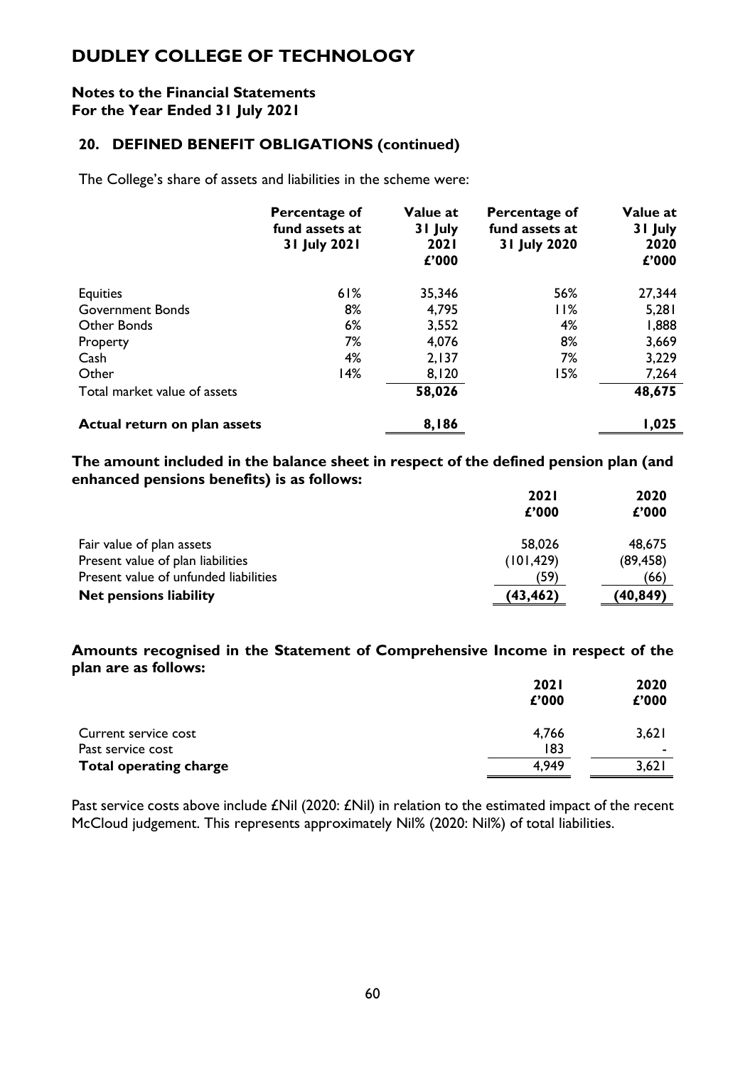# DUDLEY COLLEGE OF TECHNOLOGY

**Notes to the Financial Statements**
**For the Year Ended 31 July 2021**

## 20. DEFINED BENEFIT OBLIGATIONS (continued)

The College's share of assets and liabilities in the scheme were:

| | Percentage of fund assets at 31 July 2021 | Value at 31 July 2021 £'000 | Percentage of fund assets at 31 July 2020 | Value at 31 July 2020 £'000 |
|---|---|---|---|---|
| Equities | 61% | 35,346 | 56% | 27,344 |
| Government Bonds | 8% | 4,795 | 11% | 5,281 |
| Other Bonds | 6% | 3,552 | 4% | 1,888 |
| Property | 7% | 4,076 | 8% | 3,669 |
| Cash | 4% | 2,137 | 7% | 3,229 |
| Other | 14% | 8,120 | 15% | 7,264 |
| Total market value of assets | | **58,026** | | **48,675** |
| **Actual return on plan assets** | | **8,186** | | **1,025** |

**The amount included in the balance sheet in respect of the defined pension plan (and enhanced pensions benefits) is as follows:**

| | 2021 £'000 | 2020 £'000 |
|---|---|---|
| Fair value of plan assets | 58,026 | 48,675 |
| Present value of plan liabilities | (101,429) | (89,458) |
| Present value of unfunded liabilities | (59) | (66) |
| **Net pensions liability** | **(43,462)** | **(40,849)** |

**Amounts recognised in the Statement of Comprehensive Income in respect of the plan are as follows:**

| | 2021 £'000 | 2020 £'000 |
|---|---|---|
| Current service cost | 4,766 | 3,621 |
| Past service cost | 183 | - |
| **Total operating charge** | 4,949 | 3,621 |

Past service costs above include £Nil (2020: £Nil) in relation to the estimated impact of the recent McCloud judgement. This represents approximately Nil% (2020: Nil%) of total liabilities.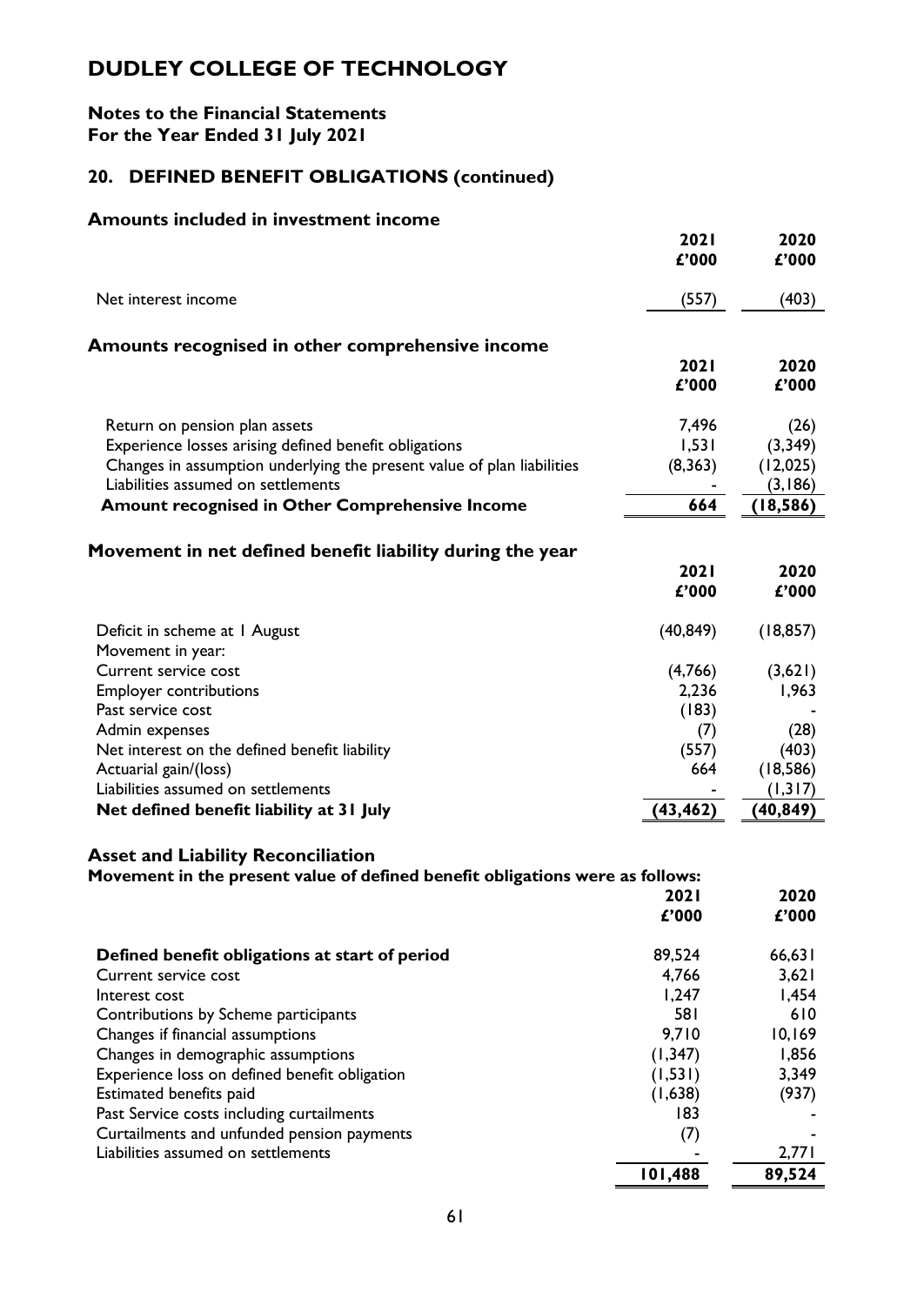# DUDLEY COLLEGE OF TECHNOLOGY

**Notes to the Financial Statements**
**For the Year Ended 31 July 2021**

## 20. DEFINED BENEFIT OBLIGATIONS (continued)

### Amounts included in investment income

| | 2021 £'000 | 2020 £'000 |
|---|---|---|
| Net interest income | (557) | (403) |

### Amounts recognised in other comprehensive income

| | 2021 £'000 | 2020 £'000 |
|---|---|---|
| Return on pension plan assets | 7,496 | (26) |
| Experience losses arising defined benefit obligations | 1,531 | (3,349) |
| Changes in assumption underlying the present value of plan liabilities | (8,363) | (12,025) |
| Liabilities assumed on settlements | - | (3,186) |
| **Amount recognised in Other Comprehensive Income** | **664** | **(18,586)** |

### Movement in net defined benefit liability during the year

| | 2021 £'000 | 2020 £'000 |
|---|---|---|
| Deficit in scheme at 1 August | (40,849) | (18,857) |
| Movement in year: | | |
| Current service cost | (4,766) | (3,621) |
| Employer contributions | 2,236 | 1,963 |
| Past service cost | (183) | - |
| Admin expenses | (7) | (28) |
| Net interest on the defined benefit liability | (557) | (403) |
| Actuarial gain/(loss) | 664 | (18,586) |
| Liabilities assumed on settlements | - | (1,317) |
| **Net defined benefit liability at 31 July** | **(43,462)** | **(40,849)** |

### Asset and Liability Reconciliation

**Movement in the present value of defined benefit obligations were as follows:**

| | 2021 £'000 | 2020 £'000 |
|---|---|---|
| **Defined benefit obligations at start of period** | 89,524 | 66,631 |
| Current service cost | 4,766 | 3,621 |
| Interest cost | 1,247 | 1,454 |
| Contributions by Scheme participants | 581 | 610 |
| Changes if financial assumptions | 9,710 | 10,169 |
| Changes in demographic assumptions | (1,347) | 1,856 |
| Experience loss on defined benefit obligation | (1,531) | 3,349 |
| Estimated benefits paid | (1,638) | (937) |
| Past Service costs including curtailments | 183 | - |
| Curtailments and unfunded pension payments | (7) | - |
| Liabilities assumed on settlements | - | 2,771 |
| | **101,488** | **89,524** |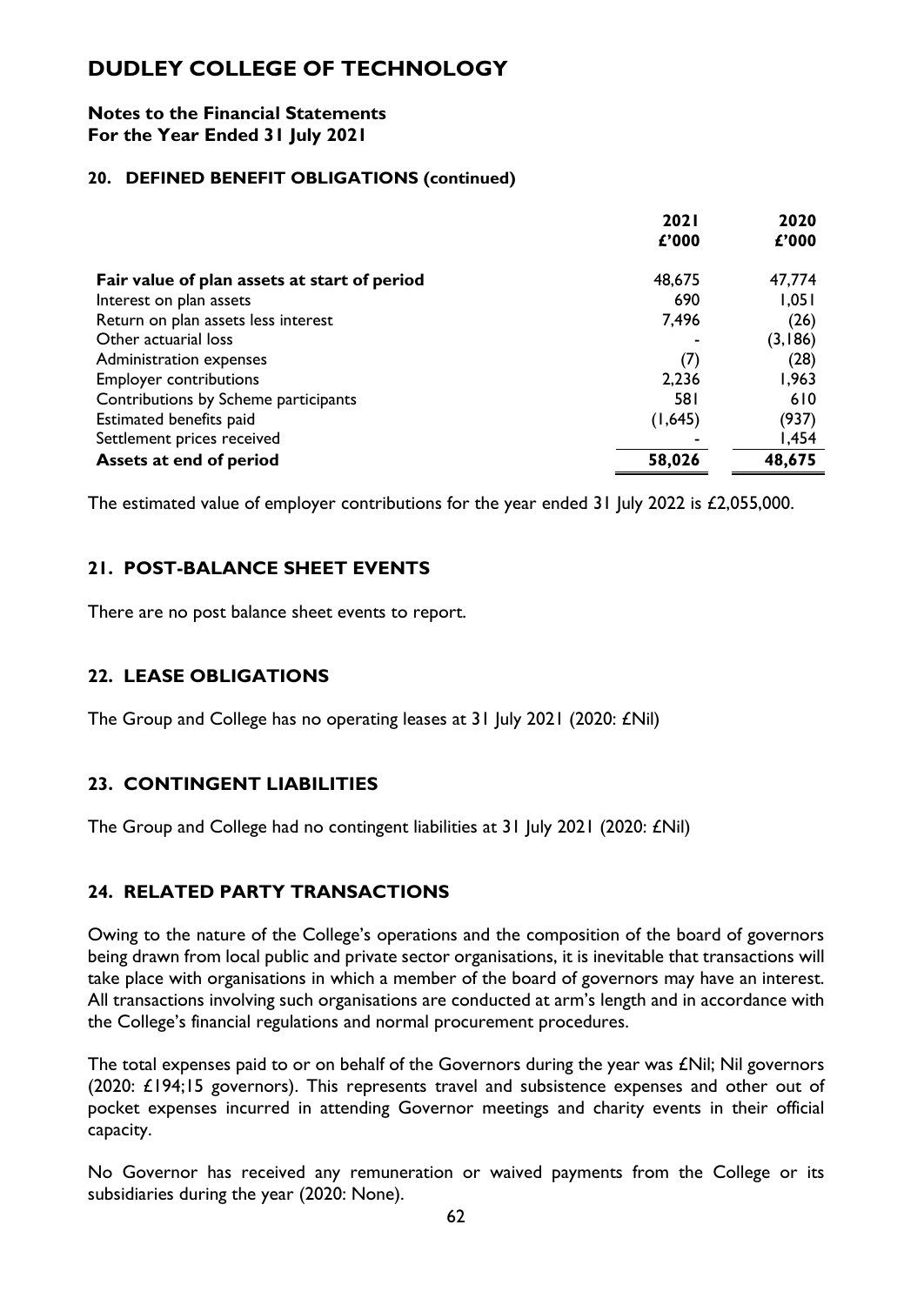# DUDLEY COLLEGE OF TECHNOLOGY

**Notes to the Financial Statements**
**For the Year Ended 31 July 2021**

### 20. DEFINED BENEFIT OBLIGATIONS (continued)

| | 2021<br>£'000 | 2020<br>£'000 |
|---|---|---|
| **Fair value of plan assets at start of period** | 48,675 | 47,774 |
| Interest on plan assets | 690 | 1,051 |
| Return on plan assets less interest | 7,496 | (26) |
| Other actuarial loss | - | (3,186) |
| Administration expenses | (7) | (28) |
| Employer contributions | 2,236 | 1,963 |
| Contributions by Scheme participants | 581 | 610 |
| Estimated benefits paid | (1,645) | (937) |
| Settlement prices received | - | 1,454 |
| **Assets at end of period** | **58,026** | **48,675** |

The estimated value of employer contributions for the year ended 31 July 2022 is £2,055,000.

## 21. POST-BALANCE SHEET EVENTS

There are no post balance sheet events to report.

## 22. LEASE OBLIGATIONS

The Group and College has no operating leases at 31 July 2021 (2020: £Nil)

## 23. CONTINGENT LIABILITIES

The Group and College had no contingent liabilities at 31 July 2021 (2020: £Nil)

## 24. RELATED PARTY TRANSACTIONS

Owing to the nature of the College's operations and the composition of the board of governors being drawn from local public and private sector organisations, it is inevitable that transactions will take place with organisations in which a member of the board of governors may have an interest. All transactions involving such organisations are conducted at arm's length and in accordance with the College's financial regulations and normal procurement procedures.

The total expenses paid to or on behalf of the Governors during the year was £Nil; Nil governors (2020: £194;15 governors). This represents travel and subsistence expenses and other out of pocket expenses incurred in attending Governor meetings and charity events in their official capacity.

No Governor has received any remuneration or waived payments from the College or its subsidiaries during the year (2020: None).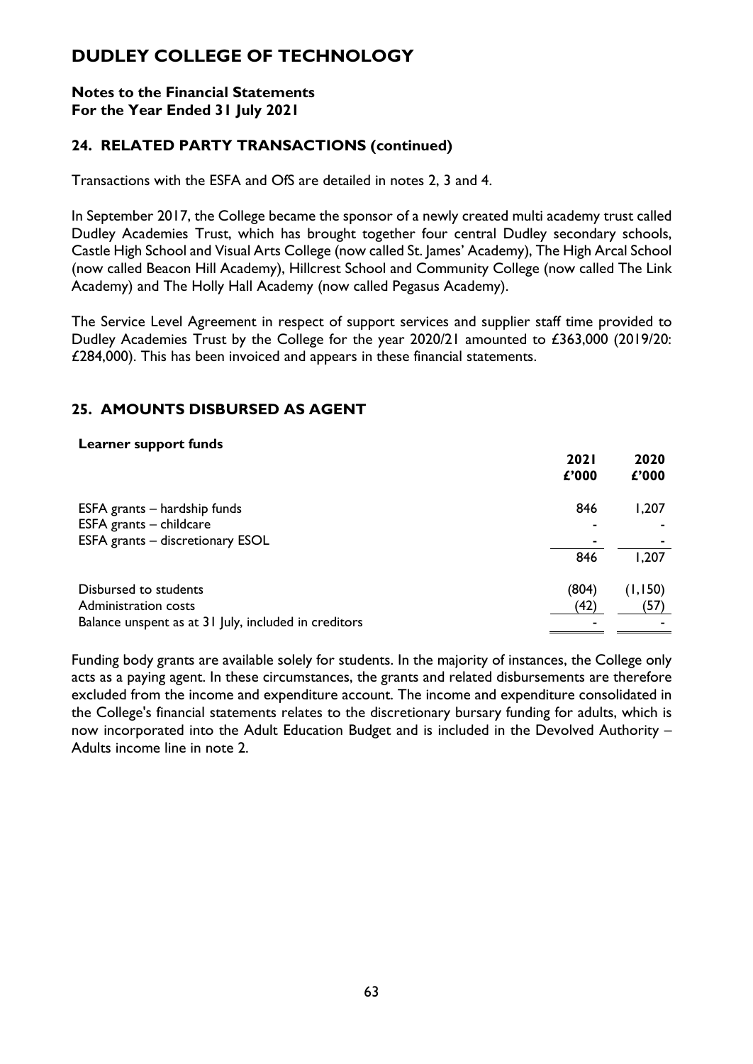# DUDLEY COLLEGE OF TECHNOLOGY

**Notes to the Financial Statements**
**For the Year Ended 31 July 2021**

## 24. RELATED PARTY TRANSACTIONS (continued)

Transactions with the ESFA and OfS are detailed in notes 2, 3 and 4.

In September 2017, the College became the sponsor of a newly created multi academy trust called Dudley Academies Trust, which has brought together four central Dudley secondary schools, Castle High School and Visual Arts College (now called St. James' Academy), The High Arcal School (now called Beacon Hill Academy), Hillcrest School and Community College (now called The Link Academy) and The Holly Hall Academy (now called Pegasus Academy).

The Service Level Agreement in respect of support services and supplier staff time provided to Dudley Academies Trust by the College for the year 2020/21 amounted to £363,000 (2019/20: £284,000). This has been invoiced and appears in these financial statements.

## 25. AMOUNTS DISBURSED AS AGENT

**Learner support funds**

| | 2021 £'000 | 2020 £'000 |
|---|---|---|
| ESFA grants – hardship funds | 846 | 1,207 |
| ESFA grants – childcare | - | - |
| ESFA grants – discretionary ESOL | - | - |
| | 846 | 1,207 |
| Disbursed to students | (804) | (1,150) |
| Administration costs | (42) | (57) |
| Balance unspent as at 31 July, included in creditors | - | - |

Funding body grants are available solely for students. In the majority of instances, the College only acts as a paying agent. In these circumstances, the grants and related disbursements are therefore excluded from the income and expenditure account. The income and expenditure consolidated in the College's financial statements relates to the discretionary bursary funding for adults, which is now incorporated into the Adult Education Budget and is included in the Devolved Authority – Adults income line in note 2.